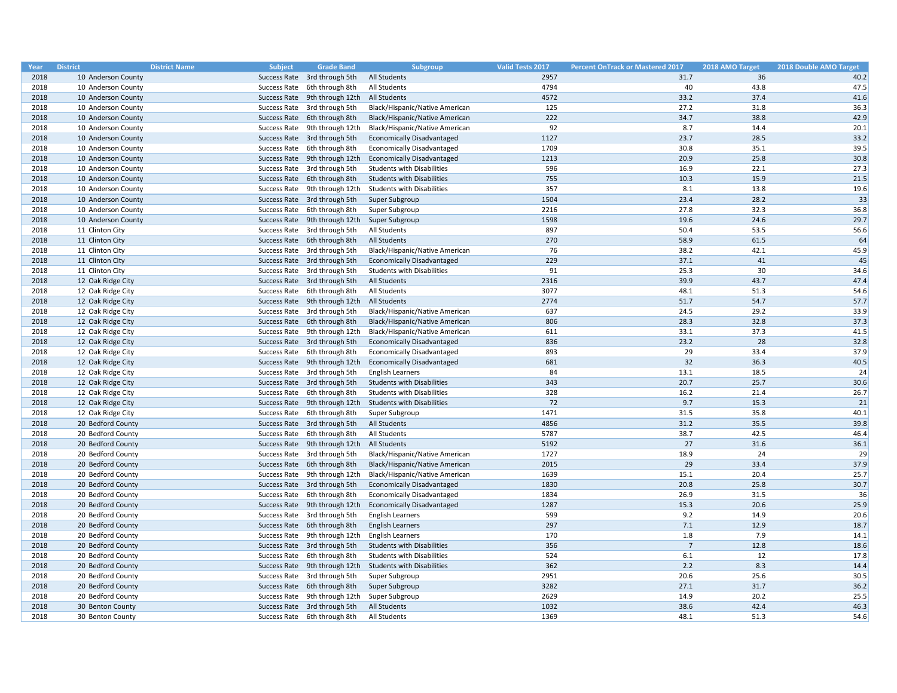| Year | District | District Name | Subject | Grade Band | Subgroup | Valid Tests 2017 | Percent OnTrack or Mastered 2017 | 2018 AMO Target | 2018 Double AMO Target |
|---|---|---|---|---|---|---|---|---|---|
| 2018 | 10 | Anderson County | Success Rate | 3rd through 5th | All Students | 2957 | 31.7 | 36 | 40.2 |
| 2018 | 10 | Anderson County | Success Rate | 6th through 8th | All Students | 4794 | 40 | 43.8 | 47.5 |
| 2018 | 10 | Anderson County | Success Rate | 9th through 12th | All Students | 4572 | 33.2 | 37.4 | 41.6 |
| 2018 | 10 | Anderson County | Success Rate | 3rd through 5th | Black/Hispanic/Native American | 125 | 27.2 | 31.8 | 36.3 |
| 2018 | 10 | Anderson County | Success Rate | 6th through 8th | Black/Hispanic/Native American | 222 | 34.7 | 38.8 | 42.9 |
| 2018 | 10 | Anderson County | Success Rate | 9th through 12th | Black/Hispanic/Native American | 92 | 8.7 | 14.4 | 20.1 |
| 2018 | 10 | Anderson County | Success Rate | 3rd through 5th | Economically Disadvantaged | 1127 | 23.7 | 28.5 | 33.2 |
| 2018 | 10 | Anderson County | Success Rate | 6th through 8th | Economically Disadvantaged | 1709 | 30.8 | 35.1 | 39.5 |
| 2018 | 10 | Anderson County | Success Rate | 9th through 12th | Economically Disadvantaged | 1213 | 20.9 | 25.8 | 30.8 |
| 2018 | 10 | Anderson County | Success Rate | 3rd through 5th | Students with Disabilities | 596 | 16.9 | 22.1 | 27.3 |
| 2018 | 10 | Anderson County | Success Rate | 6th through 8th | Students with Disabilities | 755 | 10.3 | 15.9 | 21.5 |
| 2018 | 10 | Anderson County | Success Rate | 9th through 12th | Students with Disabilities | 357 | 8.1 | 13.8 | 19.6 |
| 2018 | 10 | Anderson County | Success Rate | 3rd through 5th | Super Subgroup | 1504 | 23.4 | 28.2 | 33 |
| 2018 | 10 | Anderson County | Success Rate | 6th through 8th | Super Subgroup | 2216 | 27.8 | 32.3 | 36.8 |
| 2018 | 10 | Anderson County | Success Rate | 9th through 12th | Super Subgroup | 1598 | 19.6 | 24.6 | 29.7 |
| 2018 | 11 | Clinton City | Success Rate | 3rd through 5th | All Students | 897 | 50.4 | 53.5 | 56.6 |
| 2018 | 11 | Clinton City | Success Rate | 6th through 8th | All Students | 270 | 58.9 | 61.5 | 64 |
| 2018 | 11 | Clinton City | Success Rate | 3rd through 5th | Black/Hispanic/Native American | 76 | 38.2 | 42.1 | 45.9 |
| 2018 | 11 | Clinton City | Success Rate | 3rd through 5th | Economically Disadvantaged | 229 | 37.1 | 41 | 45 |
| 2018 | 11 | Clinton City | Success Rate | 3rd through 5th | Students with Disabilities | 91 | 25.3 | 30 | 34.6 |
| 2018 | 12 | Oak Ridge City | Success Rate | 3rd through 5th | All Students | 2316 | 39.9 | 43.7 | 47.4 |
| 2018 | 12 | Oak Ridge City | Success Rate | 6th through 8th | All Students | 3077 | 48.1 | 51.3 | 54.6 |
| 2018 | 12 | Oak Ridge City | Success Rate | 9th through 12th | All Students | 2774 | 51.7 | 54.7 | 57.7 |
| 2018 | 12 | Oak Ridge City | Success Rate | 3rd through 5th | Black/Hispanic/Native American | 637 | 24.5 | 29.2 | 33.9 |
| 2018 | 12 | Oak Ridge City | Success Rate | 6th through 8th | Black/Hispanic/Native American | 806 | 28.3 | 32.8 | 37.3 |
| 2018 | 12 | Oak Ridge City | Success Rate | 9th through 12th | Black/Hispanic/Native American | 611 | 33.1 | 37.3 | 41.5 |
| 2018 | 12 | Oak Ridge City | Success Rate | 3rd through 5th | Economically Disadvantaged | 836 | 23.2 | 28 | 32.8 |
| 2018 | 12 | Oak Ridge City | Success Rate | 6th through 8th | Economically Disadvantaged | 893 | 29 | 33.4 | 37.9 |
| 2018 | 12 | Oak Ridge City | Success Rate | 9th through 12th | Economically Disadvantaged | 681 | 32 | 36.3 | 40.5 |
| 2018 | 12 | Oak Ridge City | Success Rate | 3rd through 5th | English Learners | 84 | 13.1 | 18.5 | 24 |
| 2018 | 12 | Oak Ridge City | Success Rate | 3rd through 5th | Students with Disabilities | 343 | 20.7 | 25.7 | 30.6 |
| 2018 | 12 | Oak Ridge City | Success Rate | 6th through 8th | Students with Disabilities | 328 | 16.2 | 21.4 | 26.7 |
| 2018 | 12 | Oak Ridge City | Success Rate | 9th through 12th | Students with Disabilities | 72 | 9.7 | 15.3 | 21 |
| 2018 | 12 | Oak Ridge City | Success Rate | 6th through 8th | Super Subgroup | 1471 | 31.5 | 35.8 | 40.1 |
| 2018 | 20 | Bedford County | Success Rate | 3rd through 5th | All Students | 4856 | 31.2 | 35.5 | 39.8 |
| 2018 | 20 | Bedford County | Success Rate | 6th through 8th | All Students | 5787 | 38.7 | 42.5 | 46.4 |
| 2018 | 20 | Bedford County | Success Rate | 9th through 12th | All Students | 5192 | 27 | 31.6 | 36.1 |
| 2018 | 20 | Bedford County | Success Rate | 3rd through 5th | Black/Hispanic/Native American | 1727 | 18.9 | 24 | 29 |
| 2018 | 20 | Bedford County | Success Rate | 6th through 8th | Black/Hispanic/Native American | 2015 | 29 | 33.4 | 37.9 |
| 2018 | 20 | Bedford County | Success Rate | 9th through 12th | Black/Hispanic/Native American | 1639 | 15.1 | 20.4 | 25.7 |
| 2018 | 20 | Bedford County | Success Rate | 3rd through 5th | Economically Disadvantaged | 1830 | 20.8 | 25.8 | 30.7 |
| 2018 | 20 | Bedford County | Success Rate | 6th through 8th | Economically Disadvantaged | 1834 | 26.9 | 31.5 | 36 |
| 2018 | 20 | Bedford County | Success Rate | 9th through 12th | Economically Disadvantaged | 1287 | 15.3 | 20.6 | 25.9 |
| 2018 | 20 | Bedford County | Success Rate | 3rd through 5th | English Learners | 599 | 9.2 | 14.9 | 20.6 |
| 2018 | 20 | Bedford County | Success Rate | 6th through 8th | English Learners | 297 | 7.1 | 12.9 | 18.7 |
| 2018 | 20 | Bedford County | Success Rate | 9th through 12th | English Learners | 170 | 1.8 | 7.9 | 14.1 |
| 2018 | 20 | Bedford County | Success Rate | 3rd through 5th | Students with Disabilities | 356 | 7 | 12.8 | 18.6 |
| 2018 | 20 | Bedford County | Success Rate | 6th through 8th | Students with Disabilities | 524 | 6.1 | 12 | 17.8 |
| 2018 | 20 | Bedford County | Success Rate | 9th through 12th | Students with Disabilities | 362 | 2.2 | 8.3 | 14.4 |
| 2018 | 20 | Bedford County | Success Rate | 3rd through 5th | Super Subgroup | 2951 | 20.6 | 25.6 | 30.5 |
| 2018 | 20 | Bedford County | Success Rate | 6th through 8th | Super Subgroup | 3282 | 27.1 | 31.7 | 36.2 |
| 2018 | 20 | Bedford County | Success Rate | 9th through 12th | Super Subgroup | 2629 | 14.9 | 20.2 | 25.5 |
| 2018 | 30 | Benton County | Success Rate | 3rd through 5th | All Students | 1032 | 38.6 | 42.4 | 46.3 |
| 2018 | 30 | Benton County | Success Rate | 6th through 8th | All Students | 1369 | 48.1 | 51.3 | 54.6 |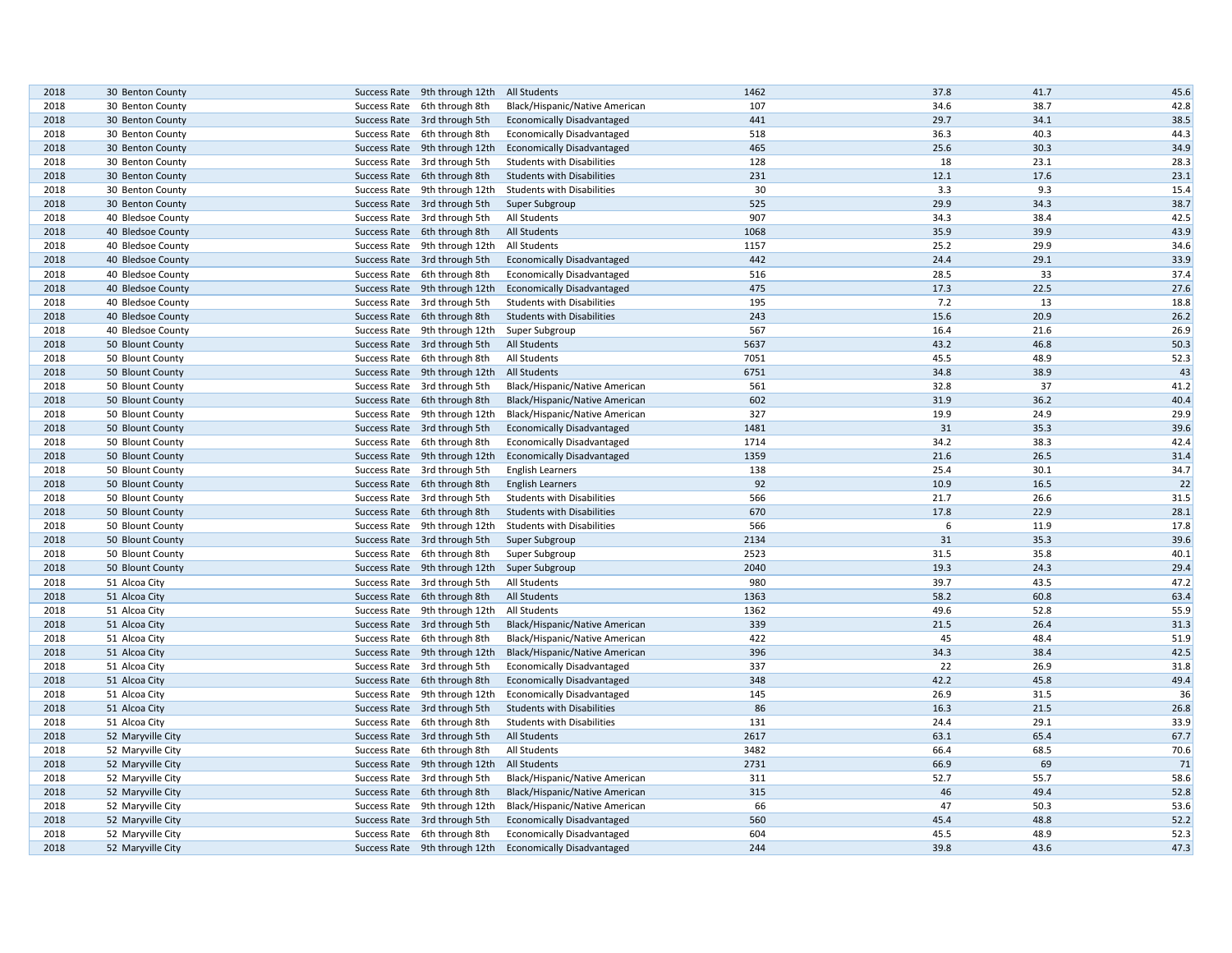| | | | | | | | | |
|---|---|---|---|---|---|---|---|---|
| 2018 | 30 Benton County | Success Rate | 9th through 12th | All Students | 1462 | 37.8 | 41.7 | 45.6 |
| 2018 | 30 Benton County | Success Rate | 6th through 8th | Black/Hispanic/Native American | 107 | 34.6 | 38.7 | 42.8 |
| 2018 | 30 Benton County | Success Rate | 3rd through 5th | Economically Disadvantaged | 441 | 29.7 | 34.1 | 38.5 |
| 2018 | 30 Benton County | Success Rate | 6th through 8th | Economically Disadvantaged | 518 | 36.3 | 40.3 | 44.3 |
| 2018 | 30 Benton County | Success Rate | 9th through 12th | Economically Disadvantaged | 465 | 25.6 | 30.3 | 34.9 |
| 2018 | 30 Benton County | Success Rate | 3rd through 5th | Students with Disabilities | 128 | 18 | 23.1 | 28.3 |
| 2018 | 30 Benton County | Success Rate | 6th through 8th | Students with Disabilities | 231 | 12.1 | 17.6 | 23.1 |
| 2018 | 30 Benton County | Success Rate | 9th through 12th | Students with Disabilities | 30 | 3.3 | 9.3 | 15.4 |
| 2018 | 30 Benton County | Success Rate | 3rd through 5th | Super Subgroup | 525 | 29.9 | 34.3 | 38.7 |
| 2018 | 40 Bledsoe County | Success Rate | 3rd through 5th | All Students | 907 | 34.3 | 38.4 | 42.5 |
| 2018 | 40 Bledsoe County | Success Rate | 6th through 8th | All Students | 1068 | 35.9 | 39.9 | 43.9 |
| 2018 | 40 Bledsoe County | Success Rate | 9th through 12th | All Students | 1157 | 25.2 | 29.9 | 34.6 |
| 2018 | 40 Bledsoe County | Success Rate | 3rd through 5th | Economically Disadvantaged | 442 | 24.4 | 29.1 | 33.9 |
| 2018 | 40 Bledsoe County | Success Rate | 6th through 8th | Economically Disadvantaged | 516 | 28.5 | 33 | 37.4 |
| 2018 | 40 Bledsoe County | Success Rate | 9th through 12th | Economically Disadvantaged | 475 | 17.3 | 22.5 | 27.6 |
| 2018 | 40 Bledsoe County | Success Rate | 3rd through 5th | Students with Disabilities | 195 | 7.2 | 13 | 18.8 |
| 2018 | 40 Bledsoe County | Success Rate | 6th through 8th | Students with Disabilities | 243 | 15.6 | 20.9 | 26.2 |
| 2018 | 40 Bledsoe County | Success Rate | 9th through 12th | Super Subgroup | 567 | 16.4 | 21.6 | 26.9 |
| 2018 | 50 Blount County | Success Rate | 3rd through 5th | All Students | 5637 | 43.2 | 46.8 | 50.3 |
| 2018 | 50 Blount County | Success Rate | 6th through 8th | All Students | 7051 | 45.5 | 48.9 | 52.3 |
| 2018 | 50 Blount County | Success Rate | 9th through 12th | All Students | 6751 | 34.8 | 38.9 | 43 |
| 2018 | 50 Blount County | Success Rate | 3rd through 5th | Black/Hispanic/Native American | 561 | 32.8 | 37 | 41.2 |
| 2018 | 50 Blount County | Success Rate | 6th through 8th | Black/Hispanic/Native American | 602 | 31.9 | 36.2 | 40.4 |
| 2018 | 50 Blount County | Success Rate | 9th through 12th | Black/Hispanic/Native American | 327 | 19.9 | 24.9 | 29.9 |
| 2018 | 50 Blount County | Success Rate | 3rd through 5th | Economically Disadvantaged | 1481 | 31 | 35.3 | 39.6 |
| 2018 | 50 Blount County | Success Rate | 6th through 8th | Economically Disadvantaged | 1714 | 34.2 | 38.3 | 42.4 |
| 2018 | 50 Blount County | Success Rate | 9th through 12th | Economically Disadvantaged | 1359 | 21.6 | 26.5 | 31.4 |
| 2018 | 50 Blount County | Success Rate | 3rd through 5th | English Learners | 138 | 25.4 | 30.1 | 34.7 |
| 2018 | 50 Blount County | Success Rate | 6th through 8th | English Learners | 92 | 10.9 | 16.5 | 22 |
| 2018 | 50 Blount County | Success Rate | 3rd through 5th | Students with Disabilities | 566 | 21.7 | 26.6 | 31.5 |
| 2018 | 50 Blount County | Success Rate | 6th through 8th | Students with Disabilities | 670 | 17.8 | 22.9 | 28.1 |
| 2018 | 50 Blount County | Success Rate | 9th through 12th | Students with Disabilities | 566 | 6 | 11.9 | 17.8 |
| 2018 | 50 Blount County | Success Rate | 3rd through 5th | Super Subgroup | 2134 | 31 | 35.3 | 39.6 |
| 2018 | 50 Blount County | Success Rate | 6th through 8th | Super Subgroup | 2523 | 31.5 | 35.8 | 40.1 |
| 2018 | 50 Blount County | Success Rate | 9th through 12th | Super Subgroup | 2040 | 19.3 | 24.3 | 29.4 |
| 2018 | 51 Alcoa City | Success Rate | 3rd through 5th | All Students | 980 | 39.7 | 43.5 | 47.2 |
| 2018 | 51 Alcoa City | Success Rate | 6th through 8th | All Students | 1363 | 58.2 | 60.8 | 63.4 |
| 2018 | 51 Alcoa City | Success Rate | 9th through 12th | All Students | 1362 | 49.6 | 52.8 | 55.9 |
| 2018 | 51 Alcoa City | Success Rate | 3rd through 5th | Black/Hispanic/Native American | 339 | 21.5 | 26.4 | 31.3 |
| 2018 | 51 Alcoa City | Success Rate | 6th through 8th | Black/Hispanic/Native American | 422 | 45 | 48.4 | 51.9 |
| 2018 | 51 Alcoa City | Success Rate | 9th through 12th | Black/Hispanic/Native American | 396 | 34.3 | 38.4 | 42.5 |
| 2018 | 51 Alcoa City | Success Rate | 3rd through 5th | Economically Disadvantaged | 337 | 22 | 26.9 | 31.8 |
| 2018 | 51 Alcoa City | Success Rate | 6th through 8th | Economically Disadvantaged | 348 | 42.2 | 45.8 | 49.4 |
| 2018 | 51 Alcoa City | Success Rate | 9th through 12th | Economically Disadvantaged | 145 | 26.9 | 31.5 | 36 |
| 2018 | 51 Alcoa City | Success Rate | 3rd through 5th | Students with Disabilities | 86 | 16.3 | 21.5 | 26.8 |
| 2018 | 51 Alcoa City | Success Rate | 6th through 8th | Students with Disabilities | 131 | 24.4 | 29.1 | 33.9 |
| 2018 | 52 Maryville City | Success Rate | 3rd through 5th | All Students | 2617 | 63.1 | 65.4 | 67.7 |
| 2018 | 52 Maryville City | Success Rate | 6th through 8th | All Students | 3482 | 66.4 | 68.5 | 70.6 |
| 2018 | 52 Maryville City | Success Rate | 9th through 12th | All Students | 2731 | 66.9 | 69 | 71 |
| 2018 | 52 Maryville City | Success Rate | 3rd through 5th | Black/Hispanic/Native American | 311 | 52.7 | 55.7 | 58.6 |
| 2018 | 52 Maryville City | Success Rate | 6th through 8th | Black/Hispanic/Native American | 315 | 46 | 49.4 | 52.8 |
| 2018 | 52 Maryville City | Success Rate | 9th through 12th | Black/Hispanic/Native American | 66 | 47 | 50.3 | 53.6 |
| 2018 | 52 Maryville City | Success Rate | 3rd through 5th | Economically Disadvantaged | 560 | 45.4 | 48.8 | 52.2 |
| 2018 | 52 Maryville City | Success Rate | 6th through 8th | Economically Disadvantaged | 604 | 45.5 | 48.9 | 52.3 |
| 2018 | 52 Maryville City | Success Rate | 9th through 12th | Economically Disadvantaged | 244 | 39.8 | 43.6 | 47.3 |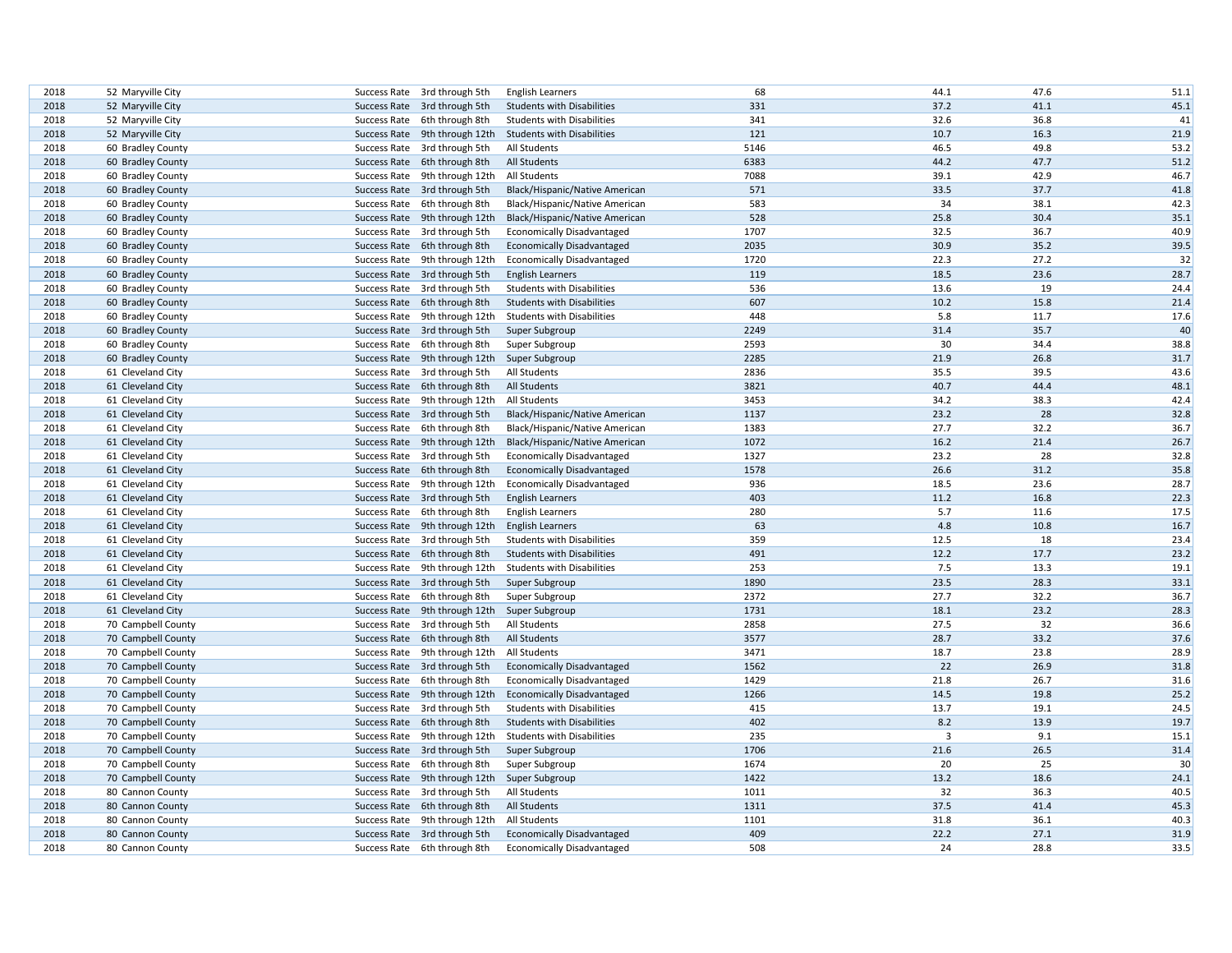| | | | | | | | | |
|---|---|---|---|---|---|---|---|---|
| 2018 | 52 Maryville City | Success Rate | 3rd through 5th | English Learners | 68 | 44.1 | 47.6 | 51.1 |
| 2018 | 52 Maryville City | Success Rate | 3rd through 5th | Students with Disabilities | 331 | 37.2 | 41.1 | 45.1 |
| 2018 | 52 Maryville City | Success Rate | 6th through 8th | Students with Disabilities | 341 | 32.6 | 36.8 | 41 |
| 2018 | 52 Maryville City | Success Rate | 9th through 12th | Students with Disabilities | 121 | 10.7 | 16.3 | 21.9 |
| 2018 | 60 Bradley County | Success Rate | 3rd through 5th | All Students | 5146 | 46.5 | 49.8 | 53.2 |
| 2018 | 60 Bradley County | Success Rate | 6th through 8th | All Students | 6383 | 44.2 | 47.7 | 51.2 |
| 2018 | 60 Bradley County | Success Rate | 9th through 12th | All Students | 7088 | 39.1 | 42.9 | 46.7 |
| 2018 | 60 Bradley County | Success Rate | 3rd through 5th | Black/Hispanic/Native American | 571 | 33.5 | 37.7 | 41.8 |
| 2018 | 60 Bradley County | Success Rate | 6th through 8th | Black/Hispanic/Native American | 583 | 34 | 38.1 | 42.3 |
| 2018 | 60 Bradley County | Success Rate | 9th through 12th | Black/Hispanic/Native American | 528 | 25.8 | 30.4 | 35.1 |
| 2018 | 60 Bradley County | Success Rate | 3rd through 5th | Economically Disadvantaged | 1707 | 32.5 | 36.7 | 40.9 |
| 2018 | 60 Bradley County | Success Rate | 6th through 8th | Economically Disadvantaged | 2035 | 30.9 | 35.2 | 39.5 |
| 2018 | 60 Bradley County | Success Rate | 9th through 12th | Economically Disadvantaged | 1720 | 22.3 | 27.2 | 32 |
| 2018 | 60 Bradley County | Success Rate | 3rd through 5th | English Learners | 119 | 18.5 | 23.6 | 28.7 |
| 2018 | 60 Bradley County | Success Rate | 3rd through 5th | Students with Disabilities | 536 | 13.6 | 19 | 24.4 |
| 2018 | 60 Bradley County | Success Rate | 6th through 8th | Students with Disabilities | 607 | 10.2 | 15.8 | 21.4 |
| 2018 | 60 Bradley County | Success Rate | 9th through 12th | Students with Disabilities | 448 | 5.8 | 11.7 | 17.6 |
| 2018 | 60 Bradley County | Success Rate | 3rd through 5th | Super Subgroup | 2249 | 31.4 | 35.7 | 40 |
| 2018 | 60 Bradley County | Success Rate | 6th through 8th | Super Subgroup | 2593 | 30 | 34.4 | 38.8 |
| 2018 | 60 Bradley County | Success Rate | 9th through 12th | Super Subgroup | 2285 | 21.9 | 26.8 | 31.7 |
| 2018 | 61 Cleveland City | Success Rate | 3rd through 5th | All Students | 2836 | 35.5 | 39.5 | 43.6 |
| 2018 | 61 Cleveland City | Success Rate | 6th through 8th | All Students | 3821 | 40.7 | 44.4 | 48.1 |
| 2018 | 61 Cleveland City | Success Rate | 9th through 12th | All Students | 3453 | 34.2 | 38.3 | 42.4 |
| 2018 | 61 Cleveland City | Success Rate | 3rd through 5th | Black/Hispanic/Native American | 1137 | 23.2 | 28 | 32.8 |
| 2018 | 61 Cleveland City | Success Rate | 6th through 8th | Black/Hispanic/Native American | 1383 | 27.7 | 32.2 | 36.7 |
| 2018 | 61 Cleveland City | Success Rate | 9th through 12th | Black/Hispanic/Native American | 1072 | 16.2 | 21.4 | 26.7 |
| 2018 | 61 Cleveland City | Success Rate | 3rd through 5th | Economically Disadvantaged | 1327 | 23.2 | 28 | 32.8 |
| 2018 | 61 Cleveland City | Success Rate | 6th through 8th | Economically Disadvantaged | 1578 | 26.6 | 31.2 | 35.8 |
| 2018 | 61 Cleveland City | Success Rate | 9th through 12th | Economically Disadvantaged | 936 | 18.5 | 23.6 | 28.7 |
| 2018 | 61 Cleveland City | Success Rate | 3rd through 5th | English Learners | 403 | 11.2 | 16.8 | 22.3 |
| 2018 | 61 Cleveland City | Success Rate | 6th through 8th | English Learners | 280 | 5.7 | 11.6 | 17.5 |
| 2018 | 61 Cleveland City | Success Rate | 9th through 12th | English Learners | 63 | 4.8 | 10.8 | 16.7 |
| 2018 | 61 Cleveland City | Success Rate | 3rd through 5th | Students with Disabilities | 359 | 12.5 | 18 | 23.4 |
| 2018 | 61 Cleveland City | Success Rate | 6th through 8th | Students with Disabilities | 491 | 12.2 | 17.7 | 23.2 |
| 2018 | 61 Cleveland City | Success Rate | 9th through 12th | Students with Disabilities | 253 | 7.5 | 13.3 | 19.1 |
| 2018 | 61 Cleveland City | Success Rate | 3rd through 5th | Super Subgroup | 1890 | 23.5 | 28.3 | 33.1 |
| 2018 | 61 Cleveland City | Success Rate | 6th through 8th | Super Subgroup | 2372 | 27.7 | 32.2 | 36.7 |
| 2018 | 61 Cleveland City | Success Rate | 9th through 12th | Super Subgroup | 1731 | 18.1 | 23.2 | 28.3 |
| 2018 | 70 Campbell County | Success Rate | 3rd through 5th | All Students | 2858 | 27.5 | 32 | 36.6 |
| 2018 | 70 Campbell County | Success Rate | 6th through 8th | All Students | 3577 | 28.7 | 33.2 | 37.6 |
| 2018 | 70 Campbell County | Success Rate | 9th through 12th | All Students | 3471 | 18.7 | 23.8 | 28.9 |
| 2018 | 70 Campbell County | Success Rate | 3rd through 5th | Economically Disadvantaged | 1562 | 22 | 26.9 | 31.8 |
| 2018 | 70 Campbell County | Success Rate | 6th through 8th | Economically Disadvantaged | 1429 | 21.8 | 26.7 | 31.6 |
| 2018 | 70 Campbell County | Success Rate | 9th through 12th | Economically Disadvantaged | 1266 | 14.5 | 19.8 | 25.2 |
| 2018 | 70 Campbell County | Success Rate | 3rd through 5th | Students with Disabilities | 415 | 13.7 | 19.1 | 24.5 |
| 2018 | 70 Campbell County | Success Rate | 6th through 8th | Students with Disabilities | 402 | 8.2 | 13.9 | 19.7 |
| 2018 | 70 Campbell County | Success Rate | 9th through 12th | Students with Disabilities | 235 | 3 | 9.1 | 15.1 |
| 2018 | 70 Campbell County | Success Rate | 3rd through 5th | Super Subgroup | 1706 | 21.6 | 26.5 | 31.4 |
| 2018 | 70 Campbell County | Success Rate | 6th through 8th | Super Subgroup | 1674 | 20 | 25 | 30 |
| 2018 | 70 Campbell County | Success Rate | 9th through 12th | Super Subgroup | 1422 | 13.2 | 18.6 | 24.1 |
| 2018 | 80 Cannon County | Success Rate | 3rd through 5th | All Students | 1011 | 32 | 36.3 | 40.5 |
| 2018 | 80 Cannon County | Success Rate | 6th through 8th | All Students | 1311 | 37.5 | 41.4 | 45.3 |
| 2018 | 80 Cannon County | Success Rate | 9th through 12th | All Students | 1101 | 31.8 | 36.1 | 40.3 |
| 2018 | 80 Cannon County | Success Rate | 3rd through 5th | Economically Disadvantaged | 409 | 22.2 | 27.1 | 31.9 |
| 2018 | 80 Cannon County | Success Rate | 6th through 8th | Economically Disadvantaged | 508 | 24 | 28.8 | 33.5 |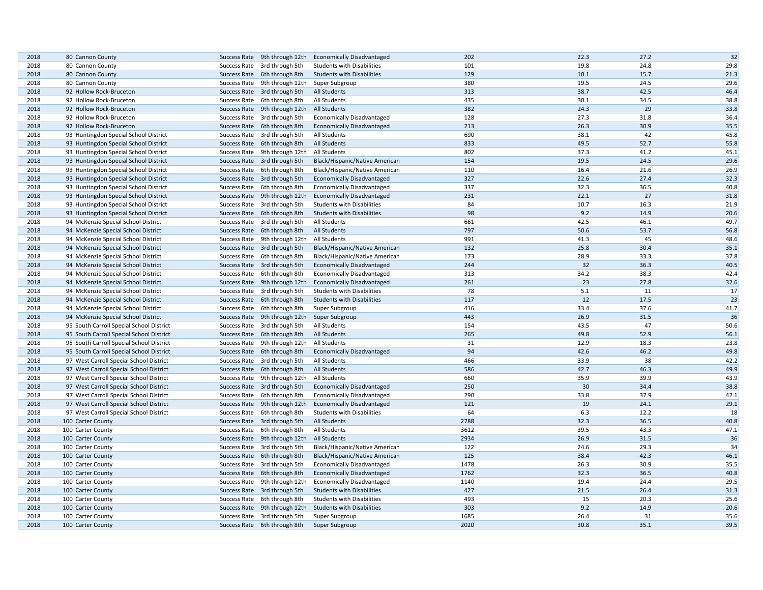| | | | | | | | | |
|---|---|---|---|---|---|---|---|---|
| 2018 | 80 Cannon County | Success Rate | 9th through 12th | Economically Disadvantaged | 202 | 22.3 | 27.2 | 32 |
| 2018 | 80 Cannon County | Success Rate | 3rd through 5th | Students with Disabilities | 101 | 19.8 | 24.8 | 29.8 |
| 2018 | 80 Cannon County | Success Rate | 6th through 8th | Students with Disabilities | 129 | 10.1 | 15.7 | 21.3 |
| 2018 | 80 Cannon County | Success Rate | 9th through 12th | Super Subgroup | 380 | 19.5 | 24.5 | 29.6 |
| 2018 | 92 Hollow Rock-Bruceton | Success Rate | 3rd through 5th | All Students | 313 | 38.7 | 42.5 | 46.4 |
| 2018 | 92 Hollow Rock-Bruceton | Success Rate | 6th through 8th | All Students | 435 | 30.1 | 34.5 | 38.8 |
| 2018 | 92 Hollow Rock-Bruceton | Success Rate | 9th through 12th | All Students | 382 | 24.3 | 29 | 33.8 |
| 2018 | 92 Hollow Rock-Bruceton | Success Rate | 3rd through 5th | Economically Disadvantaged | 128 | 27.3 | 31.8 | 36.4 |
| 2018 | 92 Hollow Rock-Bruceton | Success Rate | 6th through 8th | Economically Disadvantaged | 213 | 26.3 | 30.9 | 35.5 |
| 2018 | 93 Huntingdon Special School District | Success Rate | 3rd through 5th | All Students | 690 | 38.1 | 42 | 45.8 |
| 2018 | 93 Huntingdon Special School District | Success Rate | 6th through 8th | All Students | 833 | 49.5 | 52.7 | 55.8 |
| 2018 | 93 Huntingdon Special School District | Success Rate | 9th through 12th | All Students | 802 | 37.3 | 41.2 | 45.1 |
| 2018 | 93 Huntingdon Special School District | Success Rate | 3rd through 5th | Black/Hispanic/Native American | 154 | 19.5 | 24.5 | 29.6 |
| 2018 | 93 Huntingdon Special School District | Success Rate | 6th through 8th | Black/Hispanic/Native American | 110 | 16.4 | 21.6 | 26.9 |
| 2018 | 93 Huntingdon Special School District | Success Rate | 3rd through 5th | Economically Disadvantaged | 327 | 22.6 | 27.4 | 32.3 |
| 2018 | 93 Huntingdon Special School District | Success Rate | 6th through 8th | Economically Disadvantaged | 337 | 32.3 | 36.5 | 40.8 |
| 2018 | 93 Huntingdon Special School District | Success Rate | 9th through 12th | Economically Disadvantaged | 231 | 22.1 | 27 | 31.8 |
| 2018 | 93 Huntingdon Special School District | Success Rate | 3rd through 5th | Students with Disabilities | 84 | 10.7 | 16.3 | 21.9 |
| 2018 | 93 Huntingdon Special School District | Success Rate | 6th through 8th | Students with Disabilities | 98 | 9.2 | 14.9 | 20.6 |
| 2018 | 94 McKenzie Special School District | Success Rate | 3rd through 5th | All Students | 661 | 42.5 | 46.1 | 49.7 |
| 2018 | 94 McKenzie Special School District | Success Rate | 6th through 8th | All Students | 797 | 50.6 | 53.7 | 56.8 |
| 2018 | 94 McKenzie Special School District | Success Rate | 9th through 12th | All Students | 991 | 41.3 | 45 | 48.6 |
| 2018 | 94 McKenzie Special School District | Success Rate | 3rd through 5th | Black/Hispanic/Native American | 132 | 25.8 | 30.4 | 35.1 |
| 2018 | 94 McKenzie Special School District | Success Rate | 6th through 8th | Black/Hispanic/Native American | 173 | 28.9 | 33.3 | 37.8 |
| 2018 | 94 McKenzie Special School District | Success Rate | 3rd through 5th | Economically Disadvantaged | 244 | 32 | 36.3 | 40.5 |
| 2018 | 94 McKenzie Special School District | Success Rate | 6th through 8th | Economically Disadvantaged | 313 | 34.2 | 38.3 | 42.4 |
| 2018 | 94 McKenzie Special School District | Success Rate | 9th through 12th | Economically Disadvantaged | 261 | 23 | 27.8 | 32.6 |
| 2018 | 94 McKenzie Special School District | Success Rate | 3rd through 5th | Students with Disabilities | 78 | 5.1 | 11 | 17 |
| 2018 | 94 McKenzie Special School District | Success Rate | 6th through 8th | Students with Disabilities | 117 | 12 | 17.5 | 23 |
| 2018 | 94 McKenzie Special School District | Success Rate | 6th through 8th | Super Subgroup | 416 | 33.4 | 37.6 | 41.7 |
| 2018 | 94 McKenzie Special School District | Success Rate | 9th through 12th | Super Subgroup | 443 | 26.9 | 31.5 | 36 |
| 2018 | 95 South Carroll Special School District | Success Rate | 3rd through 5th | All Students | 154 | 43.5 | 47 | 50.6 |
| 2018 | 95 South Carroll Special School District | Success Rate | 6th through 8th | All Students | 265 | 49.8 | 52.9 | 56.1 |
| 2018 | 95 South Carroll Special School District | Success Rate | 9th through 12th | All Students | 31 | 12.9 | 18.3 | 23.8 |
| 2018 | 95 South Carroll Special School District | Success Rate | 6th through 8th | Economically Disadvantaged | 94 | 42.6 | 46.2 | 49.8 |
| 2018 | 97 West Carroll Special School District | Success Rate | 3rd through 5th | All Students | 466 | 33.9 | 38 | 42.2 |
| 2018 | 97 West Carroll Special School District | Success Rate | 6th through 8th | All Students | 586 | 42.7 | 46.3 | 49.9 |
| 2018 | 97 West Carroll Special School District | Success Rate | 9th through 12th | All Students | 660 | 35.9 | 39.9 | 43.9 |
| 2018 | 97 West Carroll Special School District | Success Rate | 3rd through 5th | Economically Disadvantaged | 250 | 30 | 34.4 | 38.8 |
| 2018 | 97 West Carroll Special School District | Success Rate | 6th through 8th | Economically Disadvantaged | 290 | 33.8 | 37.9 | 42.1 |
| 2018 | 97 West Carroll Special School District | Success Rate | 9th through 12th | Economically Disadvantaged | 121 | 19 | 24.1 | 29.1 |
| 2018 | 97 West Carroll Special School District | Success Rate | 6th through 8th | Students with Disabilities | 64 | 6.3 | 12.2 | 18 |
| 2018 | 100 Carter County | Success Rate | 3rd through 5th | All Students | 2788 | 32.3 | 36.5 | 40.8 |
| 2018 | 100 Carter County | Success Rate | 6th through 8th | All Students | 3612 | 39.5 | 43.3 | 47.1 |
| 2018 | 100 Carter County | Success Rate | 9th through 12th | All Students | 2934 | 26.9 | 31.5 | 36 |
| 2018 | 100 Carter County | Success Rate | 3rd through 5th | Black/Hispanic/Native American | 122 | 24.6 | 29.3 | 34 |
| 2018 | 100 Carter County | Success Rate | 6th through 8th | Black/Hispanic/Native American | 125 | 38.4 | 42.3 | 46.1 |
| 2018 | 100 Carter County | Success Rate | 3rd through 5th | Economically Disadvantaged | 1478 | 26.3 | 30.9 | 35.5 |
| 2018 | 100 Carter County | Success Rate | 6th through 8th | Economically Disadvantaged | 1762 | 32.3 | 36.5 | 40.8 |
| 2018 | 100 Carter County | Success Rate | 9th through 12th | Economically Disadvantaged | 1140 | 19.4 | 24.4 | 29.5 |
| 2018 | 100 Carter County | Success Rate | 3rd through 5th | Students with Disabilities | 427 | 21.5 | 26.4 | 31.3 |
| 2018 | 100 Carter County | Success Rate | 6th through 8th | Students with Disabilities | 493 | 15 | 20.3 | 25.6 |
| 2018 | 100 Carter County | Success Rate | 9th through 12th | Students with Disabilities | 303 | 9.2 | 14.9 | 20.6 |
| 2018 | 100 Carter County | Success Rate | 3rd through 5th | Super Subgroup | 1685 | 26.4 | 31 | 35.6 |
| 2018 | 100 Carter County | Success Rate | 6th through 8th | Super Subgroup | 2020 | 30.8 | 35.1 | 39.5 |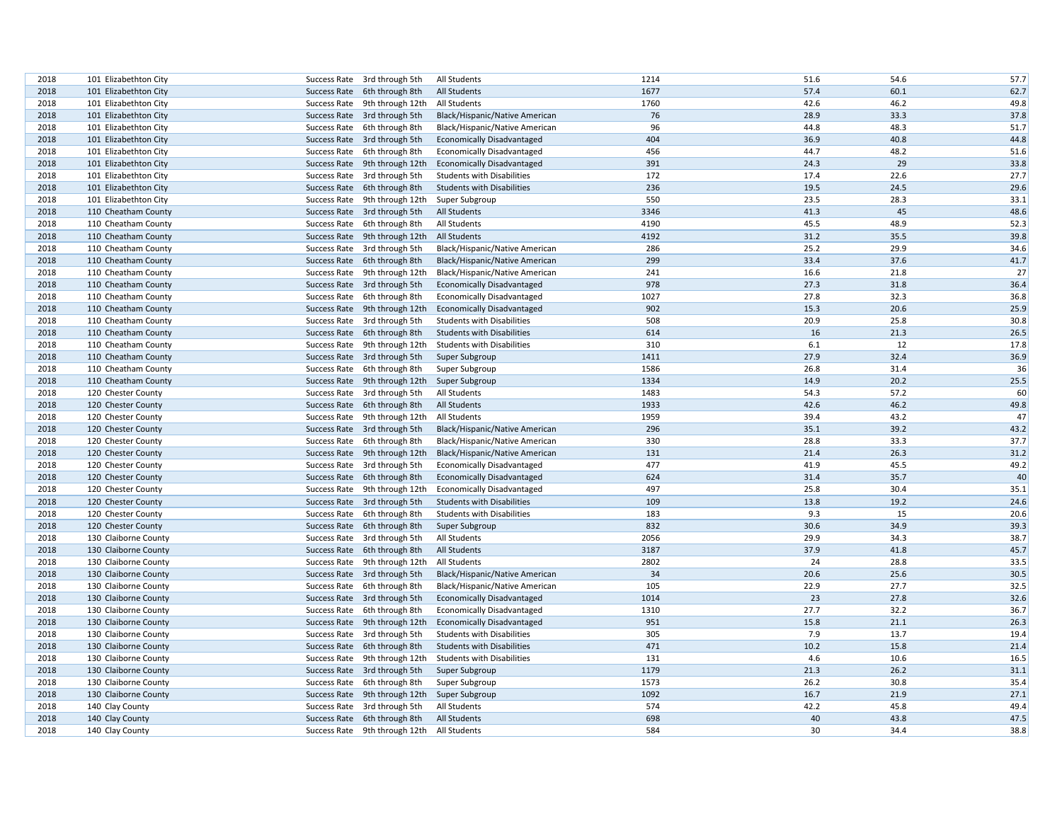| 2018 | 101 Elizabethton City | Success Rate | 3rd through 5th | All Students | 1214 | 51.6 | 54.6 | 57.7 |
|---|---|---|---|---|---|---|---|---|
| 2018 | 101 Elizabethton City | Success Rate | 6th through 8th | All Students | 1677 | 57.4 | 60.1 | 62.7 |
| 2018 | 101 Elizabethton City | Success Rate | 9th through 12th | All Students | 1760 | 42.6 | 46.2 | 49.8 |
| 2018 | 101 Elizabethton City | Success Rate | 3rd through 5th | Black/Hispanic/Native American | 76 | 28.9 | 33.3 | 37.8 |
| 2018 | 101 Elizabethton City | Success Rate | 6th through 8th | Black/Hispanic/Native American | 96 | 44.8 | 48.3 | 51.7 |
| 2018 | 101 Elizabethton City | Success Rate | 3rd through 5th | Economically Disadvantaged | 404 | 36.9 | 40.8 | 44.8 |
| 2018 | 101 Elizabethton City | Success Rate | 6th through 8th | Economically Disadvantaged | 456 | 44.7 | 48.2 | 51.6 |
| 2018 | 101 Elizabethton City | Success Rate | 9th through 12th | Economically Disadvantaged | 391 | 24.3 | 29 | 33.8 |
| 2018 | 101 Elizabethton City | Success Rate | 3rd through 5th | Students with Disabilities | 172 | 17.4 | 22.6 | 27.7 |
| 2018 | 101 Elizabethton City | Success Rate | 6th through 8th | Students with Disabilities | 236 | 19.5 | 24.5 | 29.6 |
| 2018 | 101 Elizabethton City | Success Rate | 9th through 12th | Super Subgroup | 550 | 23.5 | 28.3 | 33.1 |
| 2018 | 110 Cheatham County | Success Rate | 3rd through 5th | All Students | 3346 | 41.3 | 45 | 48.6 |
| 2018 | 110 Cheatham County | Success Rate | 6th through 8th | All Students | 4190 | 45.5 | 48.9 | 52.3 |
| 2018 | 110 Cheatham County | Success Rate | 9th through 12th | All Students | 4192 | 31.2 | 35.5 | 39.8 |
| 2018 | 110 Cheatham County | Success Rate | 3rd through 5th | Black/Hispanic/Native American | 286 | 25.2 | 29.9 | 34.6 |
| 2018 | 110 Cheatham County | Success Rate | 6th through 8th | Black/Hispanic/Native American | 299 | 33.4 | 37.6 | 41.7 |
| 2018 | 110 Cheatham County | Success Rate | 9th through 12th | Black/Hispanic/Native American | 241 | 16.6 | 21.8 | 27 |
| 2018 | 110 Cheatham County | Success Rate | 3rd through 5th | Economically Disadvantaged | 978 | 27.3 | 31.8 | 36.4 |
| 2018 | 110 Cheatham County | Success Rate | 6th through 8th | Economically Disadvantaged | 1027 | 27.8 | 32.3 | 36.8 |
| 2018 | 110 Cheatham County | Success Rate | 9th through 12th | Economically Disadvantaged | 902 | 15.3 | 20.6 | 25.9 |
| 2018 | 110 Cheatham County | Success Rate | 3rd through 5th | Students with Disabilities | 508 | 20.9 | 25.8 | 30.8 |
| 2018 | 110 Cheatham County | Success Rate | 6th through 8th | Students with Disabilities | 614 | 16 | 21.3 | 26.5 |
| 2018 | 110 Cheatham County | Success Rate | 9th through 12th | Students with Disabilities | 310 | 6.1 | 12 | 17.8 |
| 2018 | 110 Cheatham County | Success Rate | 3rd through 5th | Super Subgroup | 1411 | 27.9 | 32.4 | 36.9 |
| 2018 | 110 Cheatham County | Success Rate | 6th through 8th | Super Subgroup | 1586 | 26.8 | 31.4 | 36 |
| 2018 | 110 Cheatham County | Success Rate | 9th through 12th | Super Subgroup | 1334 | 14.9 | 20.2 | 25.5 |
| 2018 | 120 Chester County | Success Rate | 3rd through 5th | All Students | 1483 | 54.3 | 57.2 | 60 |
| 2018 | 120 Chester County | Success Rate | 6th through 8th | All Students | 1933 | 42.6 | 46.2 | 49.8 |
| 2018 | 120 Chester County | Success Rate | 9th through 12th | All Students | 1959 | 39.4 | 43.2 | 47 |
| 2018 | 120 Chester County | Success Rate | 3rd through 5th | Black/Hispanic/Native American | 296 | 35.1 | 39.2 | 43.2 |
| 2018 | 120 Chester County | Success Rate | 6th through 8th | Black/Hispanic/Native American | 330 | 28.8 | 33.3 | 37.7 |
| 2018 | 120 Chester County | Success Rate | 9th through 12th | Black/Hispanic/Native American | 131 | 21.4 | 26.3 | 31.2 |
| 2018 | 120 Chester County | Success Rate | 3rd through 5th | Economically Disadvantaged | 477 | 41.9 | 45.5 | 49.2 |
| 2018 | 120 Chester County | Success Rate | 6th through 8th | Economically Disadvantaged | 624 | 31.4 | 35.7 | 40 |
| 2018 | 120 Chester County | Success Rate | 9th through 12th | Economically Disadvantaged | 497 | 25.8 | 30.4 | 35.1 |
| 2018 | 120 Chester County | Success Rate | 3rd through 5th | Students with Disabilities | 109 | 13.8 | 19.2 | 24.6 |
| 2018 | 120 Chester County | Success Rate | 6th through 8th | Students with Disabilities | 183 | 9.3 | 15 | 20.6 |
| 2018 | 120 Chester County | Success Rate | 6th through 8th | Super Subgroup | 832 | 30.6 | 34.9 | 39.3 |
| 2018 | 130 Claiborne County | Success Rate | 3rd through 5th | All Students | 2056 | 29.9 | 34.3 | 38.7 |
| 2018 | 130 Claiborne County | Success Rate | 6th through 8th | All Students | 3187 | 37.9 | 41.8 | 45.7 |
| 2018 | 130 Claiborne County | Success Rate | 9th through 12th | All Students | 2802 | 24 | 28.8 | 33.5 |
| 2018 | 130 Claiborne County | Success Rate | 3rd through 5th | Black/Hispanic/Native American | 34 | 20.6 | 25.6 | 30.5 |
| 2018 | 130 Claiborne County | Success Rate | 6th through 8th | Black/Hispanic/Native American | 105 | 22.9 | 27.7 | 32.5 |
| 2018 | 130 Claiborne County | Success Rate | 3rd through 5th | Economically Disadvantaged | 1014 | 23 | 27.8 | 32.6 |
| 2018 | 130 Claiborne County | Success Rate | 6th through 8th | Economically Disadvantaged | 1310 | 27.7 | 32.2 | 36.7 |
| 2018 | 130 Claiborne County | Success Rate | 9th through 12th | Economically Disadvantaged | 951 | 15.8 | 21.1 | 26.3 |
| 2018 | 130 Claiborne County | Success Rate | 3rd through 5th | Students with Disabilities | 305 | 7.9 | 13.7 | 19.4 |
| 2018 | 130 Claiborne County | Success Rate | 6th through 8th | Students with Disabilities | 471 | 10.2 | 15.8 | 21.4 |
| 2018 | 130 Claiborne County | Success Rate | 9th through 12th | Students with Disabilities | 131 | 4.6 | 10.6 | 16.5 |
| 2018 | 130 Claiborne County | Success Rate | 3rd through 5th | Super Subgroup | 1179 | 21.3 | 26.2 | 31.1 |
| 2018 | 130 Claiborne County | Success Rate | 6th through 8th | Super Subgroup | 1573 | 26.2 | 30.8 | 35.4 |
| 2018 | 130 Claiborne County | Success Rate | 9th through 12th | Super Subgroup | 1092 | 16.7 | 21.9 | 27.1 |
| 2018 | 140 Clay County | Success Rate | 3rd through 5th | All Students | 574 | 42.2 | 45.8 | 49.4 |
| 2018 | 140 Clay County | Success Rate | 6th through 8th | All Students | 698 | 40 | 43.8 | 47.5 |
| 2018 | 140 Clay County | Success Rate | 9th through 12th | All Students | 584 | 30 | 34.4 | 38.8 |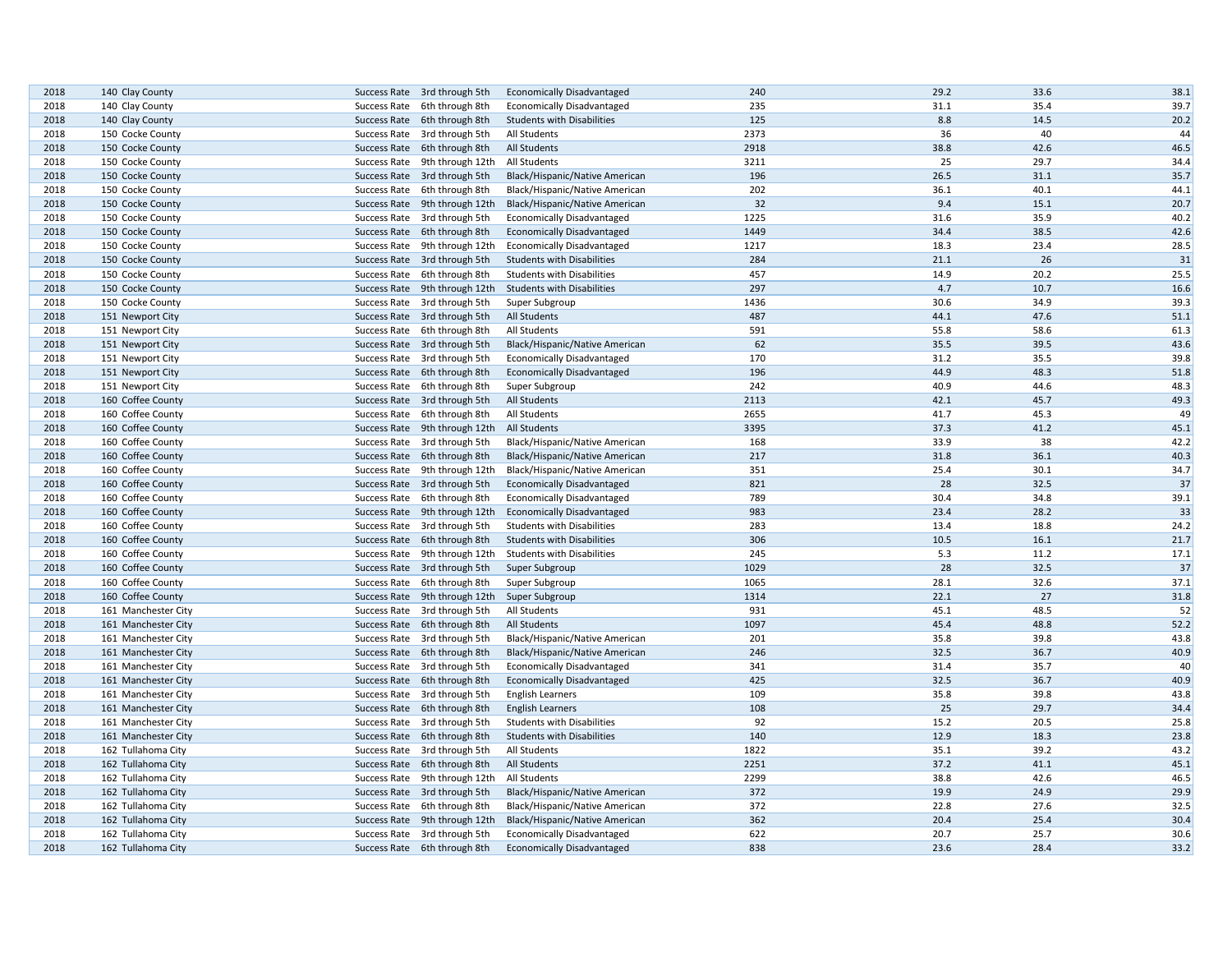| | | | | | | | | |
|---|---|---|---|---|---|---|---|---|
| 2018 | 140 Clay County | Success Rate | 3rd through 5th | Economically Disadvantaged | 240 | 29.2 | 33.6 | 38.1 |
| 2018 | 140 Clay County | Success Rate | 6th through 8th | Economically Disadvantaged | 235 | 31.1 | 35.4 | 39.7 |
| 2018 | 140 Clay County | Success Rate | 6th through 8th | Students with Disabilities | 125 | 8.8 | 14.5 | 20.2 |
| 2018 | 150 Cocke County | Success Rate | 3rd through 5th | All Students | 2373 | 36 | 40 | 44 |
| 2018 | 150 Cocke County | Success Rate | 6th through 8th | All Students | 2918 | 38.8 | 42.6 | 46.5 |
| 2018 | 150 Cocke County | Success Rate | 9th through 12th | All Students | 3211 | 25 | 29.7 | 34.4 |
| 2018 | 150 Cocke County | Success Rate | 3rd through 5th | Black/Hispanic/Native American | 196 | 26.5 | 31.1 | 35.7 |
| 2018 | 150 Cocke County | Success Rate | 6th through 8th | Black/Hispanic/Native American | 202 | 36.1 | 40.1 | 44.1 |
| 2018 | 150 Cocke County | Success Rate | 9th through 12th | Black/Hispanic/Native American | 32 | 9.4 | 15.1 | 20.7 |
| 2018 | 150 Cocke County | Success Rate | 3rd through 5th | Economically Disadvantaged | 1225 | 31.6 | 35.9 | 40.2 |
| 2018 | 150 Cocke County | Success Rate | 6th through 8th | Economically Disadvantaged | 1449 | 34.4 | 38.5 | 42.6 |
| 2018 | 150 Cocke County | Success Rate | 9th through 12th | Economically Disadvantaged | 1217 | 18.3 | 23.4 | 28.5 |
| 2018 | 150 Cocke County | Success Rate | 3rd through 5th | Students with Disabilities | 284 | 21.1 | 26 | 31 |
| 2018 | 150 Cocke County | Success Rate | 6th through 8th | Students with Disabilities | 457 | 14.9 | 20.2 | 25.5 |
| 2018 | 150 Cocke County | Success Rate | 9th through 12th | Students with Disabilities | 297 | 4.7 | 10.7 | 16.6 |
| 2018 | 150 Cocke County | Success Rate | 3rd through 5th | Super Subgroup | 1436 | 30.6 | 34.9 | 39.3 |
| 2018 | 151 Newport City | Success Rate | 3rd through 5th | All Students | 487 | 44.1 | 47.6 | 51.1 |
| 2018 | 151 Newport City | Success Rate | 6th through 8th | All Students | 591 | 55.8 | 58.6 | 61.3 |
| 2018 | 151 Newport City | Success Rate | 3rd through 5th | Black/Hispanic/Native American | 62 | 35.5 | 39.5 | 43.6 |
| 2018 | 151 Newport City | Success Rate | 3rd through 5th | Economically Disadvantaged | 170 | 31.2 | 35.5 | 39.8 |
| 2018 | 151 Newport City | Success Rate | 6th through 8th | Economically Disadvantaged | 196 | 44.9 | 48.3 | 51.8 |
| 2018 | 151 Newport City | Success Rate | 6th through 8th | Super Subgroup | 242 | 40.9 | 44.6 | 48.3 |
| 2018 | 160 Coffee County | Success Rate | 3rd through 5th | All Students | 2113 | 42.1 | 45.7 | 49.3 |
| 2018 | 160 Coffee County | Success Rate | 6th through 8th | All Students | 2655 | 41.7 | 45.3 | 49 |
| 2018 | 160 Coffee County | Success Rate | 9th through 12th | All Students | 3395 | 37.3 | 41.2 | 45.1 |
| 2018 | 160 Coffee County | Success Rate | 3rd through 5th | Black/Hispanic/Native American | 168 | 33.9 | 38 | 42.2 |
| 2018 | 160 Coffee County | Success Rate | 6th through 8th | Black/Hispanic/Native American | 217 | 31.8 | 36.1 | 40.3 |
| 2018 | 160 Coffee County | Success Rate | 9th through 12th | Black/Hispanic/Native American | 351 | 25.4 | 30.1 | 34.7 |
| 2018 | 160 Coffee County | Success Rate | 3rd through 5th | Economically Disadvantaged | 821 | 28 | 32.5 | 37 |
| 2018 | 160 Coffee County | Success Rate | 6th through 8th | Economically Disadvantaged | 789 | 30.4 | 34.8 | 39.1 |
| 2018 | 160 Coffee County | Success Rate | 9th through 12th | Economically Disadvantaged | 983 | 23.4 | 28.2 | 33 |
| 2018 | 160 Coffee County | Success Rate | 3rd through 5th | Students with Disabilities | 283 | 13.4 | 18.8 | 24.2 |
| 2018 | 160 Coffee County | Success Rate | 6th through 8th | Students with Disabilities | 306 | 10.5 | 16.1 | 21.7 |
| 2018 | 160 Coffee County | Success Rate | 9th through 12th | Students with Disabilities | 245 | 5.3 | 11.2 | 17.1 |
| 2018 | 160 Coffee County | Success Rate | 3rd through 5th | Super Subgroup | 1029 | 28 | 32.5 | 37 |
| 2018 | 160 Coffee County | Success Rate | 6th through 8th | Super Subgroup | 1065 | 28.1 | 32.6 | 37.1 |
| 2018 | 160 Coffee County | Success Rate | 9th through 12th | Super Subgroup | 1314 | 22.1 | 27 | 31.8 |
| 2018 | 161 Manchester City | Success Rate | 3rd through 5th | All Students | 931 | 45.1 | 48.5 | 52 |
| 2018 | 161 Manchester City | Success Rate | 6th through 8th | All Students | 1097 | 45.4 | 48.8 | 52.2 |
| 2018 | 161 Manchester City | Success Rate | 3rd through 5th | Black/Hispanic/Native American | 201 | 35.8 | 39.8 | 43.8 |
| 2018 | 161 Manchester City | Success Rate | 6th through 8th | Black/Hispanic/Native American | 246 | 32.5 | 36.7 | 40.9 |
| 2018 | 161 Manchester City | Success Rate | 3rd through 5th | Economically Disadvantaged | 341 | 31.4 | 35.7 | 40 |
| 2018 | 161 Manchester City | Success Rate | 6th through 8th | Economically Disadvantaged | 425 | 32.5 | 36.7 | 40.9 |
| 2018 | 161 Manchester City | Success Rate | 3rd through 5th | English Learners | 109 | 35.8 | 39.8 | 43.8 |
| 2018 | 161 Manchester City | Success Rate | 6th through 8th | English Learners | 108 | 25 | 29.7 | 34.4 |
| 2018 | 161 Manchester City | Success Rate | 3rd through 5th | Students with Disabilities | 92 | 15.2 | 20.5 | 25.8 |
| 2018 | 161 Manchester City | Success Rate | 6th through 8th | Students with Disabilities | 140 | 12.9 | 18.3 | 23.8 |
| 2018 | 162 Tullahoma City | Success Rate | 3rd through 5th | All Students | 1822 | 35.1 | 39.2 | 43.2 |
| 2018 | 162 Tullahoma City | Success Rate | 6th through 8th | All Students | 2251 | 37.2 | 41.1 | 45.1 |
| 2018 | 162 Tullahoma City | Success Rate | 9th through 12th | All Students | 2299 | 38.8 | 42.6 | 46.5 |
| 2018 | 162 Tullahoma City | Success Rate | 3rd through 5th | Black/Hispanic/Native American | 372 | 19.9 | 24.9 | 29.9 |
| 2018 | 162 Tullahoma City | Success Rate | 6th through 8th | Black/Hispanic/Native American | 372 | 22.8 | 27.6 | 32.5 |
| 2018 | 162 Tullahoma City | Success Rate | 9th through 12th | Black/Hispanic/Native American | 362 | 20.4 | 25.4 | 30.4 |
| 2018 | 162 Tullahoma City | Success Rate | 3rd through 5th | Economically Disadvantaged | 622 | 20.7 | 25.7 | 30.6 |
| 2018 | 162 Tullahoma City | Success Rate | 6th through 8th | Economically Disadvantaged | 838 | 23.6 | 28.4 | 33.2 |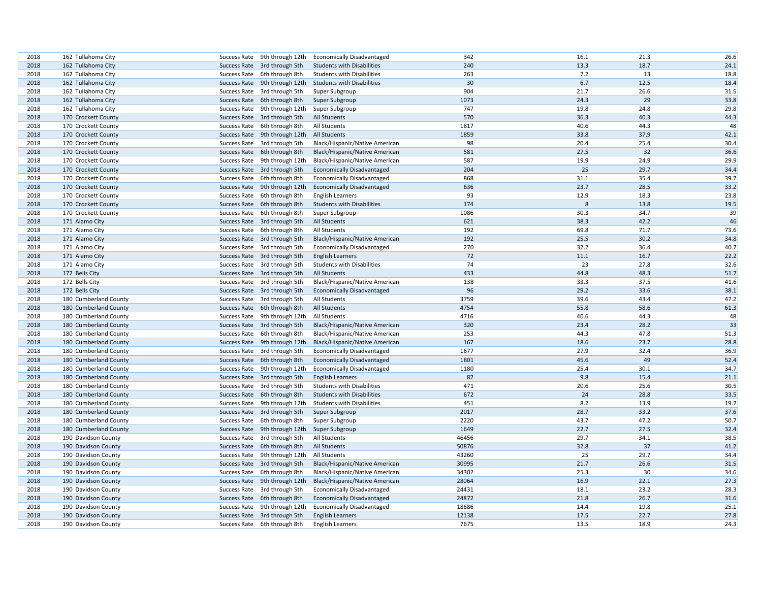| | | | | | | | | |
|---|---|---|---|---|---|---|---|---|
| 2018 | 162 Tullahoma City | Success Rate | 9th through 12th | Economically Disadvantaged | 342 | 16.1 | 21.3 | 26.6 |
| 2018 | 162 Tullahoma City | Success Rate | 3rd through 5th | Students with Disabilities | 240 | 13.3 | 18.7 | 24.1 |
| 2018 | 162 Tullahoma City | Success Rate | 6th through 8th | Students with Disabilities | 263 | 7.2 | 13 | 18.8 |
| 2018 | 162 Tullahoma City | Success Rate | 9th through 12th | Students with Disabilities | 30 | 6.7 | 12.5 | 18.4 |
| 2018 | 162 Tullahoma City | Success Rate | 3rd through 5th | Super Subgroup | 904 | 21.7 | 26.6 | 31.5 |
| 2018 | 162 Tullahoma City | Success Rate | 6th through 8th | Super Subgroup | 1073 | 24.3 | 29 | 33.8 |
| 2018 | 162 Tullahoma City | Success Rate | 9th through 12th | Super Subgroup | 747 | 19.8 | 24.8 | 29.8 |
| 2018 | 170 Crockett County | Success Rate | 3rd through 5th | All Students | 570 | 36.3 | 40.3 | 44.3 |
| 2018 | 170 Crockett County | Success Rate | 6th through 8th | All Students | 1817 | 40.6 | 44.3 | 48 |
| 2018 | 170 Crockett County | Success Rate | 9th through 12th | All Students | 1859 | 33.8 | 37.9 | 42.1 |
| 2018 | 170 Crockett County | Success Rate | 3rd through 5th | Black/Hispanic/Native American | 98 | 20.4 | 25.4 | 30.4 |
| 2018 | 170 Crockett County | Success Rate | 6th through 8th | Black/Hispanic/Native American | 581 | 27.5 | 32 | 36.6 |
| 2018 | 170 Crockett County | Success Rate | 9th through 12th | Black/Hispanic/Native American | 587 | 19.9 | 24.9 | 29.9 |
| 2018 | 170 Crockett County | Success Rate | 3rd through 5th | Economically Disadvantaged | 204 | 25 | 29.7 | 34.4 |
| 2018 | 170 Crockett County | Success Rate | 6th through 8th | Economically Disadvantaged | 868 | 31.1 | 35.4 | 39.7 |
| 2018 | 170 Crockett County | Success Rate | 9th through 12th | Economically Disadvantaged | 636 | 23.7 | 28.5 | 33.2 |
| 2018 | 170 Crockett County | Success Rate | 6th through 8th | English Learners | 93 | 12.9 | 18.3 | 23.8 |
| 2018 | 170 Crockett County | Success Rate | 6th through 8th | Students with Disabilities | 174 | 8 | 13.8 | 19.5 |
| 2018 | 170 Crockett County | Success Rate | 6th through 8th | Super Subgroup | 1086 | 30.3 | 34.7 | 39 |
| 2018 | 171 Alamo City | Success Rate | 3rd through 5th | All Students | 621 | 38.3 | 42.2 | 46 |
| 2018 | 171 Alamo City | Success Rate | 6th through 8th | All Students | 192 | 69.8 | 71.7 | 73.6 |
| 2018 | 171 Alamo City | Success Rate | 3rd through 5th | Black/Hispanic/Native American | 192 | 25.5 | 30.2 | 34.8 |
| 2018 | 171 Alamo City | Success Rate | 3rd through 5th | Economically Disadvantaged | 270 | 32.2 | 36.4 | 40.7 |
| 2018 | 171 Alamo City | Success Rate | 3rd through 5th | English Learners | 72 | 11.1 | 16.7 | 22.2 |
| 2018 | 171 Alamo City | Success Rate | 3rd through 5th | Students with Disabilities | 74 | 23 | 27.8 | 32.6 |
| 2018 | 172 Bells City | Success Rate | 3rd through 5th | All Students | 433 | 44.8 | 48.3 | 51.7 |
| 2018 | 172 Bells City | Success Rate | 3rd through 5th | Black/Hispanic/Native American | 138 | 33.3 | 37.5 | 41.6 |
| 2018 | 172 Bells City | Success Rate | 3rd through 5th | Economically Disadvantaged | 96 | 29.2 | 33.6 | 38.1 |
| 2018 | 180 Cumberland County | Success Rate | 3rd through 5th | All Students | 3759 | 39.6 | 43.4 | 47.2 |
| 2018 | 180 Cumberland County | Success Rate | 6th through 8th | All Students | 4754 | 55.8 | 58.6 | 61.3 |
| 2018 | 180 Cumberland County | Success Rate | 9th through 12th | All Students | 4716 | 40.6 | 44.3 | 48 |
| 2018 | 180 Cumberland County | Success Rate | 3rd through 5th | Black/Hispanic/Native American | 320 | 23.4 | 28.2 | 33 |
| 2018 | 180 Cumberland County | Success Rate | 6th through 8th | Black/Hispanic/Native American | 253 | 44.3 | 47.8 | 51.3 |
| 2018 | 180 Cumberland County | Success Rate | 9th through 12th | Black/Hispanic/Native American | 167 | 18.6 | 23.7 | 28.8 |
| 2018 | 180 Cumberland County | Success Rate | 3rd through 5th | Economically Disadvantaged | 1677 | 27.9 | 32.4 | 36.9 |
| 2018 | 180 Cumberland County | Success Rate | 6th through 8th | Economically Disadvantaged | 1801 | 45.6 | 49 | 52.4 |
| 2018 | 180 Cumberland County | Success Rate | 9th through 12th | Economically Disadvantaged | 1180 | 25.4 | 30.1 | 34.7 |
| 2018 | 180 Cumberland County | Success Rate | 3rd through 5th | English Learners | 82 | 9.8 | 15.4 | 21.1 |
| 2018 | 180 Cumberland County | Success Rate | 3rd through 5th | Students with Disabilities | 471 | 20.6 | 25.6 | 30.5 |
| 2018 | 180 Cumberland County | Success Rate | 6th through 8th | Students with Disabilities | 672 | 24 | 28.8 | 33.5 |
| 2018 | 180 Cumberland County | Success Rate | 9th through 12th | Students with Disabilities | 451 | 8.2 | 13.9 | 19.7 |
| 2018 | 180 Cumberland County | Success Rate | 3rd through 5th | Super Subgroup | 2017 | 28.7 | 33.2 | 37.6 |
| 2018 | 180 Cumberland County | Success Rate | 6th through 8th | Super Subgroup | 2220 | 43.7 | 47.2 | 50.7 |
| 2018 | 180 Cumberland County | Success Rate | 9th through 12th | Super Subgroup | 1649 | 22.7 | 27.5 | 32.4 |
| 2018 | 190 Davidson County | Success Rate | 3rd through 5th | All Students | 46456 | 29.7 | 34.1 | 38.5 |
| 2018 | 190 Davidson County | Success Rate | 6th through 8th | All Students | 50876 | 32.8 | 37 | 41.2 |
| 2018 | 190 Davidson County | Success Rate | 9th through 12th | All Students | 43260 | 25 | 29.7 | 34.4 |
| 2018 | 190 Davidson County | Success Rate | 3rd through 5th | Black/Hispanic/Native American | 30995 | 21.7 | 26.6 | 31.5 |
| 2018 | 190 Davidson County | Success Rate | 6th through 8th | Black/Hispanic/Native American | 34302 | 25.3 | 30 | 34.6 |
| 2018 | 190 Davidson County | Success Rate | 9th through 12th | Black/Hispanic/Native American | 28064 | 16.9 | 22.1 | 27.3 |
| 2018 | 190 Davidson County | Success Rate | 3rd through 5th | Economically Disadvantaged | 24431 | 18.1 | 23.2 | 28.3 |
| 2018 | 190 Davidson County | Success Rate | 6th through 8th | Economically Disadvantaged | 24872 | 21.8 | 26.7 | 31.6 |
| 2018 | 190 Davidson County | Success Rate | 9th through 12th | Economically Disadvantaged | 18686 | 14.4 | 19.8 | 25.1 |
| 2018 | 190 Davidson County | Success Rate | 3rd through 5th | English Learners | 12138 | 17.5 | 22.7 | 27.8 |
| 2018 | 190 Davidson County | Success Rate | 6th through 8th | English Learners | 7675 | 13.5 | 18.9 | 24.3 |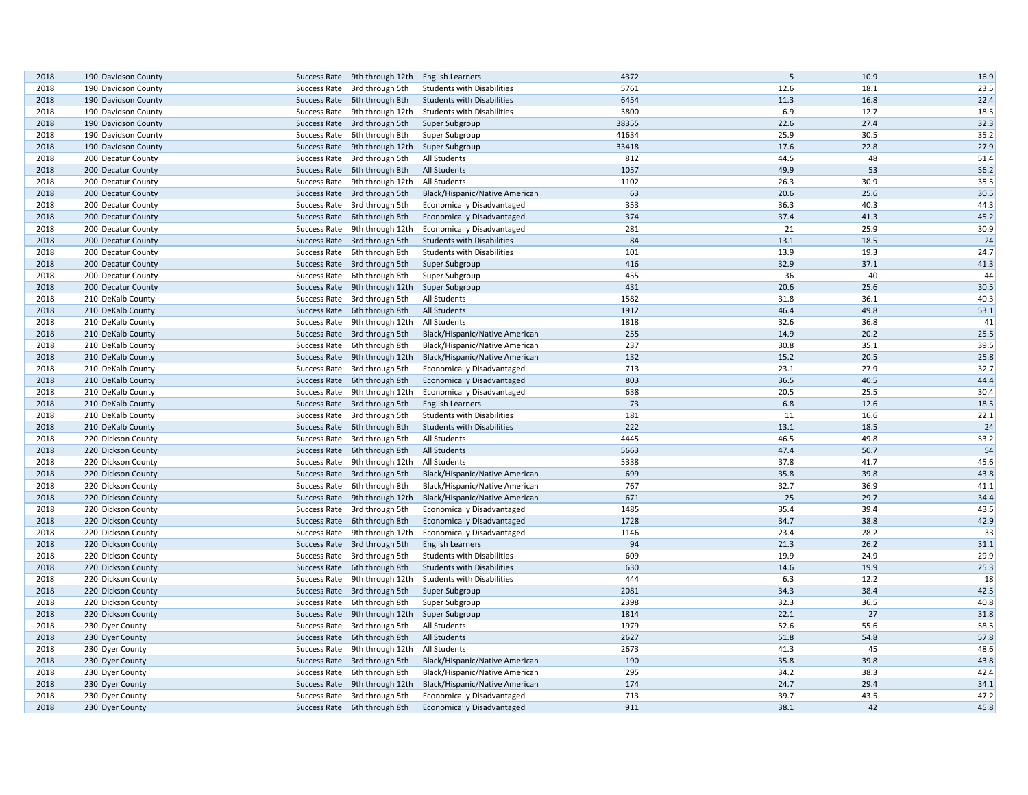| | | | | | | | | |
|---|---|---|---|---|---|---|---|---|
| 2018 | 190 Davidson County | Success Rate | 9th through 12th | English Learners | 4372 | 5 | 10.9 | 16.9 |
| 2018 | 190 Davidson County | Success Rate | 3rd through 5th | Students with Disabilities | 5761 | 12.6 | 18.1 | 23.5 |
| 2018 | 190 Davidson County | Success Rate | 6th through 8th | Students with Disabilities | 6454 | 11.3 | 16.8 | 22.4 |
| 2018 | 190 Davidson County | Success Rate | 9th through 12th | Students with Disabilities | 3800 | 6.9 | 12.7 | 18.5 |
| 2018 | 190 Davidson County | Success Rate | 3rd through 5th | Super Subgroup | 38355 | 22.6 | 27.4 | 32.3 |
| 2018 | 190 Davidson County | Success Rate | 6th through 8th | Super Subgroup | 41634 | 25.9 | 30.5 | 35.2 |
| 2018 | 190 Davidson County | Success Rate | 9th through 12th | Super Subgroup | 33418 | 17.6 | 22.8 | 27.9 |
| 2018 | 200 Decatur County | Success Rate | 3rd through 5th | All Students | 812 | 44.5 | 48 | 51.4 |
| 2018 | 200 Decatur County | Success Rate | 6th through 8th | All Students | 1057 | 49.9 | 53 | 56.2 |
| 2018 | 200 Decatur County | Success Rate | 9th through 12th | All Students | 1102 | 26.3 | 30.9 | 35.5 |
| 2018 | 200 Decatur County | Success Rate | 3rd through 5th | Black/Hispanic/Native American | 63 | 20.6 | 25.6 | 30.5 |
| 2018 | 200 Decatur County | Success Rate | 3rd through 5th | Economically Disadvantaged | 353 | 36.3 | 40.3 | 44.3 |
| 2018 | 200 Decatur County | Success Rate | 6th through 8th | Economically Disadvantaged | 374 | 37.4 | 41.3 | 45.2 |
| 2018 | 200 Decatur County | Success Rate | 9th through 12th | Economically Disadvantaged | 281 | 21 | 25.9 | 30.9 |
| 2018 | 200 Decatur County | Success Rate | 3rd through 5th | Students with Disabilities | 84 | 13.1 | 18.5 | 24 |
| 2018 | 200 Decatur County | Success Rate | 6th through 8th | Students with Disabilities | 101 | 13.9 | 19.3 | 24.7 |
| 2018 | 200 Decatur County | Success Rate | 3rd through 5th | Super Subgroup | 416 | 32.9 | 37.1 | 41.3 |
| 2018 | 200 Decatur County | Success Rate | 6th through 8th | Super Subgroup | 455 | 36 | 40 | 44 |
| 2018 | 200 Decatur County | Success Rate | 9th through 12th | Super Subgroup | 431 | 20.6 | 25.6 | 30.5 |
| 2018 | 210 DeKalb County | Success Rate | 3rd through 5th | All Students | 1582 | 31.8 | 36.1 | 40.3 |
| 2018 | 210 DeKalb County | Success Rate | 6th through 8th | All Students | 1912 | 46.4 | 49.8 | 53.1 |
| 2018 | 210 DeKalb County | Success Rate | 9th through 12th | All Students | 1818 | 32.6 | 36.8 | 41 |
| 2018 | 210 DeKalb County | Success Rate | 3rd through 5th | Black/Hispanic/Native American | 255 | 14.9 | 20.2 | 25.5 |
| 2018 | 210 DeKalb County | Success Rate | 6th through 8th | Black/Hispanic/Native American | 237 | 30.8 | 35.1 | 39.5 |
| 2018 | 210 DeKalb County | Success Rate | 9th through 12th | Black/Hispanic/Native American | 132 | 15.2 | 20.5 | 25.8 |
| 2018 | 210 DeKalb County | Success Rate | 3rd through 5th | Economically Disadvantaged | 713 | 23.1 | 27.9 | 32.7 |
| 2018 | 210 DeKalb County | Success Rate | 6th through 8th | Economically Disadvantaged | 803 | 36.5 | 40.5 | 44.4 |
| 2018 | 210 DeKalb County | Success Rate | 9th through 12th | Economically Disadvantaged | 638 | 20.5 | 25.5 | 30.4 |
| 2018 | 210 DeKalb County | Success Rate | 3rd through 5th | English Learners | 73 | 6.8 | 12.6 | 18.5 |
| 2018 | 210 DeKalb County | Success Rate | 3rd through 5th | Students with Disabilities | 181 | 11 | 16.6 | 22.1 |
| 2018 | 210 DeKalb County | Success Rate | 6th through 8th | Students with Disabilities | 222 | 13.1 | 18.5 | 24 |
| 2018 | 220 Dickson County | Success Rate | 3rd through 5th | All Students | 4445 | 46.5 | 49.8 | 53.2 |
| 2018 | 220 Dickson County | Success Rate | 6th through 8th | All Students | 5663 | 47.4 | 50.7 | 54 |
| 2018 | 220 Dickson County | Success Rate | 9th through 12th | All Students | 5338 | 37.8 | 41.7 | 45.6 |
| 2018 | 220 Dickson County | Success Rate | 3rd through 5th | Black/Hispanic/Native American | 699 | 35.8 | 39.8 | 43.8 |
| 2018 | 220 Dickson County | Success Rate | 6th through 8th | Black/Hispanic/Native American | 767 | 32.7 | 36.9 | 41.1 |
| 2018 | 220 Dickson County | Success Rate | 9th through 12th | Black/Hispanic/Native American | 671 | 25 | 29.7 | 34.4 |
| 2018 | 220 Dickson County | Success Rate | 3rd through 5th | Economically Disadvantaged | 1485 | 35.4 | 39.4 | 43.5 |
| 2018 | 220 Dickson County | Success Rate | 6th through 8th | Economically Disadvantaged | 1728 | 34.7 | 38.8 | 42.9 |
| 2018 | 220 Dickson County | Success Rate | 9th through 12th | Economically Disadvantaged | 1146 | 23.4 | 28.2 | 33 |
| 2018 | 220 Dickson County | Success Rate | 3rd through 5th | English Learners | 94 | 21.3 | 26.2 | 31.1 |
| 2018 | 220 Dickson County | Success Rate | 3rd through 5th | Students with Disabilities | 609 | 19.9 | 24.9 | 29.9 |
| 2018 | 220 Dickson County | Success Rate | 6th through 8th | Students with Disabilities | 630 | 14.6 | 19.9 | 25.3 |
| 2018 | 220 Dickson County | Success Rate | 9th through 12th | Students with Disabilities | 444 | 6.3 | 12.2 | 18 |
| 2018 | 220 Dickson County | Success Rate | 3rd through 5th | Super Subgroup | 2081 | 34.3 | 38.4 | 42.5 |
| 2018 | 220 Dickson County | Success Rate | 6th through 8th | Super Subgroup | 2398 | 32.3 | 36.5 | 40.8 |
| 2018 | 220 Dickson County | Success Rate | 9th through 12th | Super Subgroup | 1814 | 22.1 | 27 | 31.8 |
| 2018 | 230 Dyer County | Success Rate | 3rd through 5th | All Students | 1979 | 52.6 | 55.6 | 58.5 |
| 2018 | 230 Dyer County | Success Rate | 6th through 8th | All Students | 2627 | 51.8 | 54.8 | 57.8 |
| 2018 | 230 Dyer County | Success Rate | 9th through 12th | All Students | 2673 | 41.3 | 45 | 48.6 |
| 2018 | 230 Dyer County | Success Rate | 3rd through 5th | Black/Hispanic/Native American | 190 | 35.8 | 39.8 | 43.8 |
| 2018 | 230 Dyer County | Success Rate | 6th through 8th | Black/Hispanic/Native American | 295 | 34.2 | 38.3 | 42.4 |
| 2018 | 230 Dyer County | Success Rate | 9th through 12th | Black/Hispanic/Native American | 174 | 24.7 | 29.4 | 34.1 |
| 2018 | 230 Dyer County | Success Rate | 3rd through 5th | Economically Disadvantaged | 713 | 39.7 | 43.5 | 47.2 |
| 2018 | 230 Dyer County | Success Rate | 6th through 8th | Economically Disadvantaged | 911 | 38.1 | 42 | 45.8 |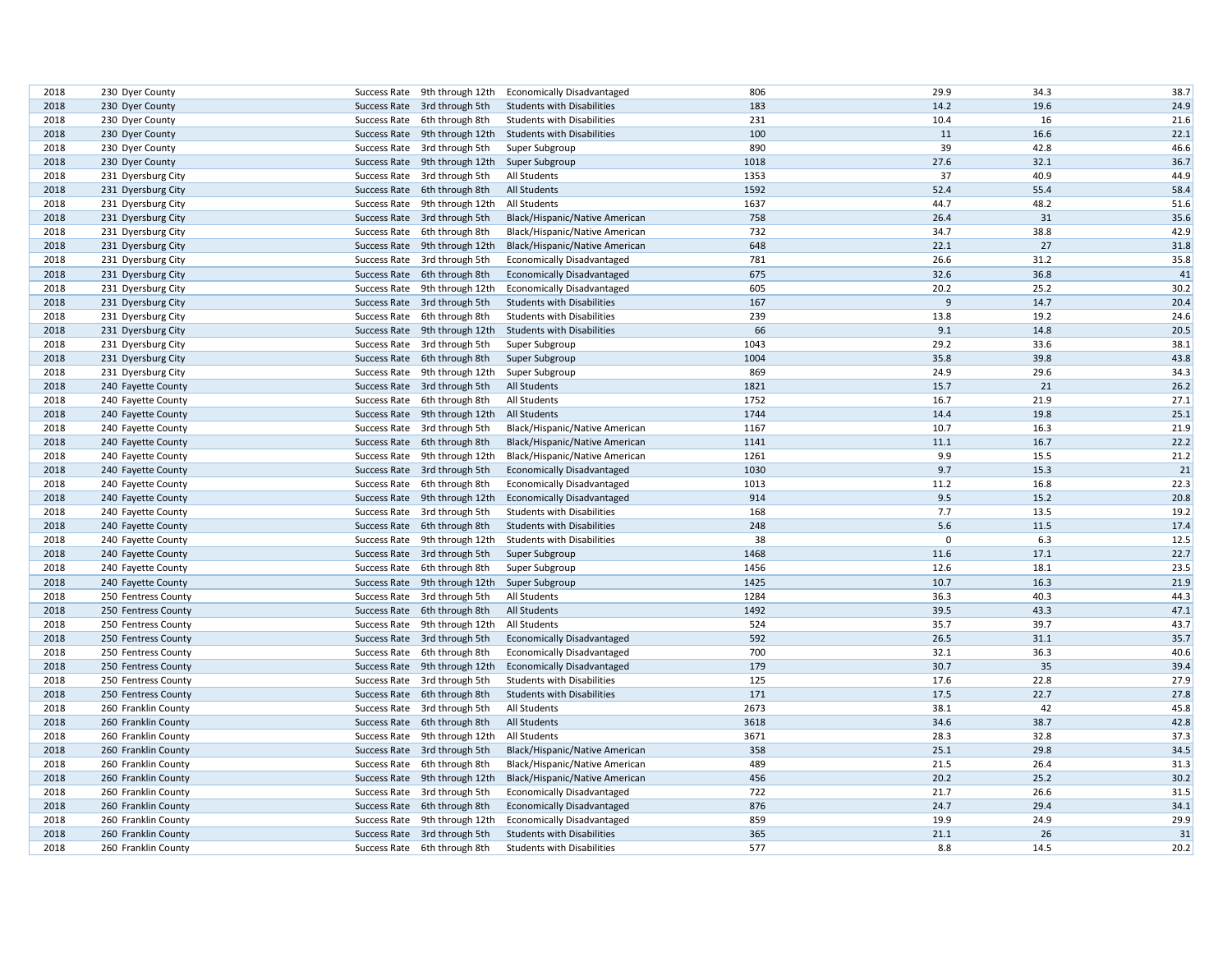| | | | | | | | | |
|---|---|---|---|---|---|---|---|---|
| 2018 | 230 Dyer County | Success Rate | 9th through 12th | Economically Disadvantaged | 806 | 29.9 | 34.3 | 38.7 |
| 2018 | 230 Dyer County | Success Rate | 3rd through 5th | Students with Disabilities | 183 | 14.2 | 19.6 | 24.9 |
| 2018 | 230 Dyer County | Success Rate | 6th through 8th | Students with Disabilities | 231 | 10.4 | 16 | 21.6 |
| 2018 | 230 Dyer County | Success Rate | 9th through 12th | Students with Disabilities | 100 | 11 | 16.6 | 22.1 |
| 2018 | 230 Dyer County | Success Rate | 3rd through 5th | Super Subgroup | 890 | 39 | 42.8 | 46.6 |
| 2018 | 230 Dyer County | Success Rate | 9th through 12th | Super Subgroup | 1018 | 27.6 | 32.1 | 36.7 |
| 2018 | 231 Dyersburg City | Success Rate | 3rd through 5th | All Students | 1353 | 37 | 40.9 | 44.9 |
| 2018 | 231 Dyersburg City | Success Rate | 6th through 8th | All Students | 1592 | 52.4 | 55.4 | 58.4 |
| 2018 | 231 Dyersburg City | Success Rate | 9th through 12th | All Students | 1637 | 44.7 | 48.2 | 51.6 |
| 2018 | 231 Dyersburg City | Success Rate | 3rd through 5th | Black/Hispanic/Native American | 758 | 26.4 | 31 | 35.6 |
| 2018 | 231 Dyersburg City | Success Rate | 6th through 8th | Black/Hispanic/Native American | 732 | 34.7 | 38.8 | 42.9 |
| 2018 | 231 Dyersburg City | Success Rate | 9th through 12th | Black/Hispanic/Native American | 648 | 22.1 | 27 | 31.8 |
| 2018 | 231 Dyersburg City | Success Rate | 3rd through 5th | Economically Disadvantaged | 781 | 26.6 | 31.2 | 35.8 |
| 2018 | 231 Dyersburg City | Success Rate | 6th through 8th | Economically Disadvantaged | 675 | 32.6 | 36.8 | 41 |
| 2018 | 231 Dyersburg City | Success Rate | 9th through 12th | Economically Disadvantaged | 605 | 20.2 | 25.2 | 30.2 |
| 2018 | 231 Dyersburg City | Success Rate | 3rd through 5th | Students with Disabilities | 167 | 9 | 14.7 | 20.4 |
| 2018 | 231 Dyersburg City | Success Rate | 6th through 8th | Students with Disabilities | 239 | 13.8 | 19.2 | 24.6 |
| 2018 | 231 Dyersburg City | Success Rate | 9th through 12th | Students with Disabilities | 66 | 9.1 | 14.8 | 20.5 |
| 2018 | 231 Dyersburg City | Success Rate | 3rd through 5th | Super Subgroup | 1043 | 29.2 | 33.6 | 38.1 |
| 2018 | 231 Dyersburg City | Success Rate | 6th through 8th | Super Subgroup | 1004 | 35.8 | 39.8 | 43.8 |
| 2018 | 231 Dyersburg City | Success Rate | 9th through 12th | Super Subgroup | 869 | 24.9 | 29.6 | 34.3 |
| 2018 | 240 Fayette County | Success Rate | 3rd through 5th | All Students | 1821 | 15.7 | 21 | 26.2 |
| 2018 | 240 Fayette County | Success Rate | 6th through 8th | All Students | 1752 | 16.7 | 21.9 | 27.1 |
| 2018 | 240 Fayette County | Success Rate | 9th through 12th | All Students | 1744 | 14.4 | 19.8 | 25.1 |
| 2018 | 240 Fayette County | Success Rate | 3rd through 5th | Black/Hispanic/Native American | 1167 | 10.7 | 16.3 | 21.9 |
| 2018 | 240 Fayette County | Success Rate | 6th through 8th | Black/Hispanic/Native American | 1141 | 11.1 | 16.7 | 22.2 |
| 2018 | 240 Fayette County | Success Rate | 9th through 12th | Black/Hispanic/Native American | 1261 | 9.9 | 15.5 | 21.2 |
| 2018 | 240 Fayette County | Success Rate | 3rd through 5th | Economically Disadvantaged | 1030 | 9.7 | 15.3 | 21 |
| 2018 | 240 Fayette County | Success Rate | 6th through 8th | Economically Disadvantaged | 1013 | 11.2 | 16.8 | 22.3 |
| 2018 | 240 Fayette County | Success Rate | 9th through 12th | Economically Disadvantaged | 914 | 9.5 | 15.2 | 20.8 |
| 2018 | 240 Fayette County | Success Rate | 3rd through 5th | Students with Disabilities | 168 | 7.7 | 13.5 | 19.2 |
| 2018 | 240 Fayette County | Success Rate | 6th through 8th | Students with Disabilities | 248 | 5.6 | 11.5 | 17.4 |
| 2018 | 240 Fayette County | Success Rate | 9th through 12th | Students with Disabilities | 38 | 0 | 6.3 | 12.5 |
| 2018 | 240 Fayette County | Success Rate | 3rd through 5th | Super Subgroup | 1468 | 11.6 | 17.1 | 22.7 |
| 2018 | 240 Fayette County | Success Rate | 6th through 8th | Super Subgroup | 1456 | 12.6 | 18.1 | 23.5 |
| 2018 | 240 Fayette County | Success Rate | 9th through 12th | Super Subgroup | 1425 | 10.7 | 16.3 | 21.9 |
| 2018 | 250 Fentress County | Success Rate | 3rd through 5th | All Students | 1284 | 36.3 | 40.3 | 44.3 |
| 2018 | 250 Fentress County | Success Rate | 6th through 8th | All Students | 1492 | 39.5 | 43.3 | 47.1 |
| 2018 | 250 Fentress County | Success Rate | 9th through 12th | All Students | 524 | 35.7 | 39.7 | 43.7 |
| 2018 | 250 Fentress County | Success Rate | 3rd through 5th | Economically Disadvantaged | 592 | 26.5 | 31.1 | 35.7 |
| 2018 | 250 Fentress County | Success Rate | 6th through 8th | Economically Disadvantaged | 700 | 32.1 | 36.3 | 40.6 |
| 2018 | 250 Fentress County | Success Rate | 9th through 12th | Economically Disadvantaged | 179 | 30.7 | 35 | 39.4 |
| 2018 | 250 Fentress County | Success Rate | 3rd through 5th | Students with Disabilities | 125 | 17.6 | 22.8 | 27.9 |
| 2018 | 250 Fentress County | Success Rate | 6th through 8th | Students with Disabilities | 171 | 17.5 | 22.7 | 27.8 |
| 2018 | 260 Franklin County | Success Rate | 3rd through 5th | All Students | 2673 | 38.1 | 42 | 45.8 |
| 2018 | 260 Franklin County | Success Rate | 6th through 8th | All Students | 3618 | 34.6 | 38.7 | 42.8 |
| 2018 | 260 Franklin County | Success Rate | 9th through 12th | All Students | 3671 | 28.3 | 32.8 | 37.3 |
| 2018 | 260 Franklin County | Success Rate | 3rd through 5th | Black/Hispanic/Native American | 358 | 25.1 | 29.8 | 34.5 |
| 2018 | 260 Franklin County | Success Rate | 6th through 8th | Black/Hispanic/Native American | 489 | 21.5 | 26.4 | 31.3 |
| 2018 | 260 Franklin County | Success Rate | 9th through 12th | Black/Hispanic/Native American | 456 | 20.2 | 25.2 | 30.2 |
| 2018 | 260 Franklin County | Success Rate | 3rd through 5th | Economically Disadvantaged | 722 | 21.7 | 26.6 | 31.5 |
| 2018 | 260 Franklin County | Success Rate | 6th through 8th | Economically Disadvantaged | 876 | 24.7 | 29.4 | 34.1 |
| 2018 | 260 Franklin County | Success Rate | 9th through 12th | Economically Disadvantaged | 859 | 19.9 | 24.9 | 29.9 |
| 2018 | 260 Franklin County | Success Rate | 3rd through 5th | Students with Disabilities | 365 | 21.1 | 26 | 31 |
| 2018 | 260 Franklin County | Success Rate | 6th through 8th | Students with Disabilities | 577 | 8.8 | 14.5 | 20.2 |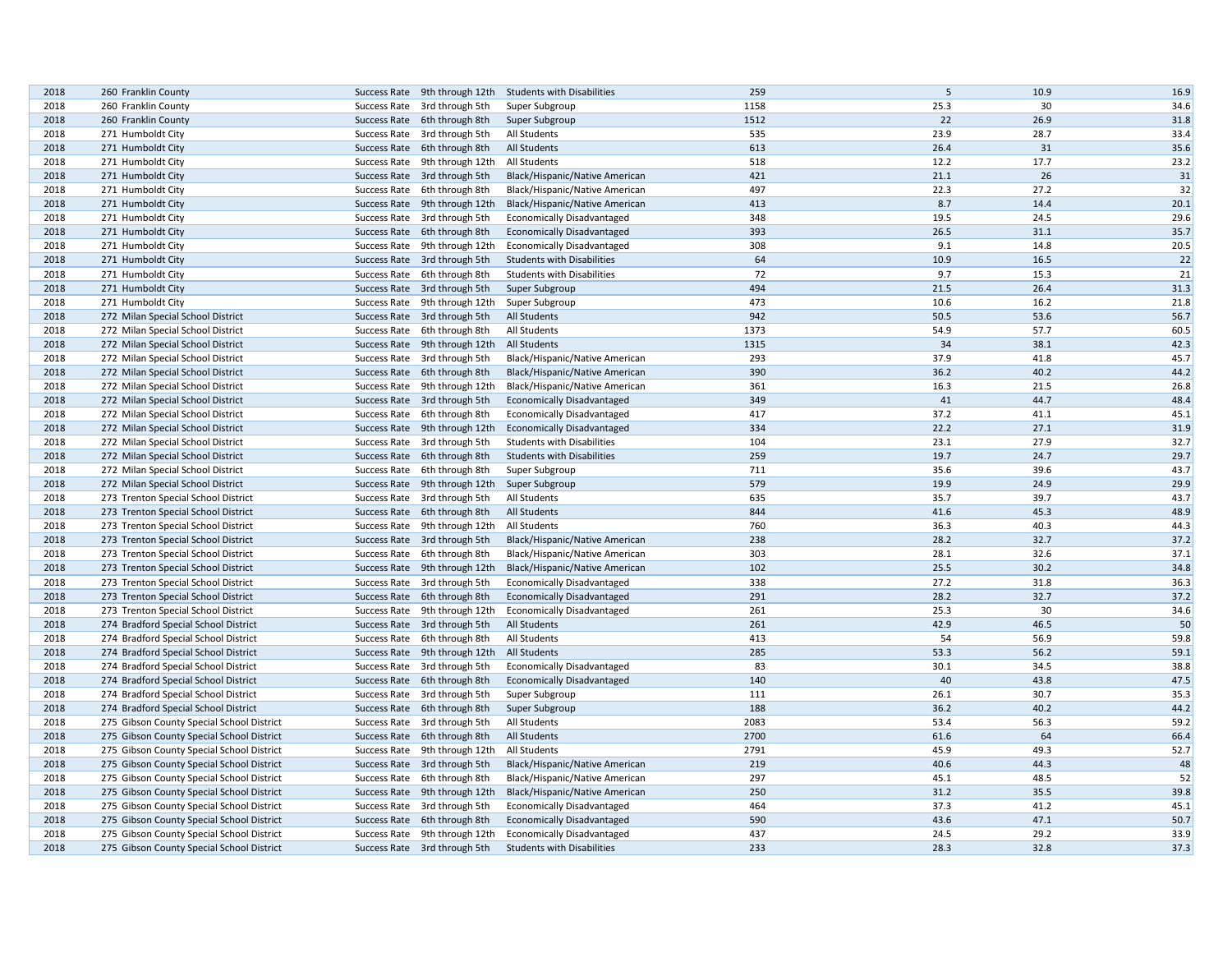| | | | | | | | | |
|---|---|---|---|---|---|---|---|---|
| 2018 | 260 Franklin County | Success Rate | 9th through 12th | Students with Disabilities | 259 | 5 | 10.9 | 16.9 |
| 2018 | 260 Franklin County | Success Rate | 3rd through 5th | Super Subgroup | 1158 | 25.3 | 30 | 34.6 |
| 2018 | 260 Franklin County | Success Rate | 6th through 8th | Super Subgroup | 1512 | 22 | 26.9 | 31.8 |
| 2018 | 271 Humboldt City | Success Rate | 3rd through 5th | All Students | 535 | 23.9 | 28.7 | 33.4 |
| 2018 | 271 Humboldt City | Success Rate | 6th through 8th | All Students | 613 | 26.4 | 31 | 35.6 |
| 2018 | 271 Humboldt City | Success Rate | 9th through 12th | All Students | 518 | 12.2 | 17.7 | 23.2 |
| 2018 | 271 Humboldt City | Success Rate | 3rd through 5th | Black/Hispanic/Native American | 421 | 21.1 | 26 | 31 |
| 2018 | 271 Humboldt City | Success Rate | 6th through 8th | Black/Hispanic/Native American | 497 | 22.3 | 27.2 | 32 |
| 2018 | 271 Humboldt City | Success Rate | 9th through 12th | Black/Hispanic/Native American | 413 | 8.7 | 14.4 | 20.1 |
| 2018 | 271 Humboldt City | Success Rate | 3rd through 5th | Economically Disadvantaged | 348 | 19.5 | 24.5 | 29.6 |
| 2018 | 271 Humboldt City | Success Rate | 6th through 8th | Economically Disadvantaged | 393 | 26.5 | 31.1 | 35.7 |
| 2018 | 271 Humboldt City | Success Rate | 9th through 12th | Economically Disadvantaged | 308 | 9.1 | 14.8 | 20.5 |
| 2018 | 271 Humboldt City | Success Rate | 3rd through 5th | Students with Disabilities | 64 | 10.9 | 16.5 | 22 |
| 2018 | 271 Humboldt City | Success Rate | 6th through 8th | Students with Disabilities | 72 | 9.7 | 15.3 | 21 |
| 2018 | 271 Humboldt City | Success Rate | 3rd through 5th | Super Subgroup | 494 | 21.5 | 26.4 | 31.3 |
| 2018 | 271 Humboldt City | Success Rate | 9th through 12th | Super Subgroup | 473 | 10.6 | 16.2 | 21.8 |
| 2018 | 272 Milan Special School District | Success Rate | 3rd through 5th | All Students | 942 | 50.5 | 53.6 | 56.7 |
| 2018 | 272 Milan Special School District | Success Rate | 6th through 8th | All Students | 1373 | 54.9 | 57.7 | 60.5 |
| 2018 | 272 Milan Special School District | Success Rate | 9th through 12th | All Students | 1315 | 34 | 38.1 | 42.3 |
| 2018 | 272 Milan Special School District | Success Rate | 3rd through 5th | Black/Hispanic/Native American | 293 | 37.9 | 41.8 | 45.7 |
| 2018 | 272 Milan Special School District | Success Rate | 6th through 8th | Black/Hispanic/Native American | 390 | 36.2 | 40.2 | 44.2 |
| 2018 | 272 Milan Special School District | Success Rate | 9th through 12th | Black/Hispanic/Native American | 361 | 16.3 | 21.5 | 26.8 |
| 2018 | 272 Milan Special School District | Success Rate | 3rd through 5th | Economically Disadvantaged | 349 | 41 | 44.7 | 48.4 |
| 2018 | 272 Milan Special School District | Success Rate | 6th through 8th | Economically Disadvantaged | 417 | 37.2 | 41.1 | 45.1 |
| 2018 | 272 Milan Special School District | Success Rate | 9th through 12th | Economically Disadvantaged | 334 | 22.2 | 27.1 | 31.9 |
| 2018 | 272 Milan Special School District | Success Rate | 3rd through 5th | Students with Disabilities | 104 | 23.1 | 27.9 | 32.7 |
| 2018 | 272 Milan Special School District | Success Rate | 6th through 8th | Students with Disabilities | 259 | 19.7 | 24.7 | 29.7 |
| 2018 | 272 Milan Special School District | Success Rate | 6th through 8th | Super Subgroup | 711 | 35.6 | 39.6 | 43.7 |
| 2018 | 272 Milan Special School District | Success Rate | 9th through 12th | Super Subgroup | 579 | 19.9 | 24.9 | 29.9 |
| 2018 | 273 Trenton Special School District | Success Rate | 3rd through 5th | All Students | 635 | 35.7 | 39.7 | 43.7 |
| 2018 | 273 Trenton Special School District | Success Rate | 6th through 8th | All Students | 844 | 41.6 | 45.3 | 48.9 |
| 2018 | 273 Trenton Special School District | Success Rate | 9th through 12th | All Students | 760 | 36.3 | 40.3 | 44.3 |
| 2018 | 273 Trenton Special School District | Success Rate | 3rd through 5th | Black/Hispanic/Native American | 238 | 28.2 | 32.7 | 37.2 |
| 2018 | 273 Trenton Special School District | Success Rate | 6th through 8th | Black/Hispanic/Native American | 303 | 28.1 | 32.6 | 37.1 |
| 2018 | 273 Trenton Special School District | Success Rate | 9th through 12th | Black/Hispanic/Native American | 102 | 25.5 | 30.2 | 34.8 |
| 2018 | 273 Trenton Special School District | Success Rate | 3rd through 5th | Economically Disadvantaged | 338 | 27.2 | 31.8 | 36.3 |
| 2018 | 273 Trenton Special School District | Success Rate | 6th through 8th | Economically Disadvantaged | 291 | 28.2 | 32.7 | 37.2 |
| 2018 | 273 Trenton Special School District | Success Rate | 9th through 12th | Economically Disadvantaged | 261 | 25.3 | 30 | 34.6 |
| 2018 | 274 Bradford Special School District | Success Rate | 3rd through 5th | All Students | 261 | 42.9 | 46.5 | 50 |
| 2018 | 274 Bradford Special School District | Success Rate | 6th through 8th | All Students | 413 | 54 | 56.9 | 59.8 |
| 2018 | 274 Bradford Special School District | Success Rate | 9th through 12th | All Students | 285 | 53.3 | 56.2 | 59.1 |
| 2018 | 274 Bradford Special School District | Success Rate | 3rd through 5th | Economically Disadvantaged | 83 | 30.1 | 34.5 | 38.8 |
| 2018 | 274 Bradford Special School District | Success Rate | 6th through 8th | Economically Disadvantaged | 140 | 40 | 43.8 | 47.5 |
| 2018 | 274 Bradford Special School District | Success Rate | 3rd through 5th | Super Subgroup | 111 | 26.1 | 30.7 | 35.3 |
| 2018 | 274 Bradford Special School District | Success Rate | 6th through 8th | Super Subgroup | 188 | 36.2 | 40.2 | 44.2 |
| 2018 | 275 Gibson County Special School District | Success Rate | 3rd through 5th | All Students | 2083 | 53.4 | 56.3 | 59.2 |
| 2018 | 275 Gibson County Special School District | Success Rate | 6th through 8th | All Students | 2700 | 61.6 | 64 | 66.4 |
| 2018 | 275 Gibson County Special School District | Success Rate | 9th through 12th | All Students | 2791 | 45.9 | 49.3 | 52.7 |
| 2018 | 275 Gibson County Special School District | Success Rate | 3rd through 5th | Black/Hispanic/Native American | 219 | 40.6 | 44.3 | 48 |
| 2018 | 275 Gibson County Special School District | Success Rate | 6th through 8th | Black/Hispanic/Native American | 297 | 45.1 | 48.5 | 52 |
| 2018 | 275 Gibson County Special School District | Success Rate | 9th through 12th | Black/Hispanic/Native American | 250 | 31.2 | 35.5 | 39.8 |
| 2018 | 275 Gibson County Special School District | Success Rate | 3rd through 5th | Economically Disadvantaged | 464 | 37.3 | 41.2 | 45.1 |
| 2018 | 275 Gibson County Special School District | Success Rate | 6th through 8th | Economically Disadvantaged | 590 | 43.6 | 47.1 | 50.7 |
| 2018 | 275 Gibson County Special School District | Success Rate | 9th through 12th | Economically Disadvantaged | 437 | 24.5 | 29.2 | 33.9 |
| 2018 | 275 Gibson County Special School District | Success Rate | 3rd through 5th | Students with Disabilities | 233 | 28.3 | 32.8 | 37.3 |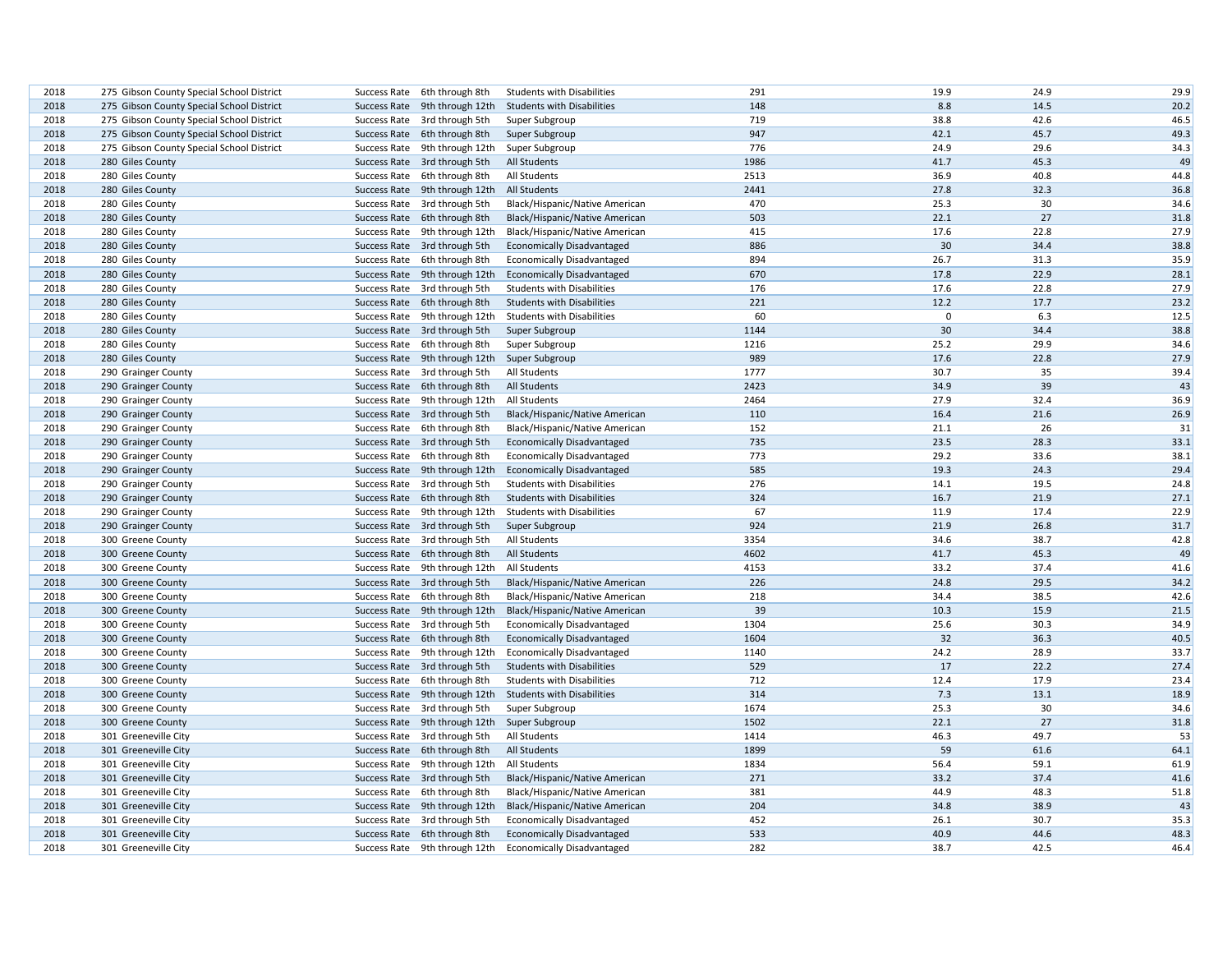| | | | | | | | | |
|---|---|---|---|---|---|---|---|---|
| 2018 | 275 Gibson County Special School District | Success Rate | 6th through 8th | Students with Disabilities | 291 | 19.9 | 24.9 | 29.9 |
| 2018 | 275 Gibson County Special School District | Success Rate | 9th through 12th | Students with Disabilities | 148 | 8.8 | 14.5 | 20.2 |
| 2018 | 275 Gibson County Special School District | Success Rate | 3rd through 5th | Super Subgroup | 719 | 38.8 | 42.6 | 46.5 |
| 2018 | 275 Gibson County Special School District | Success Rate | 6th through 8th | Super Subgroup | 947 | 42.1 | 45.7 | 49.3 |
| 2018 | 275 Gibson County Special School District | Success Rate | 9th through 12th | Super Subgroup | 776 | 24.9 | 29.6 | 34.3 |
| 2018 | 280 Giles County | Success Rate | 3rd through 5th | All Students | 1986 | 41.7 | 45.3 | 49 |
| 2018 | 280 Giles County | Success Rate | 6th through 8th | All Students | 2513 | 36.9 | 40.8 | 44.8 |
| 2018 | 280 Giles County | Success Rate | 9th through 12th | All Students | 2441 | 27.8 | 32.3 | 36.8 |
| 2018 | 280 Giles County | Success Rate | 3rd through 5th | Black/Hispanic/Native American | 470 | 25.3 | 30 | 34.6 |
| 2018 | 280 Giles County | Success Rate | 6th through 8th | Black/Hispanic/Native American | 503 | 22.1 | 27 | 31.8 |
| 2018 | 280 Giles County | Success Rate | 9th through 12th | Black/Hispanic/Native American | 415 | 17.6 | 22.8 | 27.9 |
| 2018 | 280 Giles County | Success Rate | 3rd through 5th | Economically Disadvantaged | 886 | 30 | 34.4 | 38.8 |
| 2018 | 280 Giles County | Success Rate | 6th through 8th | Economically Disadvantaged | 894 | 26.7 | 31.3 | 35.9 |
| 2018 | 280 Giles County | Success Rate | 9th through 12th | Economically Disadvantaged | 670 | 17.8 | 22.9 | 28.1 |
| 2018 | 280 Giles County | Success Rate | 3rd through 5th | Students with Disabilities | 176 | 17.6 | 22.8 | 27.9 |
| 2018 | 280 Giles County | Success Rate | 6th through 8th | Students with Disabilities | 221 | 12.2 | 17.7 | 23.2 |
| 2018 | 280 Giles County | Success Rate | 9th through 12th | Students with Disabilities | 60 | 0 | 6.3 | 12.5 |
| 2018 | 280 Giles County | Success Rate | 3rd through 5th | Super Subgroup | 1144 | 30 | 34.4 | 38.8 |
| 2018 | 280 Giles County | Success Rate | 6th through 8th | Super Subgroup | 1216 | 25.2 | 29.9 | 34.6 |
| 2018 | 280 Giles County | Success Rate | 9th through 12th | Super Subgroup | 989 | 17.6 | 22.8 | 27.9 |
| 2018 | 290 Grainger County | Success Rate | 3rd through 5th | All Students | 1777 | 30.7 | 35 | 39.4 |
| 2018 | 290 Grainger County | Success Rate | 6th through 8th | All Students | 2423 | 34.9 | 39 | 43 |
| 2018 | 290 Grainger County | Success Rate | 9th through 12th | All Students | 2464 | 27.9 | 32.4 | 36.9 |
| 2018 | 290 Grainger County | Success Rate | 3rd through 5th | Black/Hispanic/Native American | 110 | 16.4 | 21.6 | 26.9 |
| 2018 | 290 Grainger County | Success Rate | 6th through 8th | Black/Hispanic/Native American | 152 | 21.1 | 26 | 31 |
| 2018 | 290 Grainger County | Success Rate | 3rd through 5th | Economically Disadvantaged | 735 | 23.5 | 28.3 | 33.1 |
| 2018 | 290 Grainger County | Success Rate | 6th through 8th | Economically Disadvantaged | 773 | 29.2 | 33.6 | 38.1 |
| 2018 | 290 Grainger County | Success Rate | 9th through 12th | Economically Disadvantaged | 585 | 19.3 | 24.3 | 29.4 |
| 2018 | 290 Grainger County | Success Rate | 3rd through 5th | Students with Disabilities | 276 | 14.1 | 19.5 | 24.8 |
| 2018 | 290 Grainger County | Success Rate | 6th through 8th | Students with Disabilities | 324 | 16.7 | 21.9 | 27.1 |
| 2018 | 290 Grainger County | Success Rate | 9th through 12th | Students with Disabilities | 67 | 11.9 | 17.4 | 22.9 |
| 2018 | 290 Grainger County | Success Rate | 3rd through 5th | Super Subgroup | 924 | 21.9 | 26.8 | 31.7 |
| 2018 | 300 Greene County | Success Rate | 3rd through 5th | All Students | 3354 | 34.6 | 38.7 | 42.8 |
| 2018 | 300 Greene County | Success Rate | 6th through 8th | All Students | 4602 | 41.7 | 45.3 | 49 |
| 2018 | 300 Greene County | Success Rate | 9th through 12th | All Students | 4153 | 33.2 | 37.4 | 41.6 |
| 2018 | 300 Greene County | Success Rate | 3rd through 5th | Black/Hispanic/Native American | 226 | 24.8 | 29.5 | 34.2 |
| 2018 | 300 Greene County | Success Rate | 6th through 8th | Black/Hispanic/Native American | 218 | 34.4 | 38.5 | 42.6 |
| 2018 | 300 Greene County | Success Rate | 9th through 12th | Black/Hispanic/Native American | 39 | 10.3 | 15.9 | 21.5 |
| 2018 | 300 Greene County | Success Rate | 3rd through 5th | Economically Disadvantaged | 1304 | 25.6 | 30.3 | 34.9 |
| 2018 | 300 Greene County | Success Rate | 6th through 8th | Economically Disadvantaged | 1604 | 32 | 36.3 | 40.5 |
| 2018 | 300 Greene County | Success Rate | 9th through 12th | Economically Disadvantaged | 1140 | 24.2 | 28.9 | 33.7 |
| 2018 | 300 Greene County | Success Rate | 3rd through 5th | Students with Disabilities | 529 | 17 | 22.2 | 27.4 |
| 2018 | 300 Greene County | Success Rate | 6th through 8th | Students with Disabilities | 712 | 12.4 | 17.9 | 23.4 |
| 2018 | 300 Greene County | Success Rate | 9th through 12th | Students with Disabilities | 314 | 7.3 | 13.1 | 18.9 |
| 2018 | 300 Greene County | Success Rate | 3rd through 5th | Super Subgroup | 1674 | 25.3 | 30 | 34.6 |
| 2018 | 300 Greene County | Success Rate | 9th through 12th | Super Subgroup | 1502 | 22.1 | 27 | 31.8 |
| 2018 | 301 Greeneville City | Success Rate | 3rd through 5th | All Students | 1414 | 46.3 | 49.7 | 53 |
| 2018 | 301 Greeneville City | Success Rate | 6th through 8th | All Students | 1899 | 59 | 61.6 | 64.1 |
| 2018 | 301 Greeneville City | Success Rate | 9th through 12th | All Students | 1834 | 56.4 | 59.1 | 61.9 |
| 2018 | 301 Greeneville City | Success Rate | 3rd through 5th | Black/Hispanic/Native American | 271 | 33.2 | 37.4 | 41.6 |
| 2018 | 301 Greeneville City | Success Rate | 6th through 8th | Black/Hispanic/Native American | 381 | 44.9 | 48.3 | 51.8 |
| 2018 | 301 Greeneville City | Success Rate | 9th through 12th | Black/Hispanic/Native American | 204 | 34.8 | 38.9 | 43 |
| 2018 | 301 Greeneville City | Success Rate | 3rd through 5th | Economically Disadvantaged | 452 | 26.1 | 30.7 | 35.3 |
| 2018 | 301 Greeneville City | Success Rate | 6th through 8th | Economically Disadvantaged | 533 | 40.9 | 44.6 | 48.3 |
| 2018 | 301 Greeneville City | Success Rate | 9th through 12th | Economically Disadvantaged | 282 | 38.7 | 42.5 | 46.4 |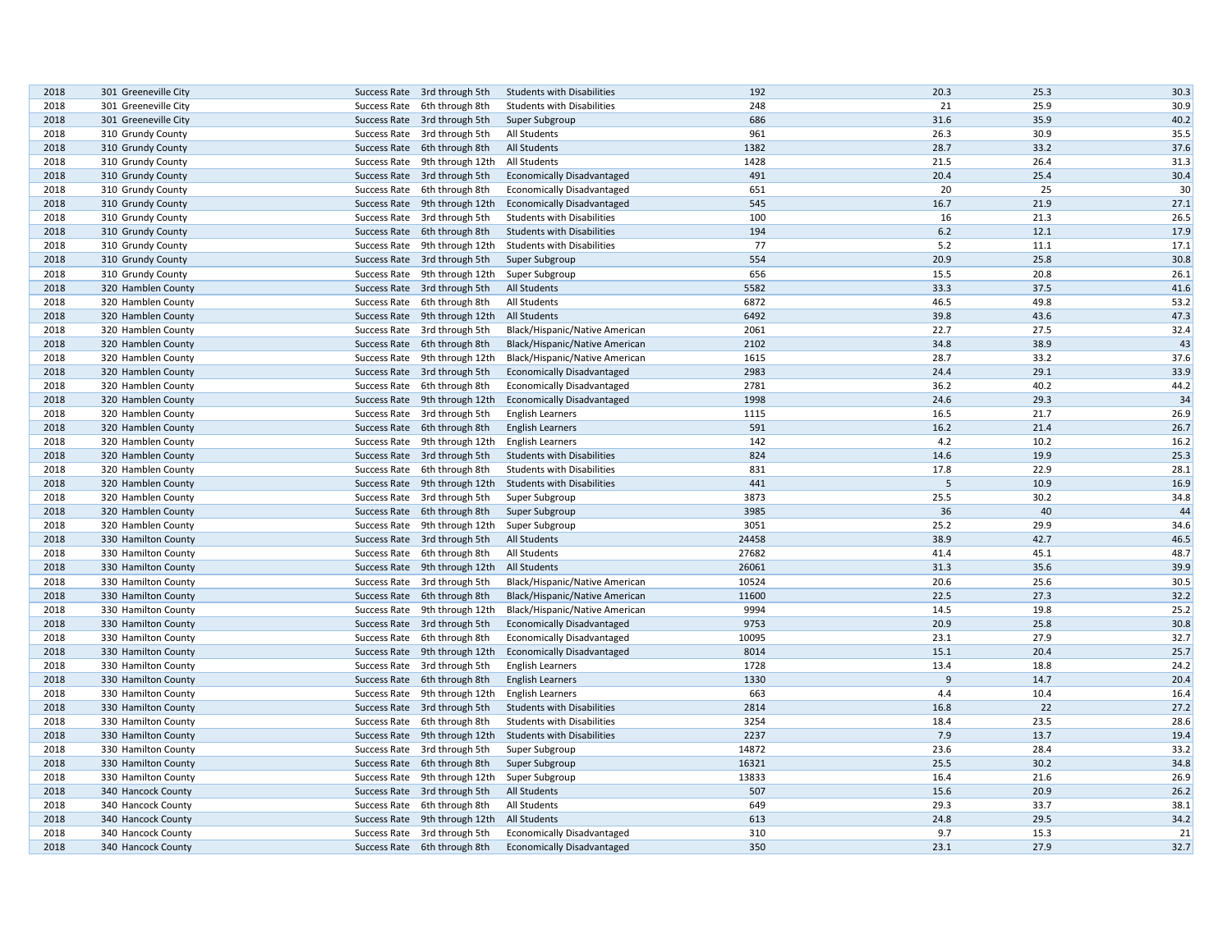| 2018 | 301 Greeneville City | Success Rate | 3rd through 5th | Students with Disabilities | 192 | 20.3 | 25.3 | 30.3 |
|---|---|---|---|---|---|---|---|---|
| 2018 | 301 Greeneville City | Success Rate | 6th through 8th | Students with Disabilities | 248 | 21 | 25.9 | 30.9 |
| 2018 | 301 Greeneville City | Success Rate | 3rd through 5th | Super Subgroup | 686 | 31.6 | 35.9 | 40.2 |
| 2018 | 310 Grundy County | Success Rate | 3rd through 5th | All Students | 961 | 26.3 | 30.9 | 35.5 |
| 2018 | 310 Grundy County | Success Rate | 6th through 8th | All Students | 1382 | 28.7 | 33.2 | 37.6 |
| 2018 | 310 Grundy County | Success Rate | 9th through 12th | All Students | 1428 | 21.5 | 26.4 | 31.3 |
| 2018 | 310 Grundy County | Success Rate | 3rd through 5th | Economically Disadvantaged | 491 | 20.4 | 25.4 | 30.4 |
| 2018 | 310 Grundy County | Success Rate | 6th through 8th | Economically Disadvantaged | 651 | 20 | 25 | 30 |
| 2018 | 310 Grundy County | Success Rate | 9th through 12th | Economically Disadvantaged | 545 | 16.7 | 21.9 | 27.1 |
| 2018 | 310 Grundy County | Success Rate | 3rd through 5th | Students with Disabilities | 100 | 16 | 21.3 | 26.5 |
| 2018 | 310 Grundy County | Success Rate | 6th through 8th | Students with Disabilities | 194 | 6.2 | 12.1 | 17.9 |
| 2018 | 310 Grundy County | Success Rate | 9th through 12th | Students with Disabilities | 77 | 5.2 | 11.1 | 17.1 |
| 2018 | 310 Grundy County | Success Rate | 3rd through 5th | Super Subgroup | 554 | 20.9 | 25.8 | 30.8 |
| 2018 | 310 Grundy County | Success Rate | 9th through 12th | Super Subgroup | 656 | 15.5 | 20.8 | 26.1 |
| 2018 | 320 Hamblen County | Success Rate | 3rd through 5th | All Students | 5582 | 33.3 | 37.5 | 41.6 |
| 2018 | 320 Hamblen County | Success Rate | 6th through 8th | All Students | 6872 | 46.5 | 49.8 | 53.2 |
| 2018 | 320 Hamblen County | Success Rate | 9th through 12th | All Students | 6492 | 39.8 | 43.6 | 47.3 |
| 2018 | 320 Hamblen County | Success Rate | 3rd through 5th | Black/Hispanic/Native American | 2061 | 22.7 | 27.5 | 32.4 |
| 2018 | 320 Hamblen County | Success Rate | 6th through 8th | Black/Hispanic/Native American | 2102 | 34.8 | 38.9 | 43 |
| 2018 | 320 Hamblen County | Success Rate | 9th through 12th | Black/Hispanic/Native American | 1615 | 28.7 | 33.2 | 37.6 |
| 2018 | 320 Hamblen County | Success Rate | 3rd through 5th | Economically Disadvantaged | 2983 | 24.4 | 29.1 | 33.9 |
| 2018 | 320 Hamblen County | Success Rate | 6th through 8th | Economically Disadvantaged | 2781 | 36.2 | 40.2 | 44.2 |
| 2018 | 320 Hamblen County | Success Rate | 9th through 12th | Economically Disadvantaged | 1998 | 24.6 | 29.3 | 34 |
| 2018 | 320 Hamblen County | Success Rate | 3rd through 5th | English Learners | 1115 | 16.5 | 21.7 | 26.9 |
| 2018 | 320 Hamblen County | Success Rate | 6th through 8th | English Learners | 591 | 16.2 | 21.4 | 26.7 |
| 2018 | 320 Hamblen County | Success Rate | 9th through 12th | English Learners | 142 | 4.2 | 10.2 | 16.2 |
| 2018 | 320 Hamblen County | Success Rate | 3rd through 5th | Students with Disabilities | 824 | 14.6 | 19.9 | 25.3 |
| 2018 | 320 Hamblen County | Success Rate | 6th through 8th | Students with Disabilities | 831 | 17.8 | 22.9 | 28.1 |
| 2018 | 320 Hamblen County | Success Rate | 9th through 12th | Students with Disabilities | 441 | 5 | 10.9 | 16.9 |
| 2018 | 320 Hamblen County | Success Rate | 3rd through 5th | Super Subgroup | 3873 | 25.5 | 30.2 | 34.8 |
| 2018 | 320 Hamblen County | Success Rate | 6th through 8th | Super Subgroup | 3985 | 36 | 40 | 44 |
| 2018 | 320 Hamblen County | Success Rate | 9th through 12th | Super Subgroup | 3051 | 25.2 | 29.9 | 34.6 |
| 2018 | 330 Hamilton County | Success Rate | 3rd through 5th | All Students | 24458 | 38.9 | 42.7 | 46.5 |
| 2018 | 330 Hamilton County | Success Rate | 6th through 8th | All Students | 27682 | 41.4 | 45.1 | 48.7 |
| 2018 | 330 Hamilton County | Success Rate | 9th through 12th | All Students | 26061 | 31.3 | 35.6 | 39.9 |
| 2018 | 330 Hamilton County | Success Rate | 3rd through 5th | Black/Hispanic/Native American | 10524 | 20.6 | 25.6 | 30.5 |
| 2018 | 330 Hamilton County | Success Rate | 6th through 8th | Black/Hispanic/Native American | 11600 | 22.5 | 27.3 | 32.2 |
| 2018 | 330 Hamilton County | Success Rate | 9th through 12th | Black/Hispanic/Native American | 9994 | 14.5 | 19.8 | 25.2 |
| 2018 | 330 Hamilton County | Success Rate | 3rd through 5th | Economically Disadvantaged | 9753 | 20.9 | 25.8 | 30.8 |
| 2018 | 330 Hamilton County | Success Rate | 6th through 8th | Economically Disadvantaged | 10095 | 23.1 | 27.9 | 32.7 |
| 2018 | 330 Hamilton County | Success Rate | 9th through 12th | Economically Disadvantaged | 8014 | 15.1 | 20.4 | 25.7 |
| 2018 | 330 Hamilton County | Success Rate | 3rd through 5th | English Learners | 1728 | 13.4 | 18.8 | 24.2 |
| 2018 | 330 Hamilton County | Success Rate | 6th through 8th | English Learners | 1330 | 9 | 14.7 | 20.4 |
| 2018 | 330 Hamilton County | Success Rate | 9th through 12th | English Learners | 663 | 4.4 | 10.4 | 16.4 |
| 2018 | 330 Hamilton County | Success Rate | 3rd through 5th | Students with Disabilities | 2814 | 16.8 | 22 | 27.2 |
| 2018 | 330 Hamilton County | Success Rate | 6th through 8th | Students with Disabilities | 3254 | 18.4 | 23.5 | 28.6 |
| 2018 | 330 Hamilton County | Success Rate | 9th through 12th | Students with Disabilities | 2237 | 7.9 | 13.7 | 19.4 |
| 2018 | 330 Hamilton County | Success Rate | 3rd through 5th | Super Subgroup | 14872 | 23.6 | 28.4 | 33.2 |
| 2018 | 330 Hamilton County | Success Rate | 6th through 8th | Super Subgroup | 16321 | 25.5 | 30.2 | 34.8 |
| 2018 | 330 Hamilton County | Success Rate | 9th through 12th | Super Subgroup | 13833 | 16.4 | 21.6 | 26.9 |
| 2018 | 340 Hancock County | Success Rate | 3rd through 5th | All Students | 507 | 15.6 | 20.9 | 26.2 |
| 2018 | 340 Hancock County | Success Rate | 6th through 8th | All Students | 649 | 29.3 | 33.7 | 38.1 |
| 2018 | 340 Hancock County | Success Rate | 9th through 12th | All Students | 613 | 24.8 | 29.5 | 34.2 |
| 2018 | 340 Hancock County | Success Rate | 3rd through 5th | Economically Disadvantaged | 310 | 9.7 | 15.3 | 21 |
| 2018 | 340 Hancock County | Success Rate | 6th through 8th | Economically Disadvantaged | 350 | 23.1 | 27.9 | 32.7 |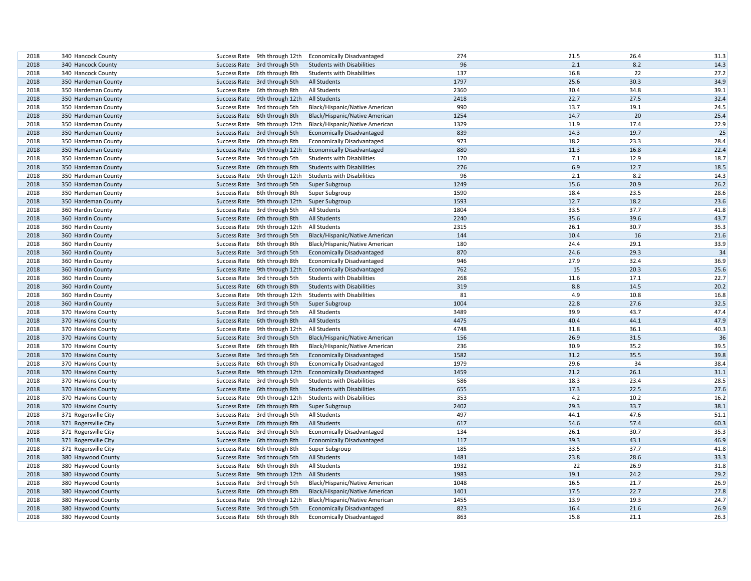| | | | | | | | | |
|---|---|---|---|---|---|---|---|---|
| 2018 | 340 Hancock County | Success Rate | 9th through 12th | Economically Disadvantaged | 274 | 21.5 | 26.4 | 31.3 |
| 2018 | 340 Hancock County | Success Rate | 3rd through 5th | Students with Disabilities | 96 | 2.1 | 8.2 | 14.3 |
| 2018 | 340 Hancock County | Success Rate | 6th through 8th | Students with Disabilities | 137 | 16.8 | 22 | 27.2 |
| 2018 | 350 Hardeman County | Success Rate | 3rd through 5th | All Students | 1797 | 25.6 | 30.3 | 34.9 |
| 2018 | 350 Hardeman County | Success Rate | 6th through 8th | All Students | 2360 | 30.4 | 34.8 | 39.1 |
| 2018 | 350 Hardeman County | Success Rate | 9th through 12th | All Students | 2418 | 22.7 | 27.5 | 32.4 |
| 2018 | 350 Hardeman County | Success Rate | 3rd through 5th | Black/Hispanic/Native American | 990 | 13.7 | 19.1 | 24.5 |
| 2018 | 350 Hardeman County | Success Rate | 6th through 8th | Black/Hispanic/Native American | 1254 | 14.7 | 20 | 25.4 |
| 2018 | 350 Hardeman County | Success Rate | 9th through 12th | Black/Hispanic/Native American | 1329 | 11.9 | 17.4 | 22.9 |
| 2018 | 350 Hardeman County | Success Rate | 3rd through 5th | Economically Disadvantaged | 839 | 14.3 | 19.7 | 25 |
| 2018 | 350 Hardeman County | Success Rate | 6th through 8th | Economically Disadvantaged | 973 | 18.2 | 23.3 | 28.4 |
| 2018 | 350 Hardeman County | Success Rate | 9th through 12th | Economically Disadvantaged | 880 | 11.3 | 16.8 | 22.4 |
| 2018 | 350 Hardeman County | Success Rate | 3rd through 5th | Students with Disabilities | 170 | 7.1 | 12.9 | 18.7 |
| 2018 | 350 Hardeman County | Success Rate | 6th through 8th | Students with Disabilities | 276 | 6.9 | 12.7 | 18.5 |
| 2018 | 350 Hardeman County | Success Rate | 9th through 12th | Students with Disabilities | 96 | 2.1 | 8.2 | 14.3 |
| 2018 | 350 Hardeman County | Success Rate | 3rd through 5th | Super Subgroup | 1249 | 15.6 | 20.9 | 26.2 |
| 2018 | 350 Hardeman County | Success Rate | 6th through 8th | Super Subgroup | 1590 | 18.4 | 23.5 | 28.6 |
| 2018 | 350 Hardeman County | Success Rate | 9th through 12th | Super Subgroup | 1593 | 12.7 | 18.2 | 23.6 |
| 2018 | 360 Hardin County | Success Rate | 3rd through 5th | All Students | 1804 | 33.5 | 37.7 | 41.8 |
| 2018 | 360 Hardin County | Success Rate | 6th through 8th | All Students | 2240 | 35.6 | 39.6 | 43.7 |
| 2018 | 360 Hardin County | Success Rate | 9th through 12th | All Students | 2315 | 26.1 | 30.7 | 35.3 |
| 2018 | 360 Hardin County | Success Rate | 3rd through 5th | Black/Hispanic/Native American | 144 | 10.4 | 16 | 21.6 |
| 2018 | 360 Hardin County | Success Rate | 6th through 8th | Black/Hispanic/Native American | 180 | 24.4 | 29.1 | 33.9 |
| 2018 | 360 Hardin County | Success Rate | 3rd through 5th | Economically Disadvantaged | 870 | 24.6 | 29.3 | 34 |
| 2018 | 360 Hardin County | Success Rate | 6th through 8th | Economically Disadvantaged | 946 | 27.9 | 32.4 | 36.9 |
| 2018 | 360 Hardin County | Success Rate | 9th through 12th | Economically Disadvantaged | 762 | 15 | 20.3 | 25.6 |
| 2018 | 360 Hardin County | Success Rate | 3rd through 5th | Students with Disabilities | 268 | 11.6 | 17.1 | 22.7 |
| 2018 | 360 Hardin County | Success Rate | 6th through 8th | Students with Disabilities | 319 | 8.8 | 14.5 | 20.2 |
| 2018 | 360 Hardin County | Success Rate | 9th through 12th | Students with Disabilities | 81 | 4.9 | 10.8 | 16.8 |
| 2018 | 360 Hardin County | Success Rate | 3rd through 5th | Super Subgroup | 1004 | 22.8 | 27.6 | 32.5 |
| 2018 | 370 Hawkins County | Success Rate | 3rd through 5th | All Students | 3489 | 39.9 | 43.7 | 47.4 |
| 2018 | 370 Hawkins County | Success Rate | 6th through 8th | All Students | 4475 | 40.4 | 44.1 | 47.9 |
| 2018 | 370 Hawkins County | Success Rate | 9th through 12th | All Students | 4748 | 31.8 | 36.1 | 40.3 |
| 2018 | 370 Hawkins County | Success Rate | 3rd through 5th | Black/Hispanic/Native American | 156 | 26.9 | 31.5 | 36 |
| 2018 | 370 Hawkins County | Success Rate | 6th through 8th | Black/Hispanic/Native American | 236 | 30.9 | 35.2 | 39.5 |
| 2018 | 370 Hawkins County | Success Rate | 3rd through 5th | Economically Disadvantaged | 1582 | 31.2 | 35.5 | 39.8 |
| 2018 | 370 Hawkins County | Success Rate | 6th through 8th | Economically Disadvantaged | 1979 | 29.6 | 34 | 38.4 |
| 2018 | 370 Hawkins County | Success Rate | 9th through 12th | Economically Disadvantaged | 1459 | 21.2 | 26.1 | 31.1 |
| 2018 | 370 Hawkins County | Success Rate | 3rd through 5th | Students with Disabilities | 586 | 18.3 | 23.4 | 28.5 |
| 2018 | 370 Hawkins County | Success Rate | 6th through 8th | Students with Disabilities | 655 | 17.3 | 22.5 | 27.6 |
| 2018 | 370 Hawkins County | Success Rate | 9th through 12th | Students with Disabilities | 353 | 4.2 | 10.2 | 16.2 |
| 2018 | 370 Hawkins County | Success Rate | 6th through 8th | Super Subgroup | 2402 | 29.3 | 33.7 | 38.1 |
| 2018 | 371 Rogersville City | Success Rate | 3rd through 5th | All Students | 497 | 44.1 | 47.6 | 51.1 |
| 2018 | 371 Rogersville City | Success Rate | 6th through 8th | All Students | 617 | 54.6 | 57.4 | 60.3 |
| 2018 | 371 Rogersville City | Success Rate | 3rd through 5th | Economically Disadvantaged | 134 | 26.1 | 30.7 | 35.3 |
| 2018 | 371 Rogersville City | Success Rate | 6th through 8th | Economically Disadvantaged | 117 | 39.3 | 43.1 | 46.9 |
| 2018 | 371 Rogersville City | Success Rate | 6th through 8th | Super Subgroup | 185 | 33.5 | 37.7 | 41.8 |
| 2018 | 380 Haywood County | Success Rate | 3rd through 5th | All Students | 1481 | 23.8 | 28.6 | 33.3 |
| 2018 | 380 Haywood County | Success Rate | 6th through 8th | All Students | 1932 | 22 | 26.9 | 31.8 |
| 2018 | 380 Haywood County | Success Rate | 9th through 12th | All Students | 1983 | 19.1 | 24.2 | 29.2 |
| 2018 | 380 Haywood County | Success Rate | 3rd through 5th | Black/Hispanic/Native American | 1048 | 16.5 | 21.7 | 26.9 |
| 2018 | 380 Haywood County | Success Rate | 6th through 8th | Black/Hispanic/Native American | 1401 | 17.5 | 22.7 | 27.8 |
| 2018 | 380 Haywood County | Success Rate | 9th through 12th | Black/Hispanic/Native American | 1455 | 13.9 | 19.3 | 24.7 |
| 2018 | 380 Haywood County | Success Rate | 3rd through 5th | Economically Disadvantaged | 823 | 16.4 | 21.6 | 26.9 |
| 2018 | 380 Haywood County | Success Rate | 6th through 8th | Economically Disadvantaged | 863 | 15.8 | 21.1 | 26.3 |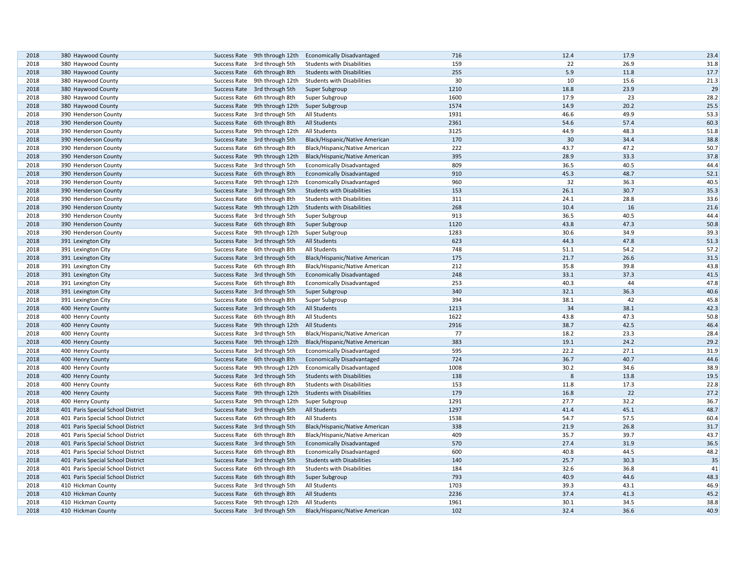| | | | | | | | | |
|---|---|---|---|---|---|---|---|---|
| 2018 | 380 Haywood County | Success Rate | 9th through 12th | Economically Disadvantaged | 716 | 12.4 | 17.9 | 23.4 |
| 2018 | 380 Haywood County | Success Rate | 3rd through 5th | Students with Disabilities | 159 | 22 | 26.9 | 31.8 |
| 2018 | 380 Haywood County | Success Rate | 6th through 8th | Students with Disabilities | 255 | 5.9 | 11.8 | 17.7 |
| 2018 | 380 Haywood County | Success Rate | 9th through 12th | Students with Disabilities | 30 | 10 | 15.6 | 21.3 |
| 2018 | 380 Haywood County | Success Rate | 3rd through 5th | Super Subgroup | 1210 | 18.8 | 23.9 | 29 |
| 2018 | 380 Haywood County | Success Rate | 6th through 8th | Super Subgroup | 1600 | 17.9 | 23 | 28.2 |
| 2018 | 380 Haywood County | Success Rate | 9th through 12th | Super Subgroup | 1574 | 14.9 | 20.2 | 25.5 |
| 2018 | 390 Henderson County | Success Rate | 3rd through 5th | All Students | 1931 | 46.6 | 49.9 | 53.3 |
| 2018 | 390 Henderson County | Success Rate | 6th through 8th | All Students | 2361 | 54.6 | 57.4 | 60.3 |
| 2018 | 390 Henderson County | Success Rate | 9th through 12th | All Students | 3125 | 44.9 | 48.3 | 51.8 |
| 2018 | 390 Henderson County | Success Rate | 3rd through 5th | Black/Hispanic/Native American | 170 | 30 | 34.4 | 38.8 |
| 2018 | 390 Henderson County | Success Rate | 6th through 8th | Black/Hispanic/Native American | 222 | 43.7 | 47.2 | 50.7 |
| 2018 | 390 Henderson County | Success Rate | 9th through 12th | Black/Hispanic/Native American | 395 | 28.9 | 33.3 | 37.8 |
| 2018 | 390 Henderson County | Success Rate | 3rd through 5th | Economically Disadvantaged | 809 | 36.5 | 40.5 | 44.4 |
| 2018 | 390 Henderson County | Success Rate | 6th through 8th | Economically Disadvantaged | 910 | 45.3 | 48.7 | 52.1 |
| 2018 | 390 Henderson County | Success Rate | 9th through 12th | Economically Disadvantaged | 960 | 32 | 36.3 | 40.5 |
| 2018 | 390 Henderson County | Success Rate | 3rd through 5th | Students with Disabilities | 153 | 26.1 | 30.7 | 35.3 |
| 2018 | 390 Henderson County | Success Rate | 6th through 8th | Students with Disabilities | 311 | 24.1 | 28.8 | 33.6 |
| 2018 | 390 Henderson County | Success Rate | 9th through 12th | Students with Disabilities | 268 | 10.4 | 16 | 21.6 |
| 2018 | 390 Henderson County | Success Rate | 3rd through 5th | Super Subgroup | 913 | 36.5 | 40.5 | 44.4 |
| 2018 | 390 Henderson County | Success Rate | 6th through 8th | Super Subgroup | 1120 | 43.8 | 47.3 | 50.8 |
| 2018 | 390 Henderson County | Success Rate | 9th through 12th | Super Subgroup | 1283 | 30.6 | 34.9 | 39.3 |
| 2018 | 391 Lexington City | Success Rate | 3rd through 5th | All Students | 623 | 44.3 | 47.8 | 51.3 |
| 2018 | 391 Lexington City | Success Rate | 6th through 8th | All Students | 748 | 51.1 | 54.2 | 57.2 |
| 2018 | 391 Lexington City | Success Rate | 3rd through 5th | Black/Hispanic/Native American | 175 | 21.7 | 26.6 | 31.5 |
| 2018 | 391 Lexington City | Success Rate | 6th through 8th | Black/Hispanic/Native American | 212 | 35.8 | 39.8 | 43.8 |
| 2018 | 391 Lexington City | Success Rate | 3rd through 5th | Economically Disadvantaged | 248 | 33.1 | 37.3 | 41.5 |
| 2018 | 391 Lexington City | Success Rate | 6th through 8th | Economically Disadvantaged | 253 | 40.3 | 44 | 47.8 |
| 2018 | 391 Lexington City | Success Rate | 3rd through 5th | Super Subgroup | 340 | 32.1 | 36.3 | 40.6 |
| 2018 | 391 Lexington City | Success Rate | 6th through 8th | Super Subgroup | 394 | 38.1 | 42 | 45.8 |
| 2018 | 400 Henry County | Success Rate | 3rd through 5th | All Students | 1213 | 34 | 38.1 | 42.3 |
| 2018 | 400 Henry County | Success Rate | 6th through 8th | All Students | 1622 | 43.8 | 47.3 | 50.8 |
| 2018 | 400 Henry County | Success Rate | 9th through 12th | All Students | 2916 | 38.7 | 42.5 | 46.4 |
| 2018 | 400 Henry County | Success Rate | 3rd through 5th | Black/Hispanic/Native American | 77 | 18.2 | 23.3 | 28.4 |
| 2018 | 400 Henry County | Success Rate | 9th through 12th | Black/Hispanic/Native American | 383 | 19.1 | 24.2 | 29.2 |
| 2018 | 400 Henry County | Success Rate | 3rd through 5th | Economically Disadvantaged | 595 | 22.2 | 27.1 | 31.9 |
| 2018 | 400 Henry County | Success Rate | 6th through 8th | Economically Disadvantaged | 724 | 36.7 | 40.7 | 44.6 |
| 2018 | 400 Henry County | Success Rate | 9th through 12th | Economically Disadvantaged | 1008 | 30.2 | 34.6 | 38.9 |
| 2018 | 400 Henry County | Success Rate | 3rd through 5th | Students with Disabilities | 138 | 8 | 13.8 | 19.5 |
| 2018 | 400 Henry County | Success Rate | 6th through 8th | Students with Disabilities | 153 | 11.8 | 17.3 | 22.8 |
| 2018 | 400 Henry County | Success Rate | 9th through 12th | Students with Disabilities | 179 | 16.8 | 22 | 27.2 |
| 2018 | 400 Henry County | Success Rate | 9th through 12th | Super Subgroup | 1291 | 27.7 | 32.2 | 36.7 |
| 2018 | 401 Paris Special School District | Success Rate | 3rd through 5th | All Students | 1297 | 41.4 | 45.1 | 48.7 |
| 2018 | 401 Paris Special School District | Success Rate | 6th through 8th | All Students | 1538 | 54.7 | 57.5 | 60.4 |
| 2018 | 401 Paris Special School District | Success Rate | 3rd through 5th | Black/Hispanic/Native American | 338 | 21.9 | 26.8 | 31.7 |
| 2018 | 401 Paris Special School District | Success Rate | 6th through 8th | Black/Hispanic/Native American | 409 | 35.7 | 39.7 | 43.7 |
| 2018 | 401 Paris Special School District | Success Rate | 3rd through 5th | Economically Disadvantaged | 570 | 27.4 | 31.9 | 36.5 |
| 2018 | 401 Paris Special School District | Success Rate | 6th through 8th | Economically Disadvantaged | 600 | 40.8 | 44.5 | 48.2 |
| 2018 | 401 Paris Special School District | Success Rate | 3rd through 5th | Students with Disabilities | 140 | 25.7 | 30.3 | 35 |
| 2018 | 401 Paris Special School District | Success Rate | 6th through 8th | Students with Disabilities | 184 | 32.6 | 36.8 | 41 |
| 2018 | 401 Paris Special School District | Success Rate | 6th through 8th | Super Subgroup | 793 | 40.9 | 44.6 | 48.3 |
| 2018 | 410 Hickman County | Success Rate | 3rd through 5th | All Students | 1703 | 39.3 | 43.1 | 46.9 |
| 2018 | 410 Hickman County | Success Rate | 6th through 8th | All Students | 2236 | 37.4 | 41.3 | 45.2 |
| 2018 | 410 Hickman County | Success Rate | 9th through 12th | All Students | 1961 | 30.1 | 34.5 | 38.8 |
| 2018 | 410 Hickman County | Success Rate | 3rd through 5th | Black/Hispanic/Native American | 102 | 32.4 | 36.6 | 40.9 |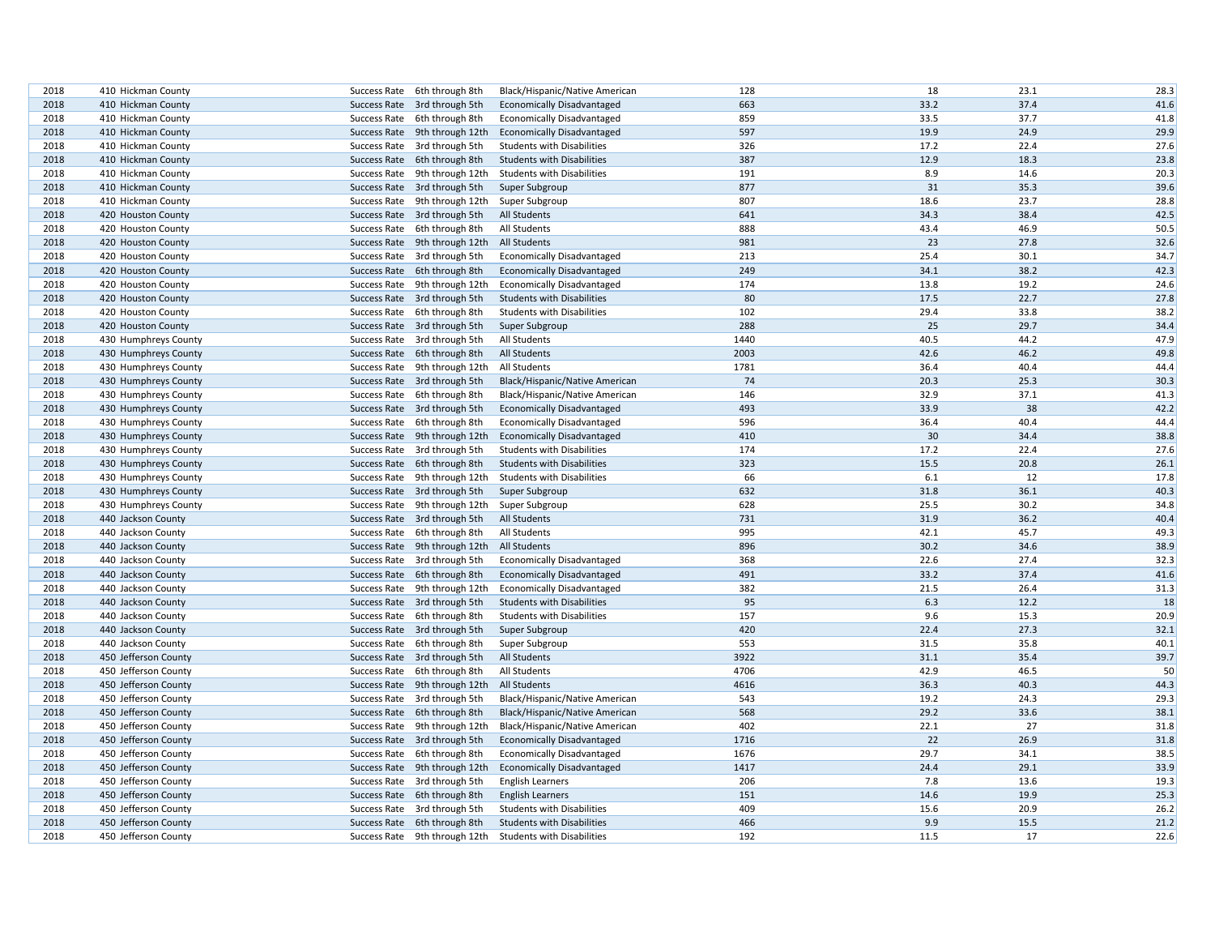| | | | | | | | | |
|---|---|---|---|---|---|---|---|---|
| 2018 | 410 Hickman County | Success Rate | 6th through 8th | Black/Hispanic/Native American | 128 | 18 | 23.1 | 28.3 |
| 2018 | 410 Hickman County | Success Rate | 3rd through 5th | Economically Disadvantaged | 663 | 33.2 | 37.4 | 41.6 |
| 2018 | 410 Hickman County | Success Rate | 6th through 8th | Economically Disadvantaged | 859 | 33.5 | 37.7 | 41.8 |
| 2018 | 410 Hickman County | Success Rate | 9th through 12th | Economically Disadvantaged | 597 | 19.9 | 24.9 | 29.9 |
| 2018 | 410 Hickman County | Success Rate | 3rd through 5th | Students with Disabilities | 326 | 17.2 | 22.4 | 27.6 |
| 2018 | 410 Hickman County | Success Rate | 6th through 8th | Students with Disabilities | 387 | 12.9 | 18.3 | 23.8 |
| 2018 | 410 Hickman County | Success Rate | 9th through 12th | Students with Disabilities | 191 | 8.9 | 14.6 | 20.3 |
| 2018 | 410 Hickman County | Success Rate | 3rd through 5th | Super Subgroup | 877 | 31 | 35.3 | 39.6 |
| 2018 | 410 Hickman County | Success Rate | 9th through 12th | Super Subgroup | 807 | 18.6 | 23.7 | 28.8 |
| 2018 | 420 Houston County | Success Rate | 3rd through 5th | All Students | 641 | 34.3 | 38.4 | 42.5 |
| 2018 | 420 Houston County | Success Rate | 6th through 8th | All Students | 888 | 43.4 | 46.9 | 50.5 |
| 2018 | 420 Houston County | Success Rate | 9th through 12th | All Students | 981 | 23 | 27.8 | 32.6 |
| 2018 | 420 Houston County | Success Rate | 3rd through 5th | Economically Disadvantaged | 213 | 25.4 | 30.1 | 34.7 |
| 2018 | 420 Houston County | Success Rate | 6th through 8th | Economically Disadvantaged | 249 | 34.1 | 38.2 | 42.3 |
| 2018 | 420 Houston County | Success Rate | 9th through 12th | Economically Disadvantaged | 174 | 13.8 | 19.2 | 24.6 |
| 2018 | 420 Houston County | Success Rate | 3rd through 5th | Students with Disabilities | 80 | 17.5 | 22.7 | 27.8 |
| 2018 | 420 Houston County | Success Rate | 6th through 8th | Students with Disabilities | 102 | 29.4 | 33.8 | 38.2 |
| 2018 | 420 Houston County | Success Rate | 3rd through 5th | Super Subgroup | 288 | 25 | 29.7 | 34.4 |
| 2018 | 430 Humphreys County | Success Rate | 3rd through 5th | All Students | 1440 | 40.5 | 44.2 | 47.9 |
| 2018 | 430 Humphreys County | Success Rate | 6th through 8th | All Students | 2003 | 42.6 | 46.2 | 49.8 |
| 2018 | 430 Humphreys County | Success Rate | 9th through 12th | All Students | 1781 | 36.4 | 40.4 | 44.4 |
| 2018 | 430 Humphreys County | Success Rate | 3rd through 5th | Black/Hispanic/Native American | 74 | 20.3 | 25.3 | 30.3 |
| 2018 | 430 Humphreys County | Success Rate | 6th through 8th | Black/Hispanic/Native American | 146 | 32.9 | 37.1 | 41.3 |
| 2018 | 430 Humphreys County | Success Rate | 3rd through 5th | Economically Disadvantaged | 493 | 33.9 | 38 | 42.2 |
| 2018 | 430 Humphreys County | Success Rate | 6th through 8th | Economically Disadvantaged | 596 | 36.4 | 40.4 | 44.4 |
| 2018 | 430 Humphreys County | Success Rate | 9th through 12th | Economically Disadvantaged | 410 | 30 | 34.4 | 38.8 |
| 2018 | 430 Humphreys County | Success Rate | 3rd through 5th | Students with Disabilities | 174 | 17.2 | 22.4 | 27.6 |
| 2018 | 430 Humphreys County | Success Rate | 6th through 8th | Students with Disabilities | 323 | 15.5 | 20.8 | 26.1 |
| 2018 | 430 Humphreys County | Success Rate | 9th through 12th | Students with Disabilities | 66 | 6.1 | 12 | 17.8 |
| 2018 | 430 Humphreys County | Success Rate | 3rd through 5th | Super Subgroup | 632 | 31.8 | 36.1 | 40.3 |
| 2018 | 430 Humphreys County | Success Rate | 9th through 12th | Super Subgroup | 628 | 25.5 | 30.2 | 34.8 |
| 2018 | 440 Jackson County | Success Rate | 3rd through 5th | All Students | 731 | 31.9 | 36.2 | 40.4 |
| 2018 | 440 Jackson County | Success Rate | 6th through 8th | All Students | 995 | 42.1 | 45.7 | 49.3 |
| 2018 | 440 Jackson County | Success Rate | 9th through 12th | All Students | 896 | 30.2 | 34.6 | 38.9 |
| 2018 | 440 Jackson County | Success Rate | 3rd through 5th | Economically Disadvantaged | 368 | 22.6 | 27.4 | 32.3 |
| 2018 | 440 Jackson County | Success Rate | 6th through 8th | Economically Disadvantaged | 491 | 33.2 | 37.4 | 41.6 |
| 2018 | 440 Jackson County | Success Rate | 9th through 12th | Economically Disadvantaged | 382 | 21.5 | 26.4 | 31.3 |
| 2018 | 440 Jackson County | Success Rate | 3rd through 5th | Students with Disabilities | 95 | 6.3 | 12.2 | 18 |
| 2018 | 440 Jackson County | Success Rate | 6th through 8th | Students with Disabilities | 157 | 9.6 | 15.3 | 20.9 |
| 2018 | 440 Jackson County | Success Rate | 3rd through 5th | Super Subgroup | 420 | 22.4 | 27.3 | 32.1 |
| 2018 | 440 Jackson County | Success Rate | 6th through 8th | Super Subgroup | 553 | 31.5 | 35.8 | 40.1 |
| 2018 | 450 Jefferson County | Success Rate | 3rd through 5th | All Students | 3922 | 31.1 | 35.4 | 39.7 |
| 2018 | 450 Jefferson County | Success Rate | 6th through 8th | All Students | 4706 | 42.9 | 46.5 | 50 |
| 2018 | 450 Jefferson County | Success Rate | 9th through 12th | All Students | 4616 | 36.3 | 40.3 | 44.3 |
| 2018 | 450 Jefferson County | Success Rate | 3rd through 5th | Black/Hispanic/Native American | 543 | 19.2 | 24.3 | 29.3 |
| 2018 | 450 Jefferson County | Success Rate | 6th through 8th | Black/Hispanic/Native American | 568 | 29.2 | 33.6 | 38.1 |
| 2018 | 450 Jefferson County | Success Rate | 9th through 12th | Black/Hispanic/Native American | 402 | 22.1 | 27 | 31.8 |
| 2018 | 450 Jefferson County | Success Rate | 3rd through 5th | Economically Disadvantaged | 1716 | 22 | 26.9 | 31.8 |
| 2018 | 450 Jefferson County | Success Rate | 6th through 8th | Economically Disadvantaged | 1676 | 29.7 | 34.1 | 38.5 |
| 2018 | 450 Jefferson County | Success Rate | 9th through 12th | Economically Disadvantaged | 1417 | 24.4 | 29.1 | 33.9 |
| 2018 | 450 Jefferson County | Success Rate | 3rd through 5th | English Learners | 206 | 7.8 | 13.6 | 19.3 |
| 2018 | 450 Jefferson County | Success Rate | 6th through 8th | English Learners | 151 | 14.6 | 19.9 | 25.3 |
| 2018 | 450 Jefferson County | Success Rate | 3rd through 5th | Students with Disabilities | 409 | 15.6 | 20.9 | 26.2 |
| 2018 | 450 Jefferson County | Success Rate | 6th through 8th | Students with Disabilities | 466 | 9.9 | 15.5 | 21.2 |
| 2018 | 450 Jefferson County | Success Rate | 9th through 12th | Students with Disabilities | 192 | 11.5 | 17 | 22.6 |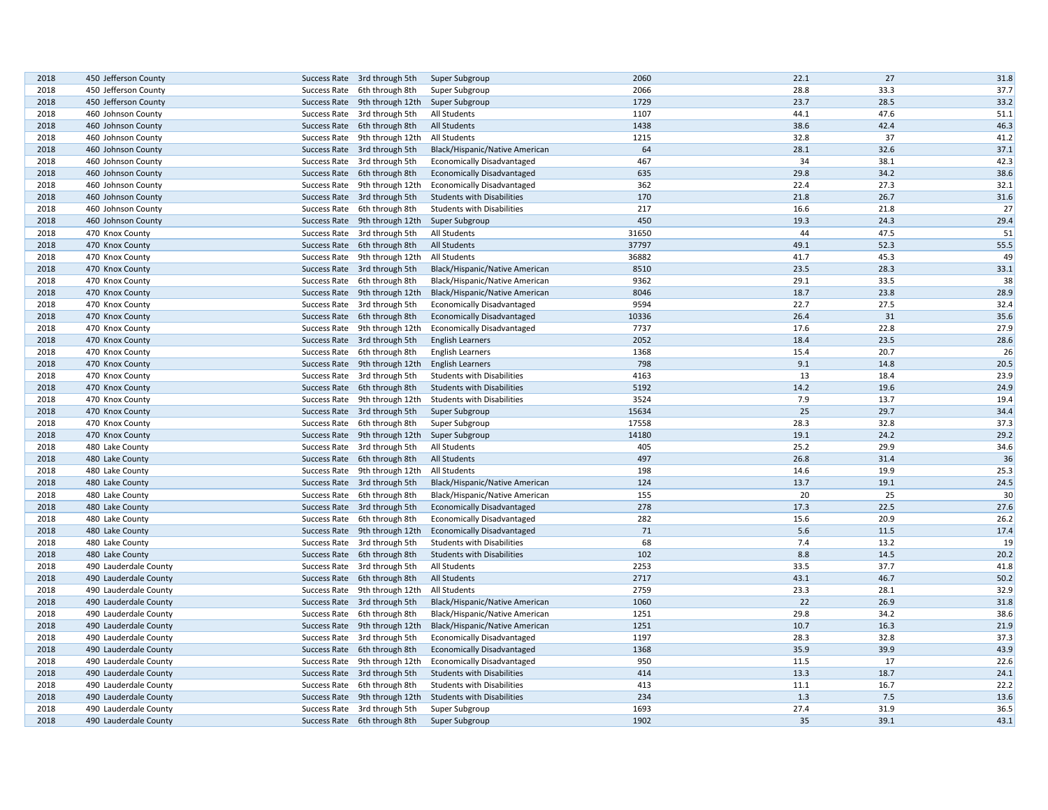| | | | | | | | | |
|---|---|---|---|---|---|---|---|---|
| 2018 | 450 Jefferson County | Success Rate | 3rd through 5th | Super Subgroup | 2060 | 22.1 | 27 | 31.8 |
| 2018 | 450 Jefferson County | Success Rate | 6th through 8th | Super Subgroup | 2066 | 28.8 | 33.3 | 37.7 |
| 2018 | 450 Jefferson County | Success Rate | 9th through 12th | Super Subgroup | 1729 | 23.7 | 28.5 | 33.2 |
| 2018 | 460 Johnson County | Success Rate | 3rd through 5th | All Students | 1107 | 44.1 | 47.6 | 51.1 |
| 2018 | 460 Johnson County | Success Rate | 6th through 8th | All Students | 1438 | 38.6 | 42.4 | 46.3 |
| 2018 | 460 Johnson County | Success Rate | 9th through 12th | All Students | 1215 | 32.8 | 37 | 41.2 |
| 2018 | 460 Johnson County | Success Rate | 3rd through 5th | Black/Hispanic/Native American | 64 | 28.1 | 32.6 | 37.1 |
| 2018 | 460 Johnson County | Success Rate | 3rd through 5th | Economically Disadvantaged | 467 | 34 | 38.1 | 42.3 |
| 2018 | 460 Johnson County | Success Rate | 6th through 8th | Economically Disadvantaged | 635 | 29.8 | 34.2 | 38.6 |
| 2018 | 460 Johnson County | Success Rate | 9th through 12th | Economically Disadvantaged | 362 | 22.4 | 27.3 | 32.1 |
| 2018 | 460 Johnson County | Success Rate | 3rd through 5th | Students with Disabilities | 170 | 21.8 | 26.7 | 31.6 |
| 2018 | 460 Johnson County | Success Rate | 6th through 8th | Students with Disabilities | 217 | 16.6 | 21.8 | 27 |
| 2018 | 460 Johnson County | Success Rate | 9th through 12th | Super Subgroup | 450 | 19.3 | 24.3 | 29.4 |
| 2018 | 470 Knox County | Success Rate | 3rd through 5th | All Students | 31650 | 44 | 47.5 | 51 |
| 2018 | 470 Knox County | Success Rate | 6th through 8th | All Students | 37797 | 49.1 | 52.3 | 55.5 |
| 2018 | 470 Knox County | Success Rate | 9th through 12th | All Students | 36882 | 41.7 | 45.3 | 49 |
| 2018 | 470 Knox County | Success Rate | 3rd through 5th | Black/Hispanic/Native American | 8510 | 23.5 | 28.3 | 33.1 |
| 2018 | 470 Knox County | Success Rate | 6th through 8th | Black/Hispanic/Native American | 9362 | 29.1 | 33.5 | 38 |
| 2018 | 470 Knox County | Success Rate | 9th through 12th | Black/Hispanic/Native American | 8046 | 18.7 | 23.8 | 28.9 |
| 2018 | 470 Knox County | Success Rate | 3rd through 5th | Economically Disadvantaged | 9594 | 22.7 | 27.5 | 32.4 |
| 2018 | 470 Knox County | Success Rate | 6th through 8th | Economically Disadvantaged | 10336 | 26.4 | 31 | 35.6 |
| 2018 | 470 Knox County | Success Rate | 9th through 12th | Economically Disadvantaged | 7737 | 17.6 | 22.8 | 27.9 |
| 2018 | 470 Knox County | Success Rate | 3rd through 5th | English Learners | 2052 | 18.4 | 23.5 | 28.6 |
| 2018 | 470 Knox County | Success Rate | 6th through 8th | English Learners | 1368 | 15.4 | 20.7 | 26 |
| 2018 | 470 Knox County | Success Rate | 9th through 12th | English Learners | 798 | 9.1 | 14.8 | 20.5 |
| 2018 | 470 Knox County | Success Rate | 3rd through 5th | Students with Disabilities | 4163 | 13 | 18.4 | 23.9 |
| 2018 | 470 Knox County | Success Rate | 6th through 8th | Students with Disabilities | 5192 | 14.2 | 19.6 | 24.9 |
| 2018 | 470 Knox County | Success Rate | 9th through 12th | Students with Disabilities | 3524 | 7.9 | 13.7 | 19.4 |
| 2018 | 470 Knox County | Success Rate | 3rd through 5th | Super Subgroup | 15634 | 25 | 29.7 | 34.4 |
| 2018 | 470 Knox County | Success Rate | 6th through 8th | Super Subgroup | 17558 | 28.3 | 32.8 | 37.3 |
| 2018 | 470 Knox County | Success Rate | 9th through 12th | Super Subgroup | 14180 | 19.1 | 24.2 | 29.2 |
| 2018 | 480 Lake County | Success Rate | 3rd through 5th | All Students | 405 | 25.2 | 29.9 | 34.6 |
| 2018 | 480 Lake County | Success Rate | 6th through 8th | All Students | 497 | 26.8 | 31.4 | 36 |
| 2018 | 480 Lake County | Success Rate | 9th through 12th | All Students | 198 | 14.6 | 19.9 | 25.3 |
| 2018 | 480 Lake County | Success Rate | 3rd through 5th | Black/Hispanic/Native American | 124 | 13.7 | 19.1 | 24.5 |
| 2018 | 480 Lake County | Success Rate | 6th through 8th | Black/Hispanic/Native American | 155 | 20 | 25 | 30 |
| 2018 | 480 Lake County | Success Rate | 3rd through 5th | Economically Disadvantaged | 278 | 17.3 | 22.5 | 27.6 |
| 2018 | 480 Lake County | Success Rate | 6th through 8th | Economically Disadvantaged | 282 | 15.6 | 20.9 | 26.2 |
| 2018 | 480 Lake County | Success Rate | 9th through 12th | Economically Disadvantaged | 71 | 5.6 | 11.5 | 17.4 |
| 2018 | 480 Lake County | Success Rate | 3rd through 5th | Students with Disabilities | 68 | 7.4 | 13.2 | 19 |
| 2018 | 480 Lake County | Success Rate | 6th through 8th | Students with Disabilities | 102 | 8.8 | 14.5 | 20.2 |
| 2018 | 490 Lauderdale County | Success Rate | 3rd through 5th | All Students | 2253 | 33.5 | 37.7 | 41.8 |
| 2018 | 490 Lauderdale County | Success Rate | 6th through 8th | All Students | 2717 | 43.1 | 46.7 | 50.2 |
| 2018 | 490 Lauderdale County | Success Rate | 9th through 12th | All Students | 2759 | 23.3 | 28.1 | 32.9 |
| 2018 | 490 Lauderdale County | Success Rate | 3rd through 5th | Black/Hispanic/Native American | 1060 | 22 | 26.9 | 31.8 |
| 2018 | 490 Lauderdale County | Success Rate | 6th through 8th | Black/Hispanic/Native American | 1251 | 29.8 | 34.2 | 38.6 |
| 2018 | 490 Lauderdale County | Success Rate | 9th through 12th | Black/Hispanic/Native American | 1251 | 10.7 | 16.3 | 21.9 |
| 2018 | 490 Lauderdale County | Success Rate | 3rd through 5th | Economically Disadvantaged | 1197 | 28.3 | 32.8 | 37.3 |
| 2018 | 490 Lauderdale County | Success Rate | 6th through 8th | Economically Disadvantaged | 1368 | 35.9 | 39.9 | 43.9 |
| 2018 | 490 Lauderdale County | Success Rate | 9th through 12th | Economically Disadvantaged | 950 | 11.5 | 17 | 22.6 |
| 2018 | 490 Lauderdale County | Success Rate | 3rd through 5th | Students with Disabilities | 414 | 13.3 | 18.7 | 24.1 |
| 2018 | 490 Lauderdale County | Success Rate | 6th through 8th | Students with Disabilities | 413 | 11.1 | 16.7 | 22.2 |
| 2018 | 490 Lauderdale County | Success Rate | 9th through 12th | Students with Disabilities | 234 | 1.3 | 7.5 | 13.6 |
| 2018 | 490 Lauderdale County | Success Rate | 3rd through 5th | Super Subgroup | 1693 | 27.4 | 31.9 | 36.5 |
| 2018 | 490 Lauderdale County | Success Rate | 6th through 8th | Super Subgroup | 1902 | 35 | 39.1 | 43.1 |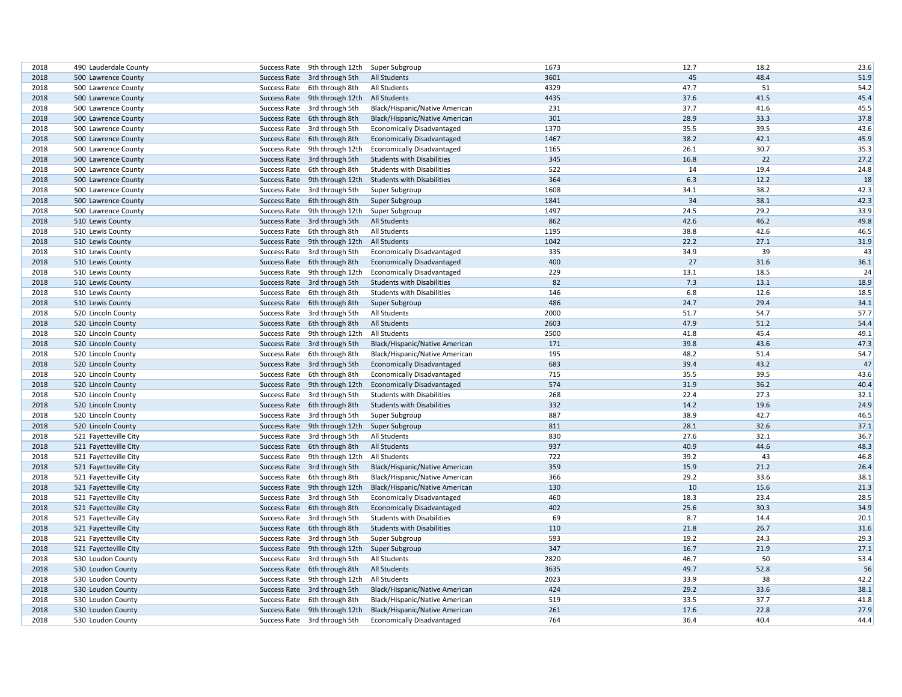| | | | | | | | | |
|---|---|---|---|---|---|---|---|---|
| 2018 | 490 Lauderdale County | Success Rate | 9th through 12th | Super Subgroup | 1673 | 12.7 | 18.2 | 23.6 |
| 2018 | 500 Lawrence County | Success Rate | 3rd through 5th | All Students | 3601 | 45 | 48.4 | 51.9 |
| 2018 | 500 Lawrence County | Success Rate | 6th through 8th | All Students | 4329 | 47.7 | 51 | 54.2 |
| 2018 | 500 Lawrence County | Success Rate | 9th through 12th | All Students | 4435 | 37.6 | 41.5 | 45.4 |
| 2018 | 500 Lawrence County | Success Rate | 3rd through 5th | Black/Hispanic/Native American | 231 | 37.7 | 41.6 | 45.5 |
| 2018 | 500 Lawrence County | Success Rate | 6th through 8th | Black/Hispanic/Native American | 301 | 28.9 | 33.3 | 37.8 |
| 2018 | 500 Lawrence County | Success Rate | 3rd through 5th | Economically Disadvantaged | 1370 | 35.5 | 39.5 | 43.6 |
| 2018 | 500 Lawrence County | Success Rate | 6th through 8th | Economically Disadvantaged | 1467 | 38.2 | 42.1 | 45.9 |
| 2018 | 500 Lawrence County | Success Rate | 9th through 12th | Economically Disadvantaged | 1165 | 26.1 | 30.7 | 35.3 |
| 2018 | 500 Lawrence County | Success Rate | 3rd through 5th | Students with Disabilities | 345 | 16.8 | 22 | 27.2 |
| 2018 | 500 Lawrence County | Success Rate | 6th through 8th | Students with Disabilities | 522 | 14 | 19.4 | 24.8 |
| 2018 | 500 Lawrence County | Success Rate | 9th through 12th | Students with Disabilities | 364 | 6.3 | 12.2 | 18 |
| 2018 | 500 Lawrence County | Success Rate | 3rd through 5th | Super Subgroup | 1608 | 34.1 | 38.2 | 42.3 |
| 2018 | 500 Lawrence County | Success Rate | 6th through 8th | Super Subgroup | 1841 | 34 | 38.1 | 42.3 |
| 2018 | 500 Lawrence County | Success Rate | 9th through 12th | Super Subgroup | 1497 | 24.5 | 29.2 | 33.9 |
| 2018 | 510 Lewis County | Success Rate | 3rd through 5th | All Students | 862 | 42.6 | 46.2 | 49.8 |
| 2018 | 510 Lewis County | Success Rate | 6th through 8th | All Students | 1195 | 38.8 | 42.6 | 46.5 |
| 2018 | 510 Lewis County | Success Rate | 9th through 12th | All Students | 1042 | 22.2 | 27.1 | 31.9 |
| 2018 | 510 Lewis County | Success Rate | 3rd through 5th | Economically Disadvantaged | 335 | 34.9 | 39 | 43 |
| 2018 | 510 Lewis County | Success Rate | 6th through 8th | Economically Disadvantaged | 400 | 27 | 31.6 | 36.1 |
| 2018 | 510 Lewis County | Success Rate | 9th through 12th | Economically Disadvantaged | 229 | 13.1 | 18.5 | 24 |
| 2018 | 510 Lewis County | Success Rate | 3rd through 5th | Students with Disabilities | 82 | 7.3 | 13.1 | 18.9 |
| 2018 | 510 Lewis County | Success Rate | 6th through 8th | Students with Disabilities | 146 | 6.8 | 12.6 | 18.5 |
| 2018 | 510 Lewis County | Success Rate | 6th through 8th | Super Subgroup | 486 | 24.7 | 29.4 | 34.1 |
| 2018 | 520 Lincoln County | Success Rate | 3rd through 5th | All Students | 2000 | 51.7 | 54.7 | 57.7 |
| 2018 | 520 Lincoln County | Success Rate | 6th through 8th | All Students | 2603 | 47.9 | 51.2 | 54.4 |
| 2018 | 520 Lincoln County | Success Rate | 9th through 12th | All Students | 2500 | 41.8 | 45.4 | 49.1 |
| 2018 | 520 Lincoln County | Success Rate | 3rd through 5th | Black/Hispanic/Native American | 171 | 39.8 | 43.6 | 47.3 |
| 2018 | 520 Lincoln County | Success Rate | 6th through 8th | Black/Hispanic/Native American | 195 | 48.2 | 51.4 | 54.7 |
| 2018 | 520 Lincoln County | Success Rate | 3rd through 5th | Economically Disadvantaged | 683 | 39.4 | 43.2 | 47 |
| 2018 | 520 Lincoln County | Success Rate | 6th through 8th | Economically Disadvantaged | 715 | 35.5 | 39.5 | 43.6 |
| 2018 | 520 Lincoln County | Success Rate | 9th through 12th | Economically Disadvantaged | 574 | 31.9 | 36.2 | 40.4 |
| 2018 | 520 Lincoln County | Success Rate | 3rd through 5th | Students with Disabilities | 268 | 22.4 | 27.3 | 32.1 |
| 2018 | 520 Lincoln County | Success Rate | 6th through 8th | Students with Disabilities | 332 | 14.2 | 19.6 | 24.9 |
| 2018 | 520 Lincoln County | Success Rate | 3rd through 5th | Super Subgroup | 887 | 38.9 | 42.7 | 46.5 |
| 2018 | 520 Lincoln County | Success Rate | 9th through 12th | Super Subgroup | 811 | 28.1 | 32.6 | 37.1 |
| 2018 | 521 Fayetteville City | Success Rate | 3rd through 5th | All Students | 830 | 27.6 | 32.1 | 36.7 |
| 2018 | 521 Fayetteville City | Success Rate | 6th through 8th | All Students | 937 | 40.9 | 44.6 | 48.3 |
| 2018 | 521 Fayetteville City | Success Rate | 9th through 12th | All Students | 722 | 39.2 | 43 | 46.8 |
| 2018 | 521 Fayetteville City | Success Rate | 3rd through 5th | Black/Hispanic/Native American | 359 | 15.9 | 21.2 | 26.4 |
| 2018 | 521 Fayetteville City | Success Rate | 6th through 8th | Black/Hispanic/Native American | 366 | 29.2 | 33.6 | 38.1 |
| 2018 | 521 Fayetteville City | Success Rate | 9th through 12th | Black/Hispanic/Native American | 130 | 10 | 15.6 | 21.3 |
| 2018 | 521 Fayetteville City | Success Rate | 3rd through 5th | Economically Disadvantaged | 460 | 18.3 | 23.4 | 28.5 |
| 2018 | 521 Fayetteville City | Success Rate | 6th through 8th | Economically Disadvantaged | 402 | 25.6 | 30.3 | 34.9 |
| 2018 | 521 Fayetteville City | Success Rate | 3rd through 5th | Students with Disabilities | 69 | 8.7 | 14.4 | 20.1 |
| 2018 | 521 Fayetteville City | Success Rate | 6th through 8th | Students with Disabilities | 110 | 21.8 | 26.7 | 31.6 |
| 2018 | 521 Fayetteville City | Success Rate | 3rd through 5th | Super Subgroup | 593 | 19.2 | 24.3 | 29.3 |
| 2018 | 521 Fayetteville City | Success Rate | 9th through 12th | Super Subgroup | 347 | 16.7 | 21.9 | 27.1 |
| 2018 | 530 Loudon County | Success Rate | 3rd through 5th | All Students | 2820 | 46.7 | 50 | 53.4 |
| 2018 | 530 Loudon County | Success Rate | 6th through 8th | All Students | 3635 | 49.7 | 52.8 | 56 |
| 2018 | 530 Loudon County | Success Rate | 9th through 12th | All Students | 2023 | 33.9 | 38 | 42.2 |
| 2018 | 530 Loudon County | Success Rate | 3rd through 5th | Black/Hispanic/Native American | 424 | 29.2 | 33.6 | 38.1 |
| 2018 | 530 Loudon County | Success Rate | 6th through 8th | Black/Hispanic/Native American | 519 | 33.5 | 37.7 | 41.8 |
| 2018 | 530 Loudon County | Success Rate | 9th through 12th | Black/Hispanic/Native American | 261 | 17.6 | 22.8 | 27.9 |
| 2018 | 530 Loudon County | Success Rate | 3rd through 5th | Economically Disadvantaged | 764 | 36.4 | 40.4 | 44.4 |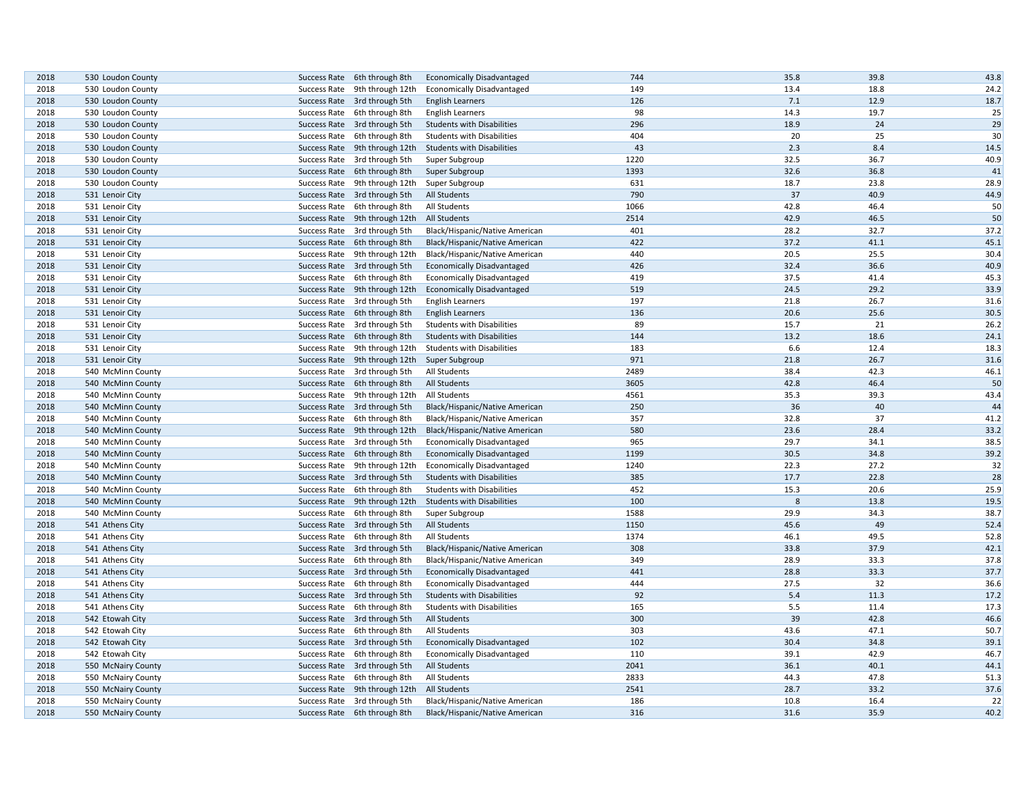| | | | | | | | | |
|---|---|---|---|---|---|---|---|---|
| 2018 | 530 Loudon County | Success Rate | 6th through 8th | Economically Disadvantaged | 744 | 35.8 | 39.8 | 43.8 |
| 2018 | 530 Loudon County | Success Rate | 9th through 12th | Economically Disadvantaged | 149 | 13.4 | 18.8 | 24.2 |
| 2018 | 530 Loudon County | Success Rate | 3rd through 5th | English Learners | 126 | 7.1 | 12.9 | 18.7 |
| 2018 | 530 Loudon County | Success Rate | 6th through 8th | English Learners | 98 | 14.3 | 19.7 | 25 |
| 2018 | 530 Loudon County | Success Rate | 3rd through 5th | Students with Disabilities | 296 | 18.9 | 24 | 29 |
| 2018 | 530 Loudon County | Success Rate | 6th through 8th | Students with Disabilities | 404 | 20 | 25 | 30 |
| 2018 | 530 Loudon County | Success Rate | 9th through 12th | Students with Disabilities | 43 | 2.3 | 8.4 | 14.5 |
| 2018 | 530 Loudon County | Success Rate | 3rd through 5th | Super Subgroup | 1220 | 32.5 | 36.7 | 40.9 |
| 2018 | 530 Loudon County | Success Rate | 6th through 8th | Super Subgroup | 1393 | 32.6 | 36.8 | 41 |
| 2018 | 530 Loudon County | Success Rate | 9th through 12th | Super Subgroup | 631 | 18.7 | 23.8 | 28.9 |
| 2018 | 531 Lenoir City | Success Rate | 3rd through 5th | All Students | 790 | 37 | 40.9 | 44.9 |
| 2018 | 531 Lenoir City | Success Rate | 6th through 8th | All Students | 1066 | 42.8 | 46.4 | 50 |
| 2018 | 531 Lenoir City | Success Rate | 9th through 12th | All Students | 2514 | 42.9 | 46.5 | 50 |
| 2018 | 531 Lenoir City | Success Rate | 3rd through 5th | Black/Hispanic/Native American | 401 | 28.2 | 32.7 | 37.2 |
| 2018 | 531 Lenoir City | Success Rate | 6th through 8th | Black/Hispanic/Native American | 422 | 37.2 | 41.1 | 45.1 |
| 2018 | 531 Lenoir City | Success Rate | 9th through 12th | Black/Hispanic/Native American | 440 | 20.5 | 25.5 | 30.4 |
| 2018 | 531 Lenoir City | Success Rate | 3rd through 5th | Economically Disadvantaged | 426 | 32.4 | 36.6 | 40.9 |
| 2018 | 531 Lenoir City | Success Rate | 6th through 8th | Economically Disadvantaged | 419 | 37.5 | 41.4 | 45.3 |
| 2018 | 531 Lenoir City | Success Rate | 9th through 12th | Economically Disadvantaged | 519 | 24.5 | 29.2 | 33.9 |
| 2018 | 531 Lenoir City | Success Rate | 3rd through 5th | English Learners | 197 | 21.8 | 26.7 | 31.6 |
| 2018 | 531 Lenoir City | Success Rate | 6th through 8th | English Learners | 136 | 20.6 | 25.6 | 30.5 |
| 2018 | 531 Lenoir City | Success Rate | 3rd through 5th | Students with Disabilities | 89 | 15.7 | 21 | 26.2 |
| 2018 | 531 Lenoir City | Success Rate | 6th through 8th | Students with Disabilities | 144 | 13.2 | 18.6 | 24.1 |
| 2018 | 531 Lenoir City | Success Rate | 9th through 12th | Students with Disabilities | 183 | 6.6 | 12.4 | 18.3 |
| 2018 | 531 Lenoir City | Success Rate | 9th through 12th | Super Subgroup | 971 | 21.8 | 26.7 | 31.6 |
| 2018 | 540 McMinn County | Success Rate | 3rd through 5th | All Students | 2489 | 38.4 | 42.3 | 46.1 |
| 2018 | 540 McMinn County | Success Rate | 6th through 8th | All Students | 3605 | 42.8 | 46.4 | 50 |
| 2018 | 540 McMinn County | Success Rate | 9th through 12th | All Students | 4561 | 35.3 | 39.3 | 43.4 |
| 2018 | 540 McMinn County | Success Rate | 3rd through 5th | Black/Hispanic/Native American | 250 | 36 | 40 | 44 |
| 2018 | 540 McMinn County | Success Rate | 6th through 8th | Black/Hispanic/Native American | 357 | 32.8 | 37 | 41.2 |
| 2018 | 540 McMinn County | Success Rate | 9th through 12th | Black/Hispanic/Native American | 580 | 23.6 | 28.4 | 33.2 |
| 2018 | 540 McMinn County | Success Rate | 3rd through 5th | Economically Disadvantaged | 965 | 29.7 | 34.1 | 38.5 |
| 2018 | 540 McMinn County | Success Rate | 6th through 8th | Economically Disadvantaged | 1199 | 30.5 | 34.8 | 39.2 |
| 2018 | 540 McMinn County | Success Rate | 9th through 12th | Economically Disadvantaged | 1240 | 22.3 | 27.2 | 32 |
| 2018 | 540 McMinn County | Success Rate | 3rd through 5th | Students with Disabilities | 385 | 17.7 | 22.8 | 28 |
| 2018 | 540 McMinn County | Success Rate | 6th through 8th | Students with Disabilities | 452 | 15.3 | 20.6 | 25.9 |
| 2018 | 540 McMinn County | Success Rate | 9th through 12th | Students with Disabilities | 100 | 8 | 13.8 | 19.5 |
| 2018 | 540 McMinn County | Success Rate | 6th through 8th | Super Subgroup | 1588 | 29.9 | 34.3 | 38.7 |
| 2018 | 541 Athens City | Success Rate | 3rd through 5th | All Students | 1150 | 45.6 | 49 | 52.4 |
| 2018 | 541 Athens City | Success Rate | 6th through 8th | All Students | 1374 | 46.1 | 49.5 | 52.8 |
| 2018 | 541 Athens City | Success Rate | 3rd through 5th | Black/Hispanic/Native American | 308 | 33.8 | 37.9 | 42.1 |
| 2018 | 541 Athens City | Success Rate | 6th through 8th | Black/Hispanic/Native American | 349 | 28.9 | 33.3 | 37.8 |
| 2018 | 541 Athens City | Success Rate | 3rd through 5th | Economically Disadvantaged | 441 | 28.8 | 33.3 | 37.7 |
| 2018 | 541 Athens City | Success Rate | 6th through 8th | Economically Disadvantaged | 444 | 27.5 | 32 | 36.6 |
| 2018 | 541 Athens City | Success Rate | 3rd through 5th | Students with Disabilities | 92 | 5.4 | 11.3 | 17.2 |
| 2018 | 541 Athens City | Success Rate | 6th through 8th | Students with Disabilities | 165 | 5.5 | 11.4 | 17.3 |
| 2018 | 542 Etowah City | Success Rate | 3rd through 5th | All Students | 300 | 39 | 42.8 | 46.6 |
| 2018 | 542 Etowah City | Success Rate | 6th through 8th | All Students | 303 | 43.6 | 47.1 | 50.7 |
| 2018 | 542 Etowah City | Success Rate | 3rd through 5th | Economically Disadvantaged | 102 | 30.4 | 34.8 | 39.1 |
| 2018 | 542 Etowah City | Success Rate | 6th through 8th | Economically Disadvantaged | 110 | 39.1 | 42.9 | 46.7 |
| 2018 | 550 McNairy County | Success Rate | 3rd through 5th | All Students | 2041 | 36.1 | 40.1 | 44.1 |
| 2018 | 550 McNairy County | Success Rate | 6th through 8th | All Students | 2833 | 44.3 | 47.8 | 51.3 |
| 2018 | 550 McNairy County | Success Rate | 9th through 12th | All Students | 2541 | 28.7 | 33.2 | 37.6 |
| 2018 | 550 McNairy County | Success Rate | 3rd through 5th | Black/Hispanic/Native American | 186 | 10.8 | 16.4 | 22 |
| 2018 | 550 McNairy County | Success Rate | 6th through 8th | Black/Hispanic/Native American | 316 | 31.6 | 35.9 | 40.2 |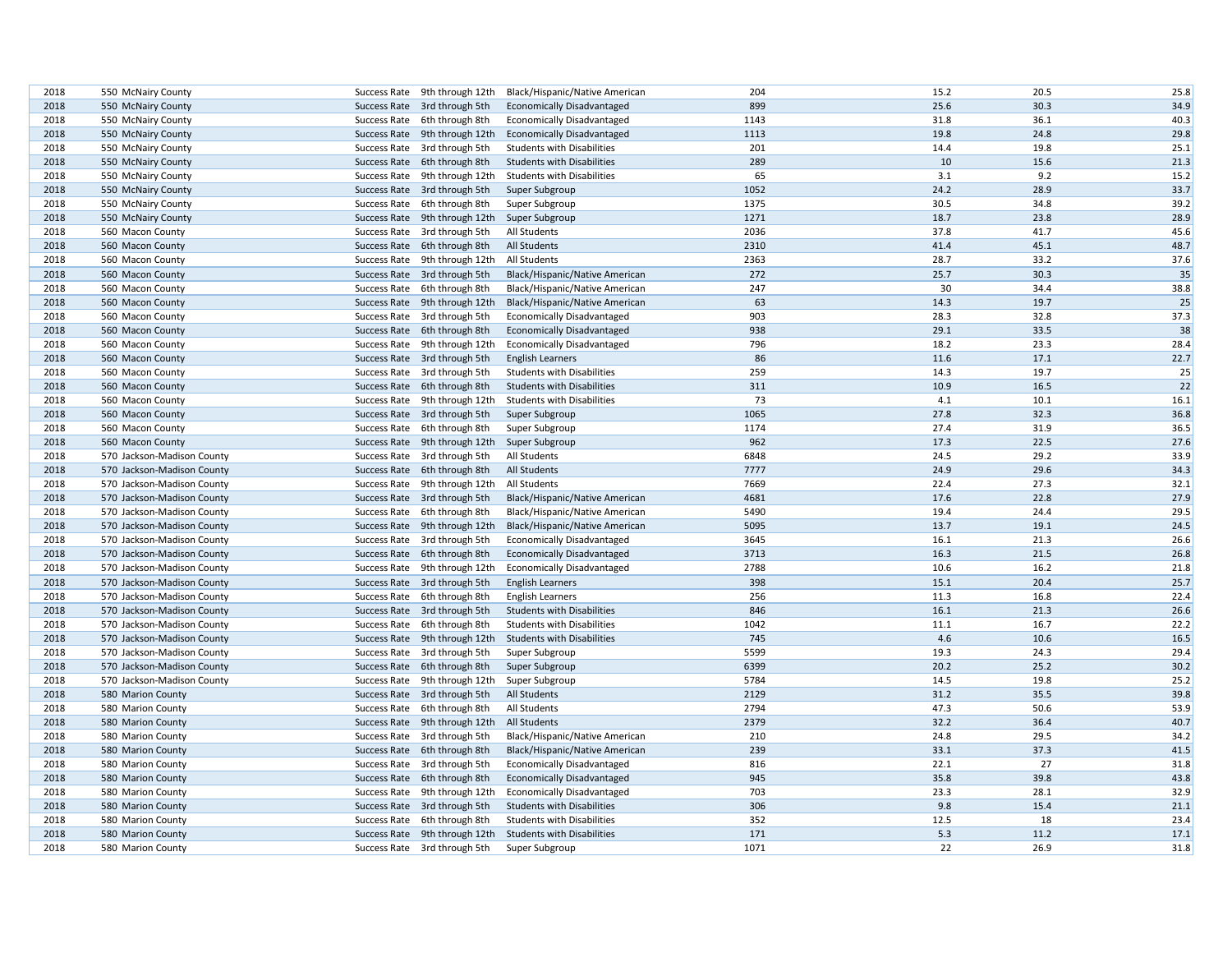| | | | | | | | | |
|---|---|---|---|---|---|---|---|---|
| 2018 | 550 McNairy County | Success Rate | 9th through 12th | Black/Hispanic/Native American | 204 | 15.2 | 20.5 | 25.8 |
| 2018 | 550 McNairy County | Success Rate | 3rd through 5th | Economically Disadvantaged | 899 | 25.6 | 30.3 | 34.9 |
| 2018 | 550 McNairy County | Success Rate | 6th through 8th | Economically Disadvantaged | 1143 | 31.8 | 36.1 | 40.3 |
| 2018 | 550 McNairy County | Success Rate | 9th through 12th | Economically Disadvantaged | 1113 | 19.8 | 24.8 | 29.8 |
| 2018 | 550 McNairy County | Success Rate | 3rd through 5th | Students with Disabilities | 201 | 14.4 | 19.8 | 25.1 |
| 2018 | 550 McNairy County | Success Rate | 6th through 8th | Students with Disabilities | 289 | 10 | 15.6 | 21.3 |
| 2018 | 550 McNairy County | Success Rate | 9th through 12th | Students with Disabilities | 65 | 3.1 | 9.2 | 15.2 |
| 2018 | 550 McNairy County | Success Rate | 3rd through 5th | Super Subgroup | 1052 | 24.2 | 28.9 | 33.7 |
| 2018 | 550 McNairy County | Success Rate | 6th through 8th | Super Subgroup | 1375 | 30.5 | 34.8 | 39.2 |
| 2018 | 550 McNairy County | Success Rate | 9th through 12th | Super Subgroup | 1271 | 18.7 | 23.8 | 28.9 |
| 2018 | 560 Macon County | Success Rate | 3rd through 5th | All Students | 2036 | 37.8 | 41.7 | 45.6 |
| 2018 | 560 Macon County | Success Rate | 6th through 8th | All Students | 2310 | 41.4 | 45.1 | 48.7 |
| 2018 | 560 Macon County | Success Rate | 9th through 12th | All Students | 2363 | 28.7 | 33.2 | 37.6 |
| 2018 | 560 Macon County | Success Rate | 3rd through 5th | Black/Hispanic/Native American | 272 | 25.7 | 30.3 | 35 |
| 2018 | 560 Macon County | Success Rate | 6th through 8th | Black/Hispanic/Native American | 247 | 30 | 34.4 | 38.8 |
| 2018 | 560 Macon County | Success Rate | 9th through 12th | Black/Hispanic/Native American | 63 | 14.3 | 19.7 | 25 |
| 2018 | 560 Macon County | Success Rate | 3rd through 5th | Economically Disadvantaged | 903 | 28.3 | 32.8 | 37.3 |
| 2018 | 560 Macon County | Success Rate | 6th through 8th | Economically Disadvantaged | 938 | 29.1 | 33.5 | 38 |
| 2018 | 560 Macon County | Success Rate | 9th through 12th | Economically Disadvantaged | 796 | 18.2 | 23.3 | 28.4 |
| 2018 | 560 Macon County | Success Rate | 3rd through 5th | English Learners | 86 | 11.6 | 17.1 | 22.7 |
| 2018 | 560 Macon County | Success Rate | 3rd through 5th | Students with Disabilities | 259 | 14.3 | 19.7 | 25 |
| 2018 | 560 Macon County | Success Rate | 6th through 8th | Students with Disabilities | 311 | 10.9 | 16.5 | 22 |
| 2018 | 560 Macon County | Success Rate | 9th through 12th | Students with Disabilities | 73 | 4.1 | 10.1 | 16.1 |
| 2018 | 560 Macon County | Success Rate | 3rd through 5th | Super Subgroup | 1065 | 27.8 | 32.3 | 36.8 |
| 2018 | 560 Macon County | Success Rate | 6th through 8th | Super Subgroup | 1174 | 27.4 | 31.9 | 36.5 |
| 2018 | 560 Macon County | Success Rate | 9th through 12th | Super Subgroup | 962 | 17.3 | 22.5 | 27.6 |
| 2018 | 570 Jackson-Madison County | Success Rate | 3rd through 5th | All Students | 6848 | 24.5 | 29.2 | 33.9 |
| 2018 | 570 Jackson-Madison County | Success Rate | 6th through 8th | All Students | 7777 | 24.9 | 29.6 | 34.3 |
| 2018 | 570 Jackson-Madison County | Success Rate | 9th through 12th | All Students | 7669 | 22.4 | 27.3 | 32.1 |
| 2018 | 570 Jackson-Madison County | Success Rate | 3rd through 5th | Black/Hispanic/Native American | 4681 | 17.6 | 22.8 | 27.9 |
| 2018 | 570 Jackson-Madison County | Success Rate | 6th through 8th | Black/Hispanic/Native American | 5490 | 19.4 | 24.4 | 29.5 |
| 2018 | 570 Jackson-Madison County | Success Rate | 9th through 12th | Black/Hispanic/Native American | 5095 | 13.7 | 19.1 | 24.5 |
| 2018 | 570 Jackson-Madison County | Success Rate | 3rd through 5th | Economically Disadvantaged | 3645 | 16.1 | 21.3 | 26.6 |
| 2018 | 570 Jackson-Madison County | Success Rate | 6th through 8th | Economically Disadvantaged | 3713 | 16.3 | 21.5 | 26.8 |
| 2018 | 570 Jackson-Madison County | Success Rate | 9th through 12th | Economically Disadvantaged | 2788 | 10.6 | 16.2 | 21.8 |
| 2018 | 570 Jackson-Madison County | Success Rate | 3rd through 5th | English Learners | 398 | 15.1 | 20.4 | 25.7 |
| 2018 | 570 Jackson-Madison County | Success Rate | 6th through 8th | English Learners | 256 | 11.3 | 16.8 | 22.4 |
| 2018 | 570 Jackson-Madison County | Success Rate | 3rd through 5th | Students with Disabilities | 846 | 16.1 | 21.3 | 26.6 |
| 2018 | 570 Jackson-Madison County | Success Rate | 6th through 8th | Students with Disabilities | 1042 | 11.1 | 16.7 | 22.2 |
| 2018 | 570 Jackson-Madison County | Success Rate | 9th through 12th | Students with Disabilities | 745 | 4.6 | 10.6 | 16.5 |
| 2018 | 570 Jackson-Madison County | Success Rate | 3rd through 5th | Super Subgroup | 5599 | 19.3 | 24.3 | 29.4 |
| 2018 | 570 Jackson-Madison County | Success Rate | 6th through 8th | Super Subgroup | 6399 | 20.2 | 25.2 | 30.2 |
| 2018 | 570 Jackson-Madison County | Success Rate | 9th through 12th | Super Subgroup | 5784 | 14.5 | 19.8 | 25.2 |
| 2018 | 580 Marion County | Success Rate | 3rd through 5th | All Students | 2129 | 31.2 | 35.5 | 39.8 |
| 2018 | 580 Marion County | Success Rate | 6th through 8th | All Students | 2794 | 47.3 | 50.6 | 53.9 |
| 2018 | 580 Marion County | Success Rate | 9th through 12th | All Students | 2379 | 32.2 | 36.4 | 40.7 |
| 2018 | 580 Marion County | Success Rate | 3rd through 5th | Black/Hispanic/Native American | 210 | 24.8 | 29.5 | 34.2 |
| 2018 | 580 Marion County | Success Rate | 6th through 8th | Black/Hispanic/Native American | 239 | 33.1 | 37.3 | 41.5 |
| 2018 | 580 Marion County | Success Rate | 3rd through 5th | Economically Disadvantaged | 816 | 22.1 | 27 | 31.8 |
| 2018 | 580 Marion County | Success Rate | 6th through 8th | Economically Disadvantaged | 945 | 35.8 | 39.8 | 43.8 |
| 2018 | 580 Marion County | Success Rate | 9th through 12th | Economically Disadvantaged | 703 | 23.3 | 28.1 | 32.9 |
| 2018 | 580 Marion County | Success Rate | 3rd through 5th | Students with Disabilities | 306 | 9.8 | 15.4 | 21.1 |
| 2018 | 580 Marion County | Success Rate | 6th through 8th | Students with Disabilities | 352 | 12.5 | 18 | 23.4 |
| 2018 | 580 Marion County | Success Rate | 9th through 12th | Students with Disabilities | 171 | 5.3 | 11.2 | 17.1 |
| 2018 | 580 Marion County | Success Rate | 3rd through 5th | Super Subgroup | 1071 | 22 | 26.9 | 31.8 |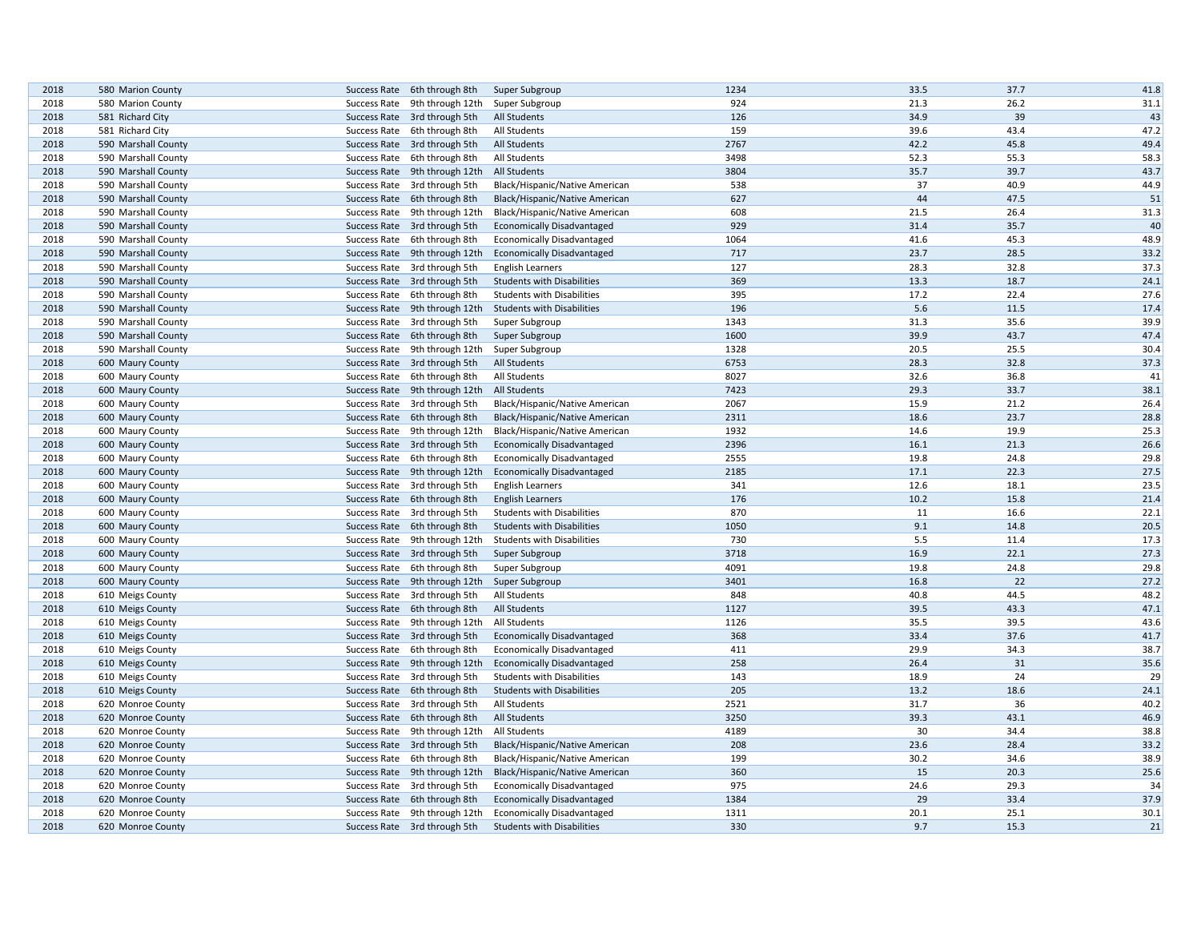| | | | | | | | | |
|---|---|---|---|---|---|---|---|---|
| 2018 | 580 Marion County | Success Rate | 6th through 8th | Super Subgroup | 1234 | 33.5 | 37.7 | 41.8 |
| 2018 | 580 Marion County | Success Rate | 9th through 12th | Super Subgroup | 924 | 21.3 | 26.2 | 31.1 |
| 2018 | 581 Richard City | Success Rate | 3rd through 5th | All Students | 126 | 34.9 | 39 | 43 |
| 2018 | 581 Richard City | Success Rate | 6th through 8th | All Students | 159 | 39.6 | 43.4 | 47.2 |
| 2018 | 590 Marshall County | Success Rate | 3rd through 5th | All Students | 2767 | 42.2 | 45.8 | 49.4 |
| 2018 | 590 Marshall County | Success Rate | 6th through 8th | All Students | 3498 | 52.3 | 55.3 | 58.3 |
| 2018 | 590 Marshall County | Success Rate | 9th through 12th | All Students | 3804 | 35.7 | 39.7 | 43.7 |
| 2018 | 590 Marshall County | Success Rate | 3rd through 5th | Black/Hispanic/Native American | 538 | 37 | 40.9 | 44.9 |
| 2018 | 590 Marshall County | Success Rate | 6th through 8th | Black/Hispanic/Native American | 627 | 44 | 47.5 | 51 |
| 2018 | 590 Marshall County | Success Rate | 9th through 12th | Black/Hispanic/Native American | 608 | 21.5 | 26.4 | 31.3 |
| 2018 | 590 Marshall County | Success Rate | 3rd through 5th | Economically Disadvantaged | 929 | 31.4 | 35.7 | 40 |
| 2018 | 590 Marshall County | Success Rate | 6th through 8th | Economically Disadvantaged | 1064 | 41.6 | 45.3 | 48.9 |
| 2018 | 590 Marshall County | Success Rate | 9th through 12th | Economically Disadvantaged | 717 | 23.7 | 28.5 | 33.2 |
| 2018 | 590 Marshall County | Success Rate | 3rd through 5th | English Learners | 127 | 28.3 | 32.8 | 37.3 |
| 2018 | 590 Marshall County | Success Rate | 3rd through 5th | Students with Disabilities | 369 | 13.3 | 18.7 | 24.1 |
| 2018 | 590 Marshall County | Success Rate | 6th through 8th | Students with Disabilities | 395 | 17.2 | 22.4 | 27.6 |
| 2018 | 590 Marshall County | Success Rate | 9th through 12th | Students with Disabilities | 196 | 5.6 | 11.5 | 17.4 |
| 2018 | 590 Marshall County | Success Rate | 3rd through 5th | Super Subgroup | 1343 | 31.3 | 35.6 | 39.9 |
| 2018 | 590 Marshall County | Success Rate | 6th through 8th | Super Subgroup | 1600 | 39.9 | 43.7 | 47.4 |
| 2018 | 590 Marshall County | Success Rate | 9th through 12th | Super Subgroup | 1328 | 20.5 | 25.5 | 30.4 |
| 2018 | 600 Maury County | Success Rate | 3rd through 5th | All Students | 6753 | 28.3 | 32.8 | 37.3 |
| 2018 | 600 Maury County | Success Rate | 6th through 8th | All Students | 8027 | 32.6 | 36.8 | 41 |
| 2018 | 600 Maury County | Success Rate | 9th through 12th | All Students | 7423 | 29.3 | 33.7 | 38.1 |
| 2018 | 600 Maury County | Success Rate | 3rd through 5th | Black/Hispanic/Native American | 2067 | 15.9 | 21.2 | 26.4 |
| 2018 | 600 Maury County | Success Rate | 6th through 8th | Black/Hispanic/Native American | 2311 | 18.6 | 23.7 | 28.8 |
| 2018 | 600 Maury County | Success Rate | 9th through 12th | Black/Hispanic/Native American | 1932 | 14.6 | 19.9 | 25.3 |
| 2018 | 600 Maury County | Success Rate | 3rd through 5th | Economically Disadvantaged | 2396 | 16.1 | 21.3 | 26.6 |
| 2018 | 600 Maury County | Success Rate | 6th through 8th | Economically Disadvantaged | 2555 | 19.8 | 24.8 | 29.8 |
| 2018 | 600 Maury County | Success Rate | 9th through 12th | Economically Disadvantaged | 2185 | 17.1 | 22.3 | 27.5 |
| 2018 | 600 Maury County | Success Rate | 3rd through 5th | English Learners | 341 | 12.6 | 18.1 | 23.5 |
| 2018 | 600 Maury County | Success Rate | 6th through 8th | English Learners | 176 | 10.2 | 15.8 | 21.4 |
| 2018 | 600 Maury County | Success Rate | 3rd through 5th | Students with Disabilities | 870 | 11 | 16.6 | 22.1 |
| 2018 | 600 Maury County | Success Rate | 6th through 8th | Students with Disabilities | 1050 | 9.1 | 14.8 | 20.5 |
| 2018 | 600 Maury County | Success Rate | 9th through 12th | Students with Disabilities | 730 | 5.5 | 11.4 | 17.3 |
| 2018 | 600 Maury County | Success Rate | 3rd through 5th | Super Subgroup | 3718 | 16.9 | 22.1 | 27.3 |
| 2018 | 600 Maury County | Success Rate | 6th through 8th | Super Subgroup | 4091 | 19.8 | 24.8 | 29.8 |
| 2018 | 600 Maury County | Success Rate | 9th through 12th | Super Subgroup | 3401 | 16.8 | 22 | 27.2 |
| 2018 | 610 Meigs County | Success Rate | 3rd through 5th | All Students | 848 | 40.8 | 44.5 | 48.2 |
| 2018 | 610 Meigs County | Success Rate | 6th through 8th | All Students | 1127 | 39.5 | 43.3 | 47.1 |
| 2018 | 610 Meigs County | Success Rate | 9th through 12th | All Students | 1126 | 35.5 | 39.5 | 43.6 |
| 2018 | 610 Meigs County | Success Rate | 3rd through 5th | Economically Disadvantaged | 368 | 33.4 | 37.6 | 41.7 |
| 2018 | 610 Meigs County | Success Rate | 6th through 8th | Economically Disadvantaged | 411 | 29.9 | 34.3 | 38.7 |
| 2018 | 610 Meigs County | Success Rate | 9th through 12th | Economically Disadvantaged | 258 | 26.4 | 31 | 35.6 |
| 2018 | 610 Meigs County | Success Rate | 3rd through 5th | Students with Disabilities | 143 | 18.9 | 24 | 29 |
| 2018 | 610 Meigs County | Success Rate | 6th through 8th | Students with Disabilities | 205 | 13.2 | 18.6 | 24.1 |
| 2018 | 620 Monroe County | Success Rate | 3rd through 5th | All Students | 2521 | 31.7 | 36 | 40.2 |
| 2018 | 620 Monroe County | Success Rate | 6th through 8th | All Students | 3250 | 39.3 | 43.1 | 46.9 |
| 2018 | 620 Monroe County | Success Rate | 9th through 12th | All Students | 4189 | 30 | 34.4 | 38.8 |
| 2018 | 620 Monroe County | Success Rate | 3rd through 5th | Black/Hispanic/Native American | 208 | 23.6 | 28.4 | 33.2 |
| 2018 | 620 Monroe County | Success Rate | 6th through 8th | Black/Hispanic/Native American | 199 | 30.2 | 34.6 | 38.9 |
| 2018 | 620 Monroe County | Success Rate | 9th through 12th | Black/Hispanic/Native American | 360 | 15 | 20.3 | 25.6 |
| 2018 | 620 Monroe County | Success Rate | 3rd through 5th | Economically Disadvantaged | 975 | 24.6 | 29.3 | 34 |
| 2018 | 620 Monroe County | Success Rate | 6th through 8th | Economically Disadvantaged | 1384 | 29 | 33.4 | 37.9 |
| 2018 | 620 Monroe County | Success Rate | 9th through 12th | Economically Disadvantaged | 1311 | 20.1 | 25.1 | 30.1 |
| 2018 | 620 Monroe County | Success Rate | 3rd through 5th | Students with Disabilities | 330 | 9.7 | 15.3 | 21 |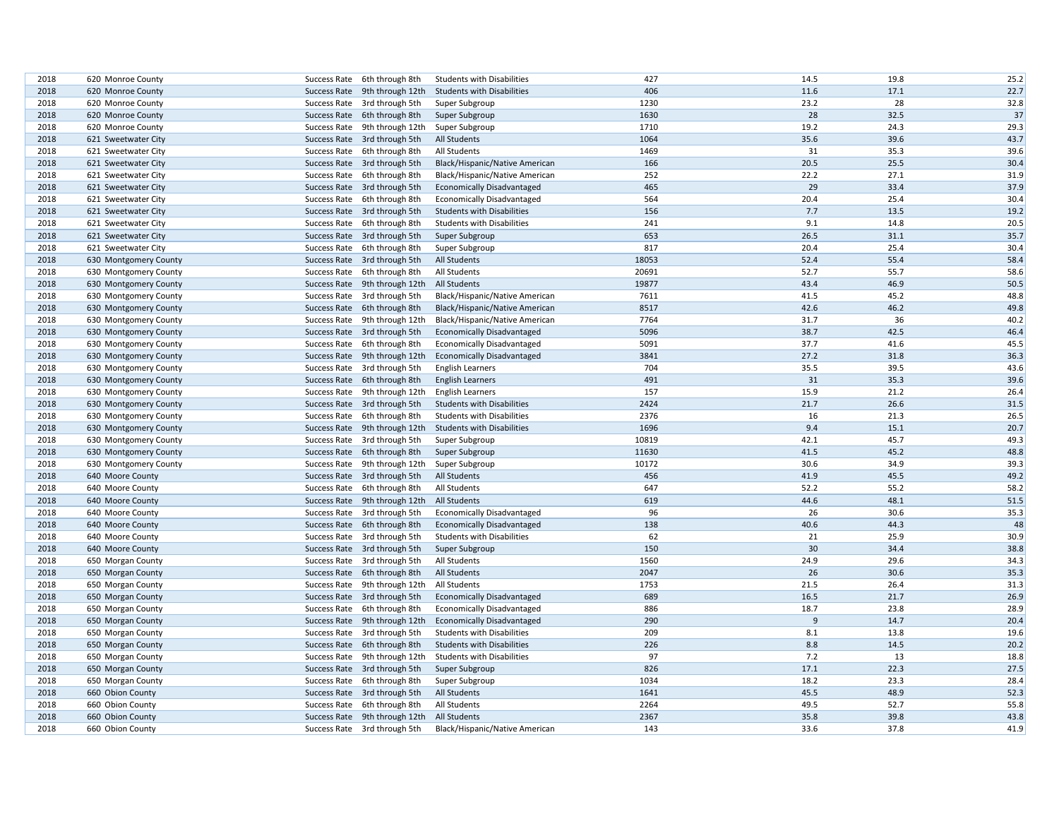| | | | | | | | | |
|---|---|---|---|---|---|---|---|---|
| 2018 | 620 Monroe County | Success Rate | 6th through 8th | Students with Disabilities | 427 | 14.5 | 19.8 | 25.2 |
| 2018 | 620 Monroe County | Success Rate | 9th through 12th | Students with Disabilities | 406 | 11.6 | 17.1 | 22.7 |
| 2018 | 620 Monroe County | Success Rate | 3rd through 5th | Super Subgroup | 1230 | 23.2 | 28 | 32.8 |
| 2018 | 620 Monroe County | Success Rate | 6th through 8th | Super Subgroup | 1630 | 28 | 32.5 | 37 |
| 2018 | 620 Monroe County | Success Rate | 9th through 12th | Super Subgroup | 1710 | 19.2 | 24.3 | 29.3 |
| 2018 | 621 Sweetwater City | Success Rate | 3rd through 5th | All Students | 1064 | 35.6 | 39.6 | 43.7 |
| 2018 | 621 Sweetwater City | Success Rate | 6th through 8th | All Students | 1469 | 31 | 35.3 | 39.6 |
| 2018 | 621 Sweetwater City | Success Rate | 3rd through 5th | Black/Hispanic/Native American | 166 | 20.5 | 25.5 | 30.4 |
| 2018 | 621 Sweetwater City | Success Rate | 6th through 8th | Black/Hispanic/Native American | 252 | 22.2 | 27.1 | 31.9 |
| 2018 | 621 Sweetwater City | Success Rate | 3rd through 5th | Economically Disadvantaged | 465 | 29 | 33.4 | 37.9 |
| 2018 | 621 Sweetwater City | Success Rate | 6th through 8th | Economically Disadvantaged | 564 | 20.4 | 25.4 | 30.4 |
| 2018 | 621 Sweetwater City | Success Rate | 3rd through 5th | Students with Disabilities | 156 | 7.7 | 13.5 | 19.2 |
| 2018 | 621 Sweetwater City | Success Rate | 6th through 8th | Students with Disabilities | 241 | 9.1 | 14.8 | 20.5 |
| 2018 | 621 Sweetwater City | Success Rate | 3rd through 5th | Super Subgroup | 653 | 26.5 | 31.1 | 35.7 |
| 2018 | 621 Sweetwater City | Success Rate | 6th through 8th | Super Subgroup | 817 | 20.4 | 25.4 | 30.4 |
| 2018 | 630 Montgomery County | Success Rate | 3rd through 5th | All Students | 18053 | 52.4 | 55.4 | 58.4 |
| 2018 | 630 Montgomery County | Success Rate | 6th through 8th | All Students | 20691 | 52.7 | 55.7 | 58.6 |
| 2018 | 630 Montgomery County | Success Rate | 9th through 12th | All Students | 19877 | 43.4 | 46.9 | 50.5 |
| 2018 | 630 Montgomery County | Success Rate | 3rd through 5th | Black/Hispanic/Native American | 7611 | 41.5 | 45.2 | 48.8 |
| 2018 | 630 Montgomery County | Success Rate | 6th through 8th | Black/Hispanic/Native American | 8517 | 42.6 | 46.2 | 49.8 |
| 2018 | 630 Montgomery County | Success Rate | 9th through 12th | Black/Hispanic/Native American | 7764 | 31.7 | 36 | 40.2 |
| 2018 | 630 Montgomery County | Success Rate | 3rd through 5th | Economically Disadvantaged | 5096 | 38.7 | 42.5 | 46.4 |
| 2018 | 630 Montgomery County | Success Rate | 6th through 8th | Economically Disadvantaged | 5091 | 37.7 | 41.6 | 45.5 |
| 2018 | 630 Montgomery County | Success Rate | 9th through 12th | Economically Disadvantaged | 3841 | 27.2 | 31.8 | 36.3 |
| 2018 | 630 Montgomery County | Success Rate | 3rd through 5th | English Learners | 704 | 35.5 | 39.5 | 43.6 |
| 2018 | 630 Montgomery County | Success Rate | 6th through 8th | English Learners | 491 | 31 | 35.3 | 39.6 |
| 2018 | 630 Montgomery County | Success Rate | 9th through 12th | English Learners | 157 | 15.9 | 21.2 | 26.4 |
| 2018 | 630 Montgomery County | Success Rate | 3rd through 5th | Students with Disabilities | 2424 | 21.7 | 26.6 | 31.5 |
| 2018 | 630 Montgomery County | Success Rate | 6th through 8th | Students with Disabilities | 2376 | 16 | 21.3 | 26.5 |
| 2018 | 630 Montgomery County | Success Rate | 9th through 12th | Students with Disabilities | 1696 | 9.4 | 15.1 | 20.7 |
| 2018 | 630 Montgomery County | Success Rate | 3rd through 5th | Super Subgroup | 10819 | 42.1 | 45.7 | 49.3 |
| 2018 | 630 Montgomery County | Success Rate | 6th through 8th | Super Subgroup | 11630 | 41.5 | 45.2 | 48.8 |
| 2018 | 630 Montgomery County | Success Rate | 9th through 12th | Super Subgroup | 10172 | 30.6 | 34.9 | 39.3 |
| 2018 | 640 Moore County | Success Rate | 3rd through 5th | All Students | 456 | 41.9 | 45.5 | 49.2 |
| 2018 | 640 Moore County | Success Rate | 6th through 8th | All Students | 647 | 52.2 | 55.2 | 58.2 |
| 2018 | 640 Moore County | Success Rate | 9th through 12th | All Students | 619 | 44.6 | 48.1 | 51.5 |
| 2018 | 640 Moore County | Success Rate | 3rd through 5th | Economically Disadvantaged | 96 | 26 | 30.6 | 35.3 |
| 2018 | 640 Moore County | Success Rate | 6th through 8th | Economically Disadvantaged | 138 | 40.6 | 44.3 | 48 |
| 2018 | 640 Moore County | Success Rate | 3rd through 5th | Students with Disabilities | 62 | 21 | 25.9 | 30.9 |
| 2018 | 640 Moore County | Success Rate | 3rd through 5th | Super Subgroup | 150 | 30 | 34.4 | 38.8 |
| 2018 | 650 Morgan County | Success Rate | 3rd through 5th | All Students | 1560 | 24.9 | 29.6 | 34.3 |
| 2018 | 650 Morgan County | Success Rate | 6th through 8th | All Students | 2047 | 26 | 30.6 | 35.3 |
| 2018 | 650 Morgan County | Success Rate | 9th through 12th | All Students | 1753 | 21.5 | 26.4 | 31.3 |
| 2018 | 650 Morgan County | Success Rate | 3rd through 5th | Economically Disadvantaged | 689 | 16.5 | 21.7 | 26.9 |
| 2018 | 650 Morgan County | Success Rate | 6th through 8th | Economically Disadvantaged | 886 | 18.7 | 23.8 | 28.9 |
| 2018 | 650 Morgan County | Success Rate | 9th through 12th | Economically Disadvantaged | 290 | 9 | 14.7 | 20.4 |
| 2018 | 650 Morgan County | Success Rate | 3rd through 5th | Students with Disabilities | 209 | 8.1 | 13.8 | 19.6 |
| 2018 | 650 Morgan County | Success Rate | 6th through 8th | Students with Disabilities | 226 | 8.8 | 14.5 | 20.2 |
| 2018 | 650 Morgan County | Success Rate | 9th through 12th | Students with Disabilities | 97 | 7.2 | 13 | 18.8 |
| 2018 | 650 Morgan County | Success Rate | 3rd through 5th | Super Subgroup | 826 | 17.1 | 22.3 | 27.5 |
| 2018 | 650 Morgan County | Success Rate | 6th through 8th | Super Subgroup | 1034 | 18.2 | 23.3 | 28.4 |
| 2018 | 660 Obion County | Success Rate | 3rd through 5th | All Students | 1641 | 45.5 | 48.9 | 52.3 |
| 2018 | 660 Obion County | Success Rate | 6th through 8th | All Students | 2264 | 49.5 | 52.7 | 55.8 |
| 2018 | 660 Obion County | Success Rate | 9th through 12th | All Students | 2367 | 35.8 | 39.8 | 43.8 |
| 2018 | 660 Obion County | Success Rate | 3rd through 5th | Black/Hispanic/Native American | 143 | 33.6 | 37.8 | 41.9 |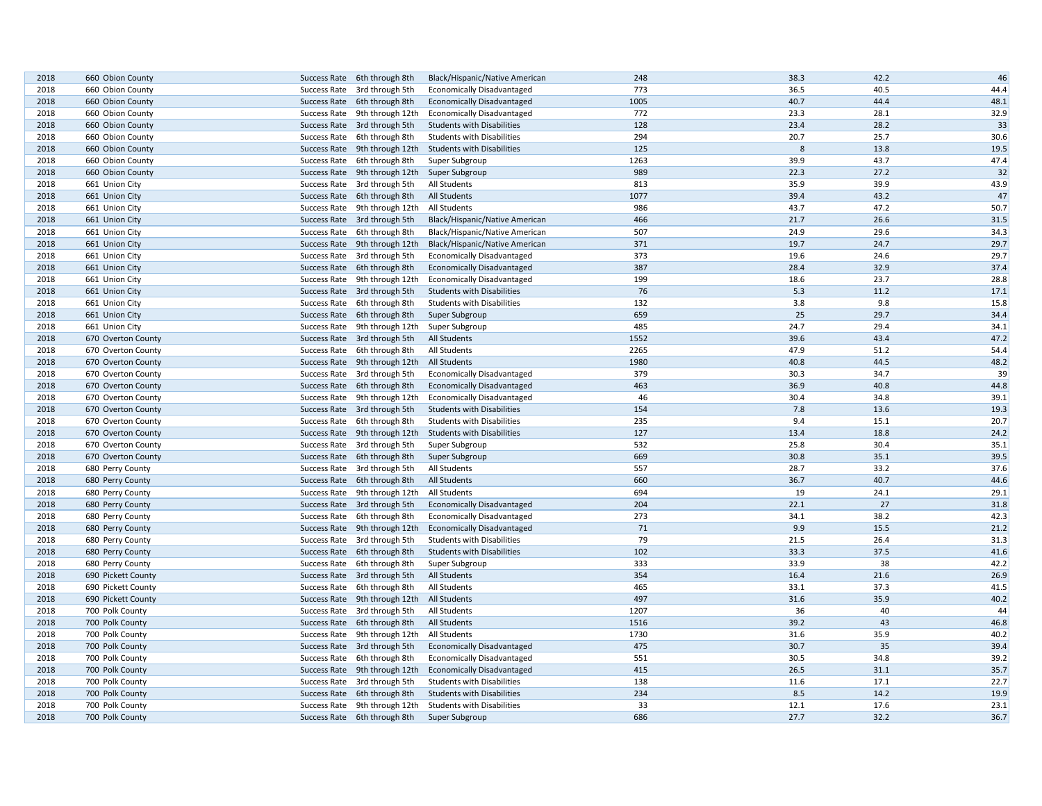| | | | | | | | | |
|---|---|---|---|---|---|---|---|---|
| 2018 | 660 Obion County | Success Rate | 6th through 8th | Black/Hispanic/Native American | 248 | 38.3 | 42.2 | 46 |
| 2018 | 660 Obion County | Success Rate | 3rd through 5th | Economically Disadvantaged | 773 | 36.5 | 40.5 | 44.4 |
| 2018 | 660 Obion County | Success Rate | 6th through 8th | Economically Disadvantaged | 1005 | 40.7 | 44.4 | 48.1 |
| 2018 | 660 Obion County | Success Rate | 9th through 12th | Economically Disadvantaged | 772 | 23.3 | 28.1 | 32.9 |
| 2018 | 660 Obion County | Success Rate | 3rd through 5th | Students with Disabilities | 128 | 23.4 | 28.2 | 33 |
| 2018 | 660 Obion County | Success Rate | 6th through 8th | Students with Disabilities | 294 | 20.7 | 25.7 | 30.6 |
| 2018 | 660 Obion County | Success Rate | 9th through 12th | Students with Disabilities | 125 | 8 | 13.8 | 19.5 |
| 2018 | 660 Obion County | Success Rate | 6th through 8th | Super Subgroup | 1263 | 39.9 | 43.7 | 47.4 |
| 2018 | 660 Obion County | Success Rate | 9th through 12th | Super Subgroup | 989 | 22.3 | 27.2 | 32 |
| 2018 | 661 Union City | Success Rate | 3rd through 5th | All Students | 813 | 35.9 | 39.9 | 43.9 |
| 2018 | 661 Union City | Success Rate | 6th through 8th | All Students | 1077 | 39.4 | 43.2 | 47 |
| 2018 | 661 Union City | Success Rate | 9th through 12th | All Students | 986 | 43.7 | 47.2 | 50.7 |
| 2018 | 661 Union City | Success Rate | 3rd through 5th | Black/Hispanic/Native American | 466 | 21.7 | 26.6 | 31.5 |
| 2018 | 661 Union City | Success Rate | 6th through 8th | Black/Hispanic/Native American | 507 | 24.9 | 29.6 | 34.3 |
| 2018 | 661 Union City | Success Rate | 9th through 12th | Black/Hispanic/Native American | 371 | 19.7 | 24.7 | 29.7 |
| 2018 | 661 Union City | Success Rate | 3rd through 5th | Economically Disadvantaged | 373 | 19.6 | 24.6 | 29.7 |
| 2018 | 661 Union City | Success Rate | 6th through 8th | Economically Disadvantaged | 387 | 28.4 | 32.9 | 37.4 |
| 2018 | 661 Union City | Success Rate | 9th through 12th | Economically Disadvantaged | 199 | 18.6 | 23.7 | 28.8 |
| 2018 | 661 Union City | Success Rate | 3rd through 5th | Students with Disabilities | 76 | 5.3 | 11.2 | 17.1 |
| 2018 | 661 Union City | Success Rate | 6th through 8th | Students with Disabilities | 132 | 3.8 | 9.8 | 15.8 |
| 2018 | 661 Union City | Success Rate | 6th through 8th | Super Subgroup | 659 | 25 | 29.7 | 34.4 |
| 2018 | 661 Union City | Success Rate | 9th through 12th | Super Subgroup | 485 | 24.7 | 29.4 | 34.1 |
| 2018 | 670 Overton County | Success Rate | 3rd through 5th | All Students | 1552 | 39.6 | 43.4 | 47.2 |
| 2018 | 670 Overton County | Success Rate | 6th through 8th | All Students | 2265 | 47.9 | 51.2 | 54.4 |
| 2018 | 670 Overton County | Success Rate | 9th through 12th | All Students | 1980 | 40.8 | 44.5 | 48.2 |
| 2018 | 670 Overton County | Success Rate | 3rd through 5th | Economically Disadvantaged | 379 | 30.3 | 34.7 | 39 |
| 2018 | 670 Overton County | Success Rate | 6th through 8th | Economically Disadvantaged | 463 | 36.9 | 40.8 | 44.8 |
| 2018 | 670 Overton County | Success Rate | 9th through 12th | Economically Disadvantaged | 46 | 30.4 | 34.8 | 39.1 |
| 2018 | 670 Overton County | Success Rate | 3rd through 5th | Students with Disabilities | 154 | 7.8 | 13.6 | 19.3 |
| 2018 | 670 Overton County | Success Rate | 6th through 8th | Students with Disabilities | 235 | 9.4 | 15.1 | 20.7 |
| 2018 | 670 Overton County | Success Rate | 9th through 12th | Students with Disabilities | 127 | 13.4 | 18.8 | 24.2 |
| 2018 | 670 Overton County | Success Rate | 3rd through 5th | Super Subgroup | 532 | 25.8 | 30.4 | 35.1 |
| 2018 | 670 Overton County | Success Rate | 6th through 8th | Super Subgroup | 669 | 30.8 | 35.1 | 39.5 |
| 2018 | 680 Perry County | Success Rate | 3rd through 5th | All Students | 557 | 28.7 | 33.2 | 37.6 |
| 2018 | 680 Perry County | Success Rate | 6th through 8th | All Students | 660 | 36.7 | 40.7 | 44.6 |
| 2018 | 680 Perry County | Success Rate | 9th through 12th | All Students | 694 | 19 | 24.1 | 29.1 |
| 2018 | 680 Perry County | Success Rate | 3rd through 5th | Economically Disadvantaged | 204 | 22.1 | 27 | 31.8 |
| 2018 | 680 Perry County | Success Rate | 6th through 8th | Economically Disadvantaged | 273 | 34.1 | 38.2 | 42.3 |
| 2018 | 680 Perry County | Success Rate | 9th through 12th | Economically Disadvantaged | 71 | 9.9 | 15.5 | 21.2 |
| 2018 | 680 Perry County | Success Rate | 3rd through 5th | Students with Disabilities | 79 | 21.5 | 26.4 | 31.3 |
| 2018 | 680 Perry County | Success Rate | 6th through 8th | Students with Disabilities | 102 | 33.3 | 37.5 | 41.6 |
| 2018 | 680 Perry County | Success Rate | 6th through 8th | Super Subgroup | 333 | 33.9 | 38 | 42.2 |
| 2018 | 690 Pickett County | Success Rate | 3rd through 5th | All Students | 354 | 16.4 | 21.6 | 26.9 |
| 2018 | 690 Pickett County | Success Rate | 6th through 8th | All Students | 465 | 33.1 | 37.3 | 41.5 |
| 2018 | 690 Pickett County | Success Rate | 9th through 12th | All Students | 497 | 31.6 | 35.9 | 40.2 |
| 2018 | 700 Polk County | Success Rate | 3rd through 5th | All Students | 1207 | 36 | 40 | 44 |
| 2018 | 700 Polk County | Success Rate | 6th through 8th | All Students | 1516 | 39.2 | 43 | 46.8 |
| 2018 | 700 Polk County | Success Rate | 9th through 12th | All Students | 1730 | 31.6 | 35.9 | 40.2 |
| 2018 | 700 Polk County | Success Rate | 3rd through 5th | Economically Disadvantaged | 475 | 30.7 | 35 | 39.4 |
| 2018 | 700 Polk County | Success Rate | 6th through 8th | Economically Disadvantaged | 551 | 30.5 | 34.8 | 39.2 |
| 2018 | 700 Polk County | Success Rate | 9th through 12th | Economically Disadvantaged | 415 | 26.5 | 31.1 | 35.7 |
| 2018 | 700 Polk County | Success Rate | 3rd through 5th | Students with Disabilities | 138 | 11.6 | 17.1 | 22.7 |
| 2018 | 700 Polk County | Success Rate | 6th through 8th | Students with Disabilities | 234 | 8.5 | 14.2 | 19.9 |
| 2018 | 700 Polk County | Success Rate | 9th through 12th | Students with Disabilities | 33 | 12.1 | 17.6 | 23.1 |
| 2018 | 700 Polk County | Success Rate | 6th through 8th | Super Subgroup | 686 | 27.7 | 32.2 | 36.7 |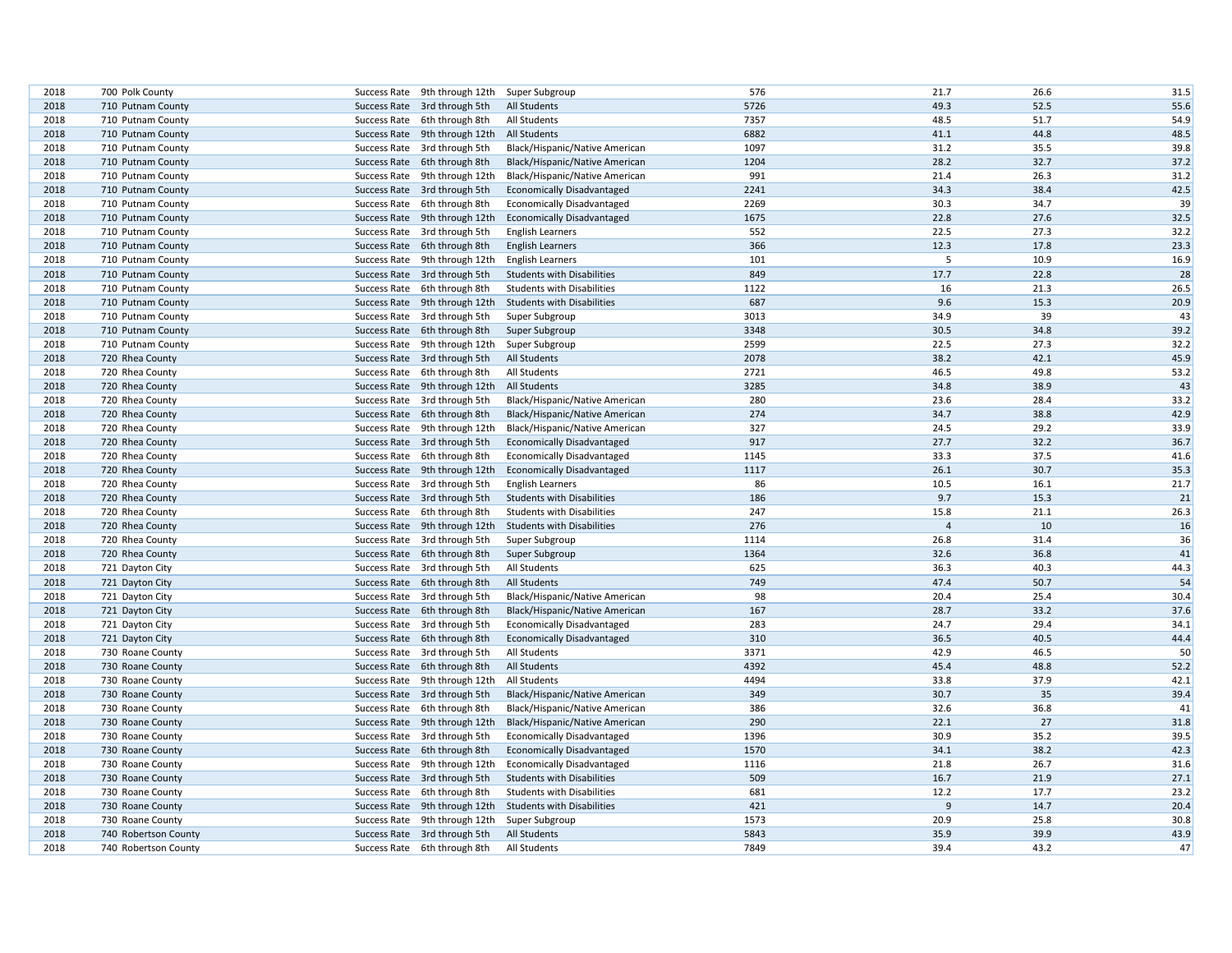| | | | | | | | | |
|---|---|---|---|---|---|---|---|---|
| 2018 | 700 Polk County | Success Rate | 9th through 12th | Super Subgroup | 576 | 21.7 | 26.6 | 31.5 |
| 2018 | 710 Putnam County | Success Rate | 3rd through 5th | All Students | 5726 | 49.3 | 52.5 | 55.6 |
| 2018 | 710 Putnam County | Success Rate | 6th through 8th | All Students | 7357 | 48.5 | 51.7 | 54.9 |
| 2018 | 710 Putnam County | Success Rate | 9th through 12th | All Students | 6882 | 41.1 | 44.8 | 48.5 |
| 2018 | 710 Putnam County | Success Rate | 3rd through 5th | Black/Hispanic/Native American | 1097 | 31.2 | 35.5 | 39.8 |
| 2018 | 710 Putnam County | Success Rate | 6th through 8th | Black/Hispanic/Native American | 1204 | 28.2 | 32.7 | 37.2 |
| 2018 | 710 Putnam County | Success Rate | 9th through 12th | Black/Hispanic/Native American | 991 | 21.4 | 26.3 | 31.2 |
| 2018 | 710 Putnam County | Success Rate | 3rd through 5th | Economically Disadvantaged | 2241 | 34.3 | 38.4 | 42.5 |
| 2018 | 710 Putnam County | Success Rate | 6th through 8th | Economically Disadvantaged | 2269 | 30.3 | 34.7 | 39 |
| 2018 | 710 Putnam County | Success Rate | 9th through 12th | Economically Disadvantaged | 1675 | 22.8 | 27.6 | 32.5 |
| 2018 | 710 Putnam County | Success Rate | 3rd through 5th | English Learners | 552 | 22.5 | 27.3 | 32.2 |
| 2018 | 710 Putnam County | Success Rate | 6th through 8th | English Learners | 366 | 12.3 | 17.8 | 23.3 |
| 2018 | 710 Putnam County | Success Rate | 9th through 12th | English Learners | 101 | 5 | 10.9 | 16.9 |
| 2018 | 710 Putnam County | Success Rate | 3rd through 5th | Students with Disabilities | 849 | 17.7 | 22.8 | 28 |
| 2018 | 710 Putnam County | Success Rate | 6th through 8th | Students with Disabilities | 1122 | 16 | 21.3 | 26.5 |
| 2018 | 710 Putnam County | Success Rate | 9th through 12th | Students with Disabilities | 687 | 9.6 | 15.3 | 20.9 |
| 2018 | 710 Putnam County | Success Rate | 3rd through 5th | Super Subgroup | 3013 | 34.9 | 39 | 43 |
| 2018 | 710 Putnam County | Success Rate | 6th through 8th | Super Subgroup | 3348 | 30.5 | 34.8 | 39.2 |
| 2018 | 710 Putnam County | Success Rate | 9th through 12th | Super Subgroup | 2599 | 22.5 | 27.3 | 32.2 |
| 2018 | 720 Rhea County | Success Rate | 3rd through 5th | All Students | 2078 | 38.2 | 42.1 | 45.9 |
| 2018 | 720 Rhea County | Success Rate | 6th through 8th | All Students | 2721 | 46.5 | 49.8 | 53.2 |
| 2018 | 720 Rhea County | Success Rate | 9th through 12th | All Students | 3285 | 34.8 | 38.9 | 43 |
| 2018 | 720 Rhea County | Success Rate | 3rd through 5th | Black/Hispanic/Native American | 280 | 23.6 | 28.4 | 33.2 |
| 2018 | 720 Rhea County | Success Rate | 6th through 8th | Black/Hispanic/Native American | 274 | 34.7 | 38.8 | 42.9 |
| 2018 | 720 Rhea County | Success Rate | 9th through 12th | Black/Hispanic/Native American | 327 | 24.5 | 29.2 | 33.9 |
| 2018 | 720 Rhea County | Success Rate | 3rd through 5th | Economically Disadvantaged | 917 | 27.7 | 32.2 | 36.7 |
| 2018 | 720 Rhea County | Success Rate | 6th through 8th | Economically Disadvantaged | 1145 | 33.3 | 37.5 | 41.6 |
| 2018 | 720 Rhea County | Success Rate | 9th through 12th | Economically Disadvantaged | 1117 | 26.1 | 30.7 | 35.3 |
| 2018 | 720 Rhea County | Success Rate | 3rd through 5th | English Learners | 86 | 10.5 | 16.1 | 21.7 |
| 2018 | 720 Rhea County | Success Rate | 3rd through 5th | Students with Disabilities | 186 | 9.7 | 15.3 | 21 |
| 2018 | 720 Rhea County | Success Rate | 6th through 8th | Students with Disabilities | 247 | 15.8 | 21.1 | 26.3 |
| 2018 | 720 Rhea County | Success Rate | 9th through 12th | Students with Disabilities | 276 | 4 | 10 | 16 |
| 2018 | 720 Rhea County | Success Rate | 3rd through 5th | Super Subgroup | 1114 | 26.8 | 31.4 | 36 |
| 2018 | 720 Rhea County | Success Rate | 6th through 8th | Super Subgroup | 1364 | 32.6 | 36.8 | 41 |
| 2018 | 721 Dayton City | Success Rate | 3rd through 5th | All Students | 625 | 36.3 | 40.3 | 44.3 |
| 2018 | 721 Dayton City | Success Rate | 6th through 8th | All Students | 749 | 47.4 | 50.7 | 54 |
| 2018 | 721 Dayton City | Success Rate | 3rd through 5th | Black/Hispanic/Native American | 98 | 20.4 | 25.4 | 30.4 |
| 2018 | 721 Dayton City | Success Rate | 6th through 8th | Black/Hispanic/Native American | 167 | 28.7 | 33.2 | 37.6 |
| 2018 | 721 Dayton City | Success Rate | 3rd through 5th | Economically Disadvantaged | 283 | 24.7 | 29.4 | 34.1 |
| 2018 | 721 Dayton City | Success Rate | 6th through 8th | Economically Disadvantaged | 310 | 36.5 | 40.5 | 44.4 |
| 2018 | 730 Roane County | Success Rate | 3rd through 5th | All Students | 3371 | 42.9 | 46.5 | 50 |
| 2018 | 730 Roane County | Success Rate | 6th through 8th | All Students | 4392 | 45.4 | 48.8 | 52.2 |
| 2018 | 730 Roane County | Success Rate | 9th through 12th | All Students | 4494 | 33.8 | 37.9 | 42.1 |
| 2018 | 730 Roane County | Success Rate | 3rd through 5th | Black/Hispanic/Native American | 349 | 30.7 | 35 | 39.4 |
| 2018 | 730 Roane County | Success Rate | 6th through 8th | Black/Hispanic/Native American | 386 | 32.6 | 36.8 | 41 |
| 2018 | 730 Roane County | Success Rate | 9th through 12th | Black/Hispanic/Native American | 290 | 22.1 | 27 | 31.8 |
| 2018 | 730 Roane County | Success Rate | 3rd through 5th | Economically Disadvantaged | 1396 | 30.9 | 35.2 | 39.5 |
| 2018 | 730 Roane County | Success Rate | 6th through 8th | Economically Disadvantaged | 1570 | 34.1 | 38.2 | 42.3 |
| 2018 | 730 Roane County | Success Rate | 9th through 12th | Economically Disadvantaged | 1116 | 21.8 | 26.7 | 31.6 |
| 2018 | 730 Roane County | Success Rate | 3rd through 5th | Students with Disabilities | 509 | 16.7 | 21.9 | 27.1 |
| 2018 | 730 Roane County | Success Rate | 6th through 8th | Students with Disabilities | 681 | 12.2 | 17.7 | 23.2 |
| 2018 | 730 Roane County | Success Rate | 9th through 12th | Students with Disabilities | 421 | 9 | 14.7 | 20.4 |
| 2018 | 730 Roane County | Success Rate | 9th through 12th | Super Subgroup | 1573 | 20.9 | 25.8 | 30.8 |
| 2018 | 740 Robertson County | Success Rate | 3rd through 5th | All Students | 5843 | 35.9 | 39.9 | 43.9 |
| 2018 | 740 Robertson County | Success Rate | 6th through 8th | All Students | 7849 | 39.4 | 43.2 | 47 |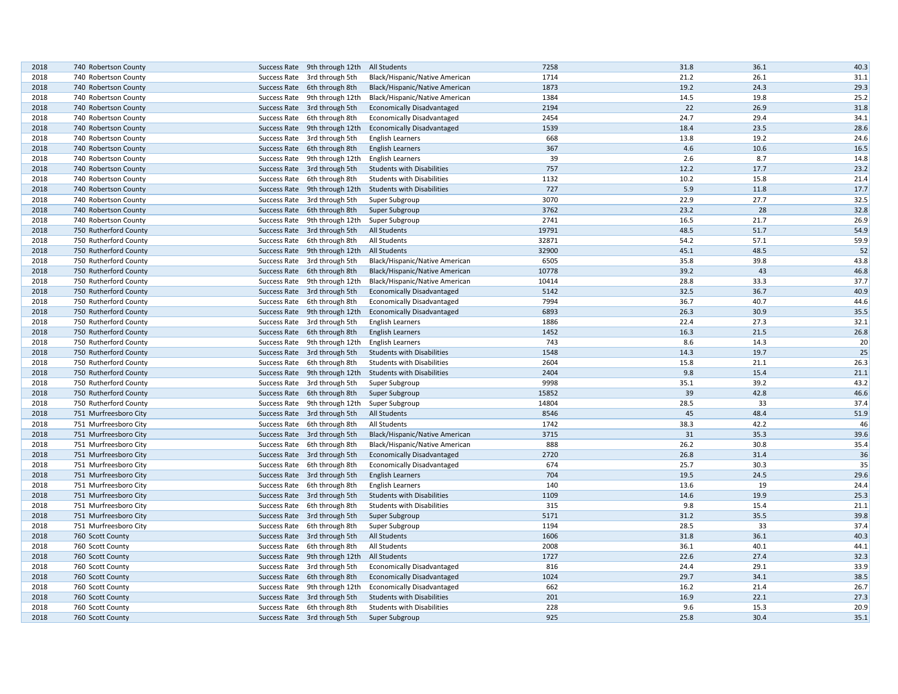| | | | | | | | | |
|---|---|---|---|---|---|---|---|---|
| 2018 | 740 Robertson County | Success Rate | 9th through 12th | All Students | 7258 | 31.8 | 36.1 | 40.3 |
| 2018 | 740 Robertson County | Success Rate | 3rd through 5th | Black/Hispanic/Native American | 1714 | 21.2 | 26.1 | 31.1 |
| 2018 | 740 Robertson County | Success Rate | 6th through 8th | Black/Hispanic/Native American | 1873 | 19.2 | 24.3 | 29.3 |
| 2018 | 740 Robertson County | Success Rate | 9th through 12th | Black/Hispanic/Native American | 1384 | 14.5 | 19.8 | 25.2 |
| 2018 | 740 Robertson County | Success Rate | 3rd through 5th | Economically Disadvantaged | 2194 | 22 | 26.9 | 31.8 |
| 2018 | 740 Robertson County | Success Rate | 6th through 8th | Economically Disadvantaged | 2454 | 24.7 | 29.4 | 34.1 |
| 2018 | 740 Robertson County | Success Rate | 9th through 12th | Economically Disadvantaged | 1539 | 18.4 | 23.5 | 28.6 |
| 2018 | 740 Robertson County | Success Rate | 3rd through 5th | English Learners | 668 | 13.8 | 19.2 | 24.6 |
| 2018 | 740 Robertson County | Success Rate | 6th through 8th | English Learners | 367 | 4.6 | 10.6 | 16.5 |
| 2018 | 740 Robertson County | Success Rate | 9th through 12th | English Learners | 39 | 2.6 | 8.7 | 14.8 |
| 2018 | 740 Robertson County | Success Rate | 3rd through 5th | Students with Disabilities | 757 | 12.2 | 17.7 | 23.2 |
| 2018 | 740 Robertson County | Success Rate | 6th through 8th | Students with Disabilities | 1132 | 10.2 | 15.8 | 21.4 |
| 2018 | 740 Robertson County | Success Rate | 9th through 12th | Students with Disabilities | 727 | 5.9 | 11.8 | 17.7 |
| 2018 | 740 Robertson County | Success Rate | 3rd through 5th | Super Subgroup | 3070 | 22.9 | 27.7 | 32.5 |
| 2018 | 740 Robertson County | Success Rate | 6th through 8th | Super Subgroup | 3762 | 23.2 | 28 | 32.8 |
| 2018 | 740 Robertson County | Success Rate | 9th through 12th | Super Subgroup | 2741 | 16.5 | 21.7 | 26.9 |
| 2018 | 750 Rutherford County | Success Rate | 3rd through 5th | All Students | 19791 | 48.5 | 51.7 | 54.9 |
| 2018 | 750 Rutherford County | Success Rate | 6th through 8th | All Students | 32871 | 54.2 | 57.1 | 59.9 |
| 2018 | 750 Rutherford County | Success Rate | 9th through 12th | All Students | 32900 | 45.1 | 48.5 | 52 |
| 2018 | 750 Rutherford County | Success Rate | 3rd through 5th | Black/Hispanic/Native American | 6505 | 35.8 | 39.8 | 43.8 |
| 2018 | 750 Rutherford County | Success Rate | 6th through 8th | Black/Hispanic/Native American | 10778 | 39.2 | 43 | 46.8 |
| 2018 | 750 Rutherford County | Success Rate | 9th through 12th | Black/Hispanic/Native American | 10414 | 28.8 | 33.3 | 37.7 |
| 2018 | 750 Rutherford County | Success Rate | 3rd through 5th | Economically Disadvantaged | 5142 | 32.5 | 36.7 | 40.9 |
| 2018 | 750 Rutherford County | Success Rate | 6th through 8th | Economically Disadvantaged | 7994 | 36.7 | 40.7 | 44.6 |
| 2018 | 750 Rutherford County | Success Rate | 9th through 12th | Economically Disadvantaged | 6893 | 26.3 | 30.9 | 35.5 |
| 2018 | 750 Rutherford County | Success Rate | 3rd through 5th | English Learners | 1886 | 22.4 | 27.3 | 32.1 |
| 2018 | 750 Rutherford County | Success Rate | 6th through 8th | English Learners | 1452 | 16.3 | 21.5 | 26.8 |
| 2018 | 750 Rutherford County | Success Rate | 9th through 12th | English Learners | 743 | 8.6 | 14.3 | 20 |
| 2018 | 750 Rutherford County | Success Rate | 3rd through 5th | Students with Disabilities | 1548 | 14.3 | 19.7 | 25 |
| 2018 | 750 Rutherford County | Success Rate | 6th through 8th | Students with Disabilities | 2604 | 15.8 | 21.1 | 26.3 |
| 2018 | 750 Rutherford County | Success Rate | 9th through 12th | Students with Disabilities | 2404 | 9.8 | 15.4 | 21.1 |
| 2018 | 750 Rutherford County | Success Rate | 3rd through 5th | Super Subgroup | 9998 | 35.1 | 39.2 | 43.2 |
| 2018 | 750 Rutherford County | Success Rate | 6th through 8th | Super Subgroup | 15852 | 39 | 42.8 | 46.6 |
| 2018 | 750 Rutherford County | Success Rate | 9th through 12th | Super Subgroup | 14804 | 28.5 | 33 | 37.4 |
| 2018 | 751 Murfreesboro City | Success Rate | 3rd through 5th | All Students | 8546 | 45 | 48.4 | 51.9 |
| 2018 | 751 Murfreesboro City | Success Rate | 6th through 8th | All Students | 1742 | 38.3 | 42.2 | 46 |
| 2018 | 751 Murfreesboro City | Success Rate | 3rd through 5th | Black/Hispanic/Native American | 3715 | 31 | 35.3 | 39.6 |
| 2018 | 751 Murfreesboro City | Success Rate | 6th through 8th | Black/Hispanic/Native American | 888 | 26.2 | 30.8 | 35.4 |
| 2018 | 751 Murfreesboro City | Success Rate | 3rd through 5th | Economically Disadvantaged | 2720 | 26.8 | 31.4 | 36 |
| 2018 | 751 Murfreesboro City | Success Rate | 6th through 8th | Economically Disadvantaged | 674 | 25.7 | 30.3 | 35 |
| 2018 | 751 Murfreesboro City | Success Rate | 3rd through 5th | English Learners | 704 | 19.5 | 24.5 | 29.6 |
| 2018 | 751 Murfreesboro City | Success Rate | 6th through 8th | English Learners | 140 | 13.6 | 19 | 24.4 |
| 2018 | 751 Murfreesboro City | Success Rate | 3rd through 5th | Students with Disabilities | 1109 | 14.6 | 19.9 | 25.3 |
| 2018 | 751 Murfreesboro City | Success Rate | 6th through 8th | Students with Disabilities | 315 | 9.8 | 15.4 | 21.1 |
| 2018 | 751 Murfreesboro City | Success Rate | 3rd through 5th | Super Subgroup | 5171 | 31.2 | 35.5 | 39.8 |
| 2018 | 751 Murfreesboro City | Success Rate | 6th through 8th | Super Subgroup | 1194 | 28.5 | 33 | 37.4 |
| 2018 | 760 Scott County | Success Rate | 3rd through 5th | All Students | 1606 | 31.8 | 36.1 | 40.3 |
| 2018 | 760 Scott County | Success Rate | 6th through 8th | All Students | 2008 | 36.1 | 40.1 | 44.1 |
| 2018 | 760 Scott County | Success Rate | 9th through 12th | All Students | 1727 | 22.6 | 27.4 | 32.3 |
| 2018 | 760 Scott County | Success Rate | 3rd through 5th | Economically Disadvantaged | 816 | 24.4 | 29.1 | 33.9 |
| 2018 | 760 Scott County | Success Rate | 6th through 8th | Economically Disadvantaged | 1024 | 29.7 | 34.1 | 38.5 |
| 2018 | 760 Scott County | Success Rate | 9th through 12th | Economically Disadvantaged | 662 | 16.2 | 21.4 | 26.7 |
| 2018 | 760 Scott County | Success Rate | 3rd through 5th | Students with Disabilities | 201 | 16.9 | 22.1 | 27.3 |
| 2018 | 760 Scott County | Success Rate | 6th through 8th | Students with Disabilities | 228 | 9.6 | 15.3 | 20.9 |
| 2018 | 760 Scott County | Success Rate | 3rd through 5th | Super Subgroup | 925 | 25.8 | 30.4 | 35.1 |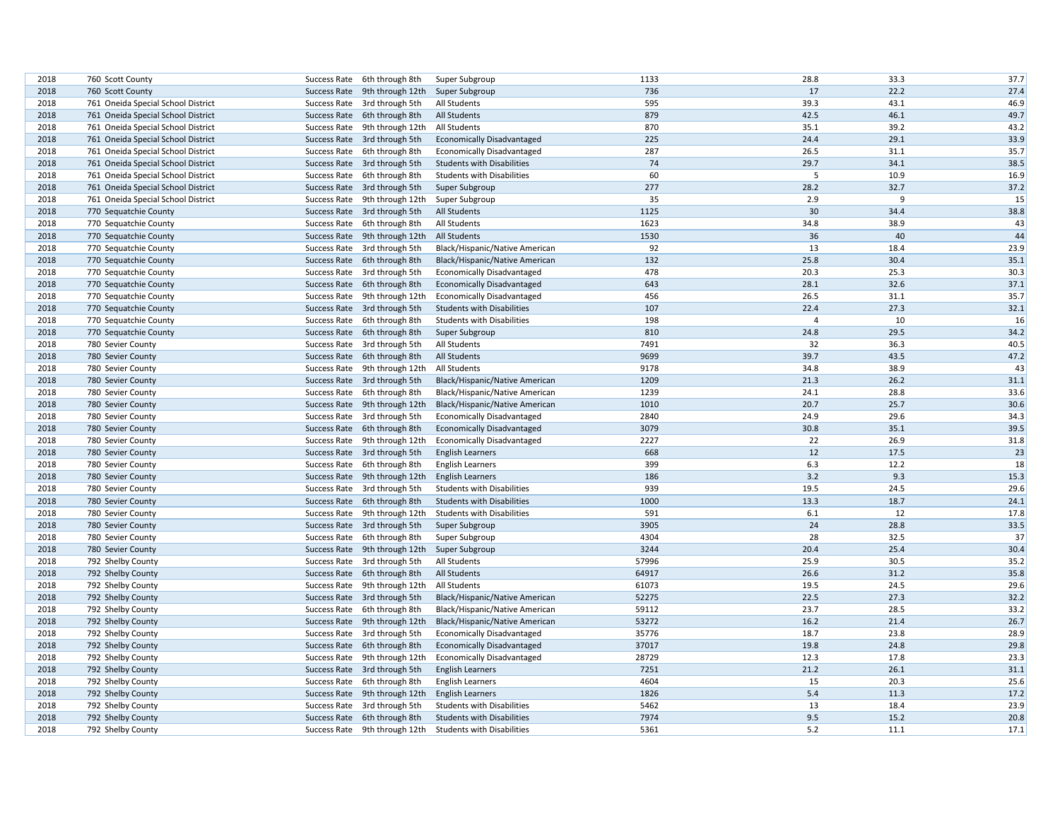| | | | | | | | | |
|---|---|---|---|---|---|---|---|---|
| 2018 | 760 Scott County | Success Rate | 6th through 8th | Super Subgroup | 1133 | 28.8 | 33.3 | 37.7 |
| 2018 | 760 Scott County | Success Rate | 9th through 12th | Super Subgroup | 736 | 17 | 22.2 | 27.4 |
| 2018 | 761 Oneida Special School District | Success Rate | 3rd through 5th | All Students | 595 | 39.3 | 43.1 | 46.9 |
| 2018 | 761 Oneida Special School District | Success Rate | 6th through 8th | All Students | 879 | 42.5 | 46.1 | 49.7 |
| 2018 | 761 Oneida Special School District | Success Rate | 9th through 12th | All Students | 870 | 35.1 | 39.2 | 43.2 |
| 2018 | 761 Oneida Special School District | Success Rate | 3rd through 5th | Economically Disadvantaged | 225 | 24.4 | 29.1 | 33.9 |
| 2018 | 761 Oneida Special School District | Success Rate | 6th through 8th | Economically Disadvantaged | 287 | 26.5 | 31.1 | 35.7 |
| 2018 | 761 Oneida Special School District | Success Rate | 3rd through 5th | Students with Disabilities | 74 | 29.7 | 34.1 | 38.5 |
| 2018 | 761 Oneida Special School District | Success Rate | 6th through 8th | Students with Disabilities | 60 | 5 | 10.9 | 16.9 |
| 2018 | 761 Oneida Special School District | Success Rate | 3rd through 5th | Super Subgroup | 277 | 28.2 | 32.7 | 37.2 |
| 2018 | 761 Oneida Special School District | Success Rate | 9th through 12th | Super Subgroup | 35 | 2.9 | 9 | 15 |
| 2018 | 770 Sequatchie County | Success Rate | 3rd through 5th | All Students | 1125 | 30 | 34.4 | 38.8 |
| 2018 | 770 Sequatchie County | Success Rate | 6th through 8th | All Students | 1623 | 34.8 | 38.9 | 43 |
| 2018 | 770 Sequatchie County | Success Rate | 9th through 12th | All Students | 1530 | 36 | 40 | 44 |
| 2018 | 770 Sequatchie County | Success Rate | 3rd through 5th | Black/Hispanic/Native American | 92 | 13 | 18.4 | 23.9 |
| 2018 | 770 Sequatchie County | Success Rate | 6th through 8th | Black/Hispanic/Native American | 132 | 25.8 | 30.4 | 35.1 |
| 2018 | 770 Sequatchie County | Success Rate | 3rd through 5th | Economically Disadvantaged | 478 | 20.3 | 25.3 | 30.3 |
| 2018 | 770 Sequatchie County | Success Rate | 6th through 8th | Economically Disadvantaged | 643 | 28.1 | 32.6 | 37.1 |
| 2018 | 770 Sequatchie County | Success Rate | 9th through 12th | Economically Disadvantaged | 456 | 26.5 | 31.1 | 35.7 |
| 2018 | 770 Sequatchie County | Success Rate | 3rd through 5th | Students with Disabilities | 107 | 22.4 | 27.3 | 32.1 |
| 2018 | 770 Sequatchie County | Success Rate | 6th through 8th | Students with Disabilities | 198 | 4 | 10 | 16 |
| 2018 | 770 Sequatchie County | Success Rate | 6th through 8th | Super Subgroup | 810 | 24.8 | 29.5 | 34.2 |
| 2018 | 780 Sevier County | Success Rate | 3rd through 5th | All Students | 7491 | 32 | 36.3 | 40.5 |
| 2018 | 780 Sevier County | Success Rate | 6th through 8th | All Students | 9699 | 39.7 | 43.5 | 47.2 |
| 2018 | 780 Sevier County | Success Rate | 9th through 12th | All Students | 9178 | 34.8 | 38.9 | 43 |
| 2018 | 780 Sevier County | Success Rate | 3rd through 5th | Black/Hispanic/Native American | 1209 | 21.3 | 26.2 | 31.1 |
| 2018 | 780 Sevier County | Success Rate | 6th through 8th | Black/Hispanic/Native American | 1239 | 24.1 | 28.8 | 33.6 |
| 2018 | 780 Sevier County | Success Rate | 9th through 12th | Black/Hispanic/Native American | 1010 | 20.7 | 25.7 | 30.6 |
| 2018 | 780 Sevier County | Success Rate | 3rd through 5th | Economically Disadvantaged | 2840 | 24.9 | 29.6 | 34.3 |
| 2018 | 780 Sevier County | Success Rate | 6th through 8th | Economically Disadvantaged | 3079 | 30.8 | 35.1 | 39.5 |
| 2018 | 780 Sevier County | Success Rate | 9th through 12th | Economically Disadvantaged | 2227 | 22 | 26.9 | 31.8 |
| 2018 | 780 Sevier County | Success Rate | 3rd through 5th | English Learners | 668 | 12 | 17.5 | 23 |
| 2018 | 780 Sevier County | Success Rate | 6th through 8th | English Learners | 399 | 6.3 | 12.2 | 18 |
| 2018 | 780 Sevier County | Success Rate | 9th through 12th | English Learners | 186 | 3.2 | 9.3 | 15.3 |
| 2018 | 780 Sevier County | Success Rate | 3rd through 5th | Students with Disabilities | 939 | 19.5 | 24.5 | 29.6 |
| 2018 | 780 Sevier County | Success Rate | 6th through 8th | Students with Disabilities | 1000 | 13.3 | 18.7 | 24.1 |
| 2018 | 780 Sevier County | Success Rate | 9th through 12th | Students with Disabilities | 591 | 6.1 | 12 | 17.8 |
| 2018 | 780 Sevier County | Success Rate | 3rd through 5th | Super Subgroup | 3905 | 24 | 28.8 | 33.5 |
| 2018 | 780 Sevier County | Success Rate | 6th through 8th | Super Subgroup | 4304 | 28 | 32.5 | 37 |
| 2018 | 780 Sevier County | Success Rate | 9th through 12th | Super Subgroup | 3244 | 20.4 | 25.4 | 30.4 |
| 2018 | 792 Shelby County | Success Rate | 3rd through 5th | All Students | 57996 | 25.9 | 30.5 | 35.2 |
| 2018 | 792 Shelby County | Success Rate | 6th through 8th | All Students | 64917 | 26.6 | 31.2 | 35.8 |
| 2018 | 792 Shelby County | Success Rate | 9th through 12th | All Students | 61073 | 19.5 | 24.5 | 29.6 |
| 2018 | 792 Shelby County | Success Rate | 3rd through 5th | Black/Hispanic/Native American | 52275 | 22.5 | 27.3 | 32.2 |
| 2018 | 792 Shelby County | Success Rate | 6th through 8th | Black/Hispanic/Native American | 59112 | 23.7 | 28.5 | 33.2 |
| 2018 | 792 Shelby County | Success Rate | 9th through 12th | Black/Hispanic/Native American | 53272 | 16.2 | 21.4 | 26.7 |
| 2018 | 792 Shelby County | Success Rate | 3rd through 5th | Economically Disadvantaged | 35776 | 18.7 | 23.8 | 28.9 |
| 2018 | 792 Shelby County | Success Rate | 6th through 8th | Economically Disadvantaged | 37017 | 19.8 | 24.8 | 29.8 |
| 2018 | 792 Shelby County | Success Rate | 9th through 12th | Economically Disadvantaged | 28729 | 12.3 | 17.8 | 23.3 |
| 2018 | 792 Shelby County | Success Rate | 3rd through 5th | English Learners | 7251 | 21.2 | 26.1 | 31.1 |
| 2018 | 792 Shelby County | Success Rate | 6th through 8th | English Learners | 4604 | 15 | 20.3 | 25.6 |
| 2018 | 792 Shelby County | Success Rate | 9th through 12th | English Learners | 1826 | 5.4 | 11.3 | 17.2 |
| 2018 | 792 Shelby County | Success Rate | 3rd through 5th | Students with Disabilities | 5462 | 13 | 18.4 | 23.9 |
| 2018 | 792 Shelby County | Success Rate | 6th through 8th | Students with Disabilities | 7974 | 9.5 | 15.2 | 20.8 |
| 2018 | 792 Shelby County | Success Rate | 9th through 12th | Students with Disabilities | 5361 | 5.2 | 11.1 | 17.1 |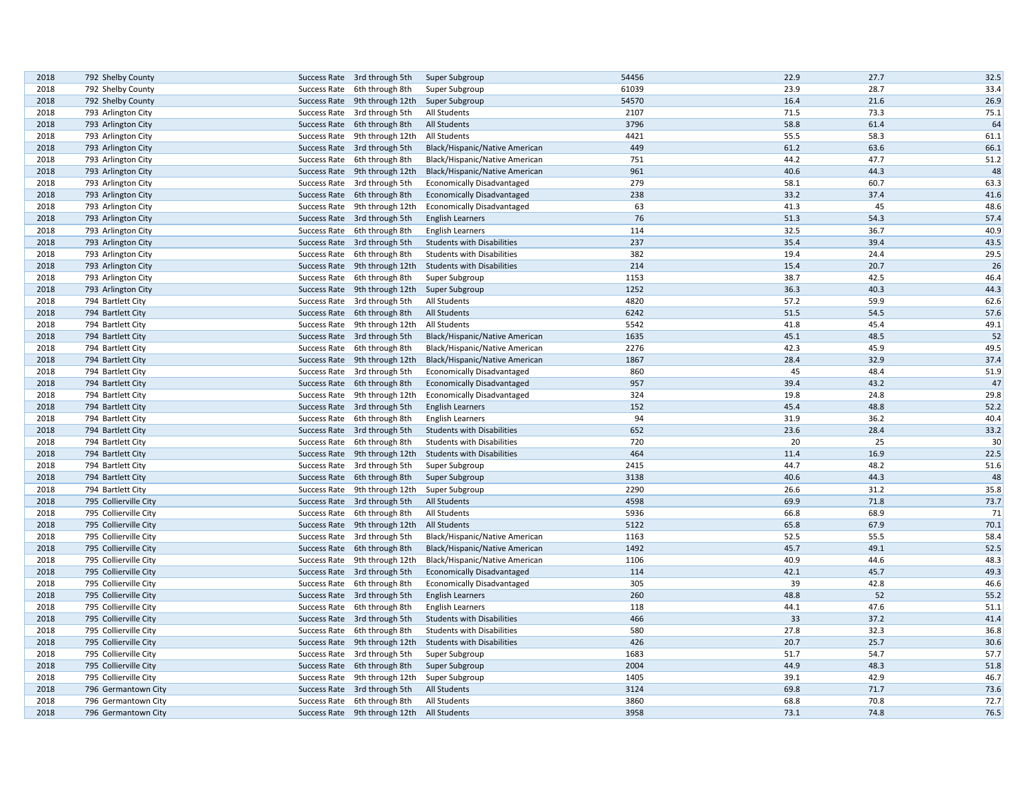| | | | | | | | | |
|---|---|---|---|---|---|---|---|---|
| 2018 | 792 Shelby County | Success Rate | 3rd through 5th | Super Subgroup | 54456 | 22.9 | 27.7 | 32.5 |
| 2018 | 792 Shelby County | Success Rate | 6th through 8th | Super Subgroup | 61039 | 23.9 | 28.7 | 33.4 |
| 2018 | 792 Shelby County | Success Rate | 9th through 12th | Super Subgroup | 54570 | 16.4 | 21.6 | 26.9 |
| 2018 | 793 Arlington City | Success Rate | 3rd through 5th | All Students | 2107 | 71.5 | 73.3 | 75.1 |
| 2018 | 793 Arlington City | Success Rate | 6th through 8th | All Students | 3796 | 58.8 | 61.4 | 64 |
| 2018 | 793 Arlington City | Success Rate | 9th through 12th | All Students | 4421 | 55.5 | 58.3 | 61.1 |
| 2018 | 793 Arlington City | Success Rate | 3rd through 5th | Black/Hispanic/Native American | 449 | 61.2 | 63.6 | 66.1 |
| 2018 | 793 Arlington City | Success Rate | 6th through 8th | Black/Hispanic/Native American | 751 | 44.2 | 47.7 | 51.2 |
| 2018 | 793 Arlington City | Success Rate | 9th through 12th | Black/Hispanic/Native American | 961 | 40.6 | 44.3 | 48 |
| 2018 | 793 Arlington City | Success Rate | 3rd through 5th | Economically Disadvantaged | 279 | 58.1 | 60.7 | 63.3 |
| 2018 | 793 Arlington City | Success Rate | 6th through 8th | Economically Disadvantaged | 238 | 33.2 | 37.4 | 41.6 |
| 2018 | 793 Arlington City | Success Rate | 9th through 12th | Economically Disadvantaged | 63 | 41.3 | 45 | 48.6 |
| 2018 | 793 Arlington City | Success Rate | 3rd through 5th | English Learners | 76 | 51.3 | 54.3 | 57.4 |
| 2018 | 793 Arlington City | Success Rate | 6th through 8th | English Learners | 114 | 32.5 | 36.7 | 40.9 |
| 2018 | 793 Arlington City | Success Rate | 3rd through 5th | Students with Disabilities | 237 | 35.4 | 39.4 | 43.5 |
| 2018 | 793 Arlington City | Success Rate | 6th through 8th | Students with Disabilities | 382 | 19.4 | 24.4 | 29.5 |
| 2018 | 793 Arlington City | Success Rate | 9th through 12th | Students with Disabilities | 214 | 15.4 | 20.7 | 26 |
| 2018 | 793 Arlington City | Success Rate | 6th through 8th | Super Subgroup | 1153 | 38.7 | 42.5 | 46.4 |
| 2018 | 793 Arlington City | Success Rate | 9th through 12th | Super Subgroup | 1252 | 36.3 | 40.3 | 44.3 |
| 2018 | 794 Bartlett City | Success Rate | 3rd through 5th | All Students | 4820 | 57.2 | 59.9 | 62.6 |
| 2018 | 794 Bartlett City | Success Rate | 6th through 8th | All Students | 6242 | 51.5 | 54.5 | 57.6 |
| 2018 | 794 Bartlett City | Success Rate | 9th through 12th | All Students | 5542 | 41.8 | 45.4 | 49.1 |
| 2018 | 794 Bartlett City | Success Rate | 3rd through 5th | Black/Hispanic/Native American | 1635 | 45.1 | 48.5 | 52 |
| 2018 | 794 Bartlett City | Success Rate | 6th through 8th | Black/Hispanic/Native American | 2276 | 42.3 | 45.9 | 49.5 |
| 2018 | 794 Bartlett City | Success Rate | 9th through 12th | Black/Hispanic/Native American | 1867 | 28.4 | 32.9 | 37.4 |
| 2018 | 794 Bartlett City | Success Rate | 3rd through 5th | Economically Disadvantaged | 860 | 45 | 48.4 | 51.9 |
| 2018 | 794 Bartlett City | Success Rate | 6th through 8th | Economically Disadvantaged | 957 | 39.4 | 43.2 | 47 |
| 2018 | 794 Bartlett City | Success Rate | 9th through 12th | Economically Disadvantaged | 324 | 19.8 | 24.8 | 29.8 |
| 2018 | 794 Bartlett City | Success Rate | 3rd through 5th | English Learners | 152 | 45.4 | 48.8 | 52.2 |
| 2018 | 794 Bartlett City | Success Rate | 6th through 8th | English Learners | 94 | 31.9 | 36.2 | 40.4 |
| 2018 | 794 Bartlett City | Success Rate | 3rd through 5th | Students with Disabilities | 652 | 23.6 | 28.4 | 33.2 |
| 2018 | 794 Bartlett City | Success Rate | 6th through 8th | Students with Disabilities | 720 | 20 | 25 | 30 |
| 2018 | 794 Bartlett City | Success Rate | 9th through 12th | Students with Disabilities | 464 | 11.4 | 16.9 | 22.5 |
| 2018 | 794 Bartlett City | Success Rate | 3rd through 5th | Super Subgroup | 2415 | 44.7 | 48.2 | 51.6 |
| 2018 | 794 Bartlett City | Success Rate | 6th through 8th | Super Subgroup | 3138 | 40.6 | 44.3 | 48 |
| 2018 | 794 Bartlett City | Success Rate | 9th through 12th | Super Subgroup | 2290 | 26.6 | 31.2 | 35.8 |
| 2018 | 795 Collierville City | Success Rate | 3rd through 5th | All Students | 4598 | 69.9 | 71.8 | 73.7 |
| 2018 | 795 Collierville City | Success Rate | 6th through 8th | All Students | 5936 | 66.8 | 68.9 | 71 |
| 2018 | 795 Collierville City | Success Rate | 9th through 12th | All Students | 5122 | 65.8 | 67.9 | 70.1 |
| 2018 | 795 Collierville City | Success Rate | 3rd through 5th | Black/Hispanic/Native American | 1163 | 52.5 | 55.5 | 58.4 |
| 2018 | 795 Collierville City | Success Rate | 6th through 8th | Black/Hispanic/Native American | 1492 | 45.7 | 49.1 | 52.5 |
| 2018 | 795 Collierville City | Success Rate | 9th through 12th | Black/Hispanic/Native American | 1106 | 40.9 | 44.6 | 48.3 |
| 2018 | 795 Collierville City | Success Rate | 3rd through 5th | Economically Disadvantaged | 114 | 42.1 | 45.7 | 49.3 |
| 2018 | 795 Collierville City | Success Rate | 6th through 8th | Economically Disadvantaged | 305 | 39 | 42.8 | 46.6 |
| 2018 | 795 Collierville City | Success Rate | 3rd through 5th | English Learners | 260 | 48.8 | 52 | 55.2 |
| 2018 | 795 Collierville City | Success Rate | 6th through 8th | English Learners | 118 | 44.1 | 47.6 | 51.1 |
| 2018 | 795 Collierville City | Success Rate | 3rd through 5th | Students with Disabilities | 466 | 33 | 37.2 | 41.4 |
| 2018 | 795 Collierville City | Success Rate | 6th through 8th | Students with Disabilities | 580 | 27.8 | 32.3 | 36.8 |
| 2018 | 795 Collierville City | Success Rate | 9th through 12th | Students with Disabilities | 426 | 20.7 | 25.7 | 30.6 |
| 2018 | 795 Collierville City | Success Rate | 3rd through 5th | Super Subgroup | 1683 | 51.7 | 54.7 | 57.7 |
| 2018 | 795 Collierville City | Success Rate | 6th through 8th | Super Subgroup | 2004 | 44.9 | 48.3 | 51.8 |
| 2018 | 795 Collierville City | Success Rate | 9th through 12th | Super Subgroup | 1405 | 39.1 | 42.9 | 46.7 |
| 2018 | 796 Germantown City | Success Rate | 3rd through 5th | All Students | 3124 | 69.8 | 71.7 | 73.6 |
| 2018 | 796 Germantown City | Success Rate | 6th through 8th | All Students | 3860 | 68.8 | 70.8 | 72.7 |
| 2018 | 796 Germantown City | Success Rate | 9th through 12th | All Students | 3958 | 73.1 | 74.8 | 76.5 |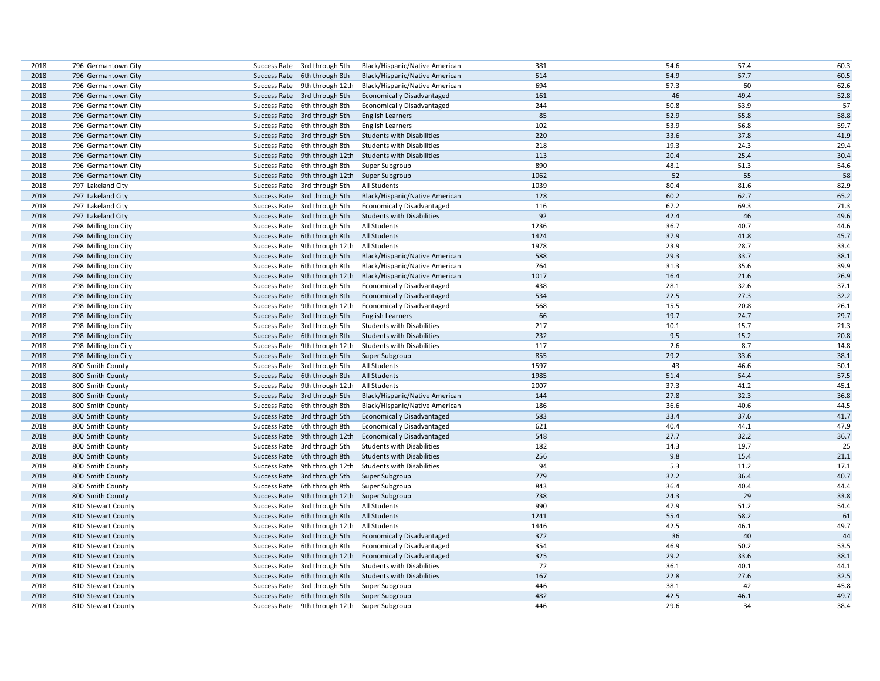| | | | | | | | | |
|---|---|---|---|---|---|---|---|---|
| 2018 | 796 Germantown City | Success Rate | 3rd through 5th | Black/Hispanic/Native American | 381 | 54.6 | 57.4 | 60.3 |
| 2018 | 796 Germantown City | Success Rate | 6th through 8th | Black/Hispanic/Native American | 514 | 54.9 | 57.7 | 60.5 |
| 2018 | 796 Germantown City | Success Rate | 9th through 12th | Black/Hispanic/Native American | 694 | 57.3 | 60 | 62.6 |
| 2018 | 796 Germantown City | Success Rate | 3rd through 5th | Economically Disadvantaged | 161 | 46 | 49.4 | 52.8 |
| 2018 | 796 Germantown City | Success Rate | 6th through 8th | Economically Disadvantaged | 244 | 50.8 | 53.9 | 57 |
| 2018 | 796 Germantown City | Success Rate | 3rd through 5th | English Learners | 85 | 52.9 | 55.8 | 58.8 |
| 2018 | 796 Germantown City | Success Rate | 6th through 8th | English Learners | 102 | 53.9 | 56.8 | 59.7 |
| 2018 | 796 Germantown City | Success Rate | 3rd through 5th | Students with Disabilities | 220 | 33.6 | 37.8 | 41.9 |
| 2018 | 796 Germantown City | Success Rate | 6th through 8th | Students with Disabilities | 218 | 19.3 | 24.3 | 29.4 |
| 2018 | 796 Germantown City | Success Rate | 9th through 12th | Students with Disabilities | 113 | 20.4 | 25.4 | 30.4 |
| 2018 | 796 Germantown City | Success Rate | 6th through 8th | Super Subgroup | 890 | 48.1 | 51.3 | 54.6 |
| 2018 | 796 Germantown City | Success Rate | 9th through 12th | Super Subgroup | 1062 | 52 | 55 | 58 |
| 2018 | 797 Lakeland City | Success Rate | 3rd through 5th | All Students | 1039 | 80.4 | 81.6 | 82.9 |
| 2018 | 797 Lakeland City | Success Rate | 3rd through 5th | Black/Hispanic/Native American | 128 | 60.2 | 62.7 | 65.2 |
| 2018 | 797 Lakeland City | Success Rate | 3rd through 5th | Economically Disadvantaged | 116 | 67.2 | 69.3 | 71.3 |
| 2018 | 797 Lakeland City | Success Rate | 3rd through 5th | Students with Disabilities | 92 | 42.4 | 46 | 49.6 |
| 2018 | 798 Millington City | Success Rate | 3rd through 5th | All Students | 1236 | 36.7 | 40.7 | 44.6 |
| 2018 | 798 Millington City | Success Rate | 6th through 8th | All Students | 1424 | 37.9 | 41.8 | 45.7 |
| 2018 | 798 Millington City | Success Rate | 9th through 12th | All Students | 1978 | 23.9 | 28.7 | 33.4 |
| 2018 | 798 Millington City | Success Rate | 3rd through 5th | Black/Hispanic/Native American | 588 | 29.3 | 33.7 | 38.1 |
| 2018 | 798 Millington City | Success Rate | 6th through 8th | Black/Hispanic/Native American | 764 | 31.3 | 35.6 | 39.9 |
| 2018 | 798 Millington City | Success Rate | 9th through 12th | Black/Hispanic/Native American | 1017 | 16.4 | 21.6 | 26.9 |
| 2018 | 798 Millington City | Success Rate | 3rd through 5th | Economically Disadvantaged | 438 | 28.1 | 32.6 | 37.1 |
| 2018 | 798 Millington City | Success Rate | 6th through 8th | Economically Disadvantaged | 534 | 22.5 | 27.3 | 32.2 |
| 2018 | 798 Millington City | Success Rate | 9th through 12th | Economically Disadvantaged | 568 | 15.5 | 20.8 | 26.1 |
| 2018 | 798 Millington City | Success Rate | 3rd through 5th | English Learners | 66 | 19.7 | 24.7 | 29.7 |
| 2018 | 798 Millington City | Success Rate | 3rd through 5th | Students with Disabilities | 217 | 10.1 | 15.7 | 21.3 |
| 2018 | 798 Millington City | Success Rate | 6th through 8th | Students with Disabilities | 232 | 9.5 | 15.2 | 20.8 |
| 2018 | 798 Millington City | Success Rate | 9th through 12th | Students with Disabilities | 117 | 2.6 | 8.7 | 14.8 |
| 2018 | 798 Millington City | Success Rate | 3rd through 5th | Super Subgroup | 855 | 29.2 | 33.6 | 38.1 |
| 2018 | 800 Smith County | Success Rate | 3rd through 5th | All Students | 1597 | 43 | 46.6 | 50.1 |
| 2018 | 800 Smith County | Success Rate | 6th through 8th | All Students | 1985 | 51.4 | 54.4 | 57.5 |
| 2018 | 800 Smith County | Success Rate | 9th through 12th | All Students | 2007 | 37.3 | 41.2 | 45.1 |
| 2018 | 800 Smith County | Success Rate | 3rd through 5th | Black/Hispanic/Native American | 144 | 27.8 | 32.3 | 36.8 |
| 2018 | 800 Smith County | Success Rate | 6th through 8th | Black/Hispanic/Native American | 186 | 36.6 | 40.6 | 44.5 |
| 2018 | 800 Smith County | Success Rate | 3rd through 5th | Economically Disadvantaged | 583 | 33.4 | 37.6 | 41.7 |
| 2018 | 800 Smith County | Success Rate | 6th through 8th | Economically Disadvantaged | 621 | 40.4 | 44.1 | 47.9 |
| 2018 | 800 Smith County | Success Rate | 9th through 12th | Economically Disadvantaged | 548 | 27.7 | 32.2 | 36.7 |
| 2018 | 800 Smith County | Success Rate | 3rd through 5th | Students with Disabilities | 182 | 14.3 | 19.7 | 25 |
| 2018 | 800 Smith County | Success Rate | 6th through 8th | Students with Disabilities | 256 | 9.8 | 15.4 | 21.1 |
| 2018 | 800 Smith County | Success Rate | 9th through 12th | Students with Disabilities | 94 | 5.3 | 11.2 | 17.1 |
| 2018 | 800 Smith County | Success Rate | 3rd through 5th | Super Subgroup | 779 | 32.2 | 36.4 | 40.7 |
| 2018 | 800 Smith County | Success Rate | 6th through 8th | Super Subgroup | 843 | 36.4 | 40.4 | 44.4 |
| 2018 | 800 Smith County | Success Rate | 9th through 12th | Super Subgroup | 738 | 24.3 | 29 | 33.8 |
| 2018 | 810 Stewart County | Success Rate | 3rd through 5th | All Students | 990 | 47.9 | 51.2 | 54.4 |
| 2018 | 810 Stewart County | Success Rate | 6th through 8th | All Students | 1241 | 55.4 | 58.2 | 61 |
| 2018 | 810 Stewart County | Success Rate | 9th through 12th | All Students | 1446 | 42.5 | 46.1 | 49.7 |
| 2018 | 810 Stewart County | Success Rate | 3rd through 5th | Economically Disadvantaged | 372 | 36 | 40 | 44 |
| 2018 | 810 Stewart County | Success Rate | 6th through 8th | Economically Disadvantaged | 354 | 46.9 | 50.2 | 53.5 |
| 2018 | 810 Stewart County | Success Rate | 9th through 12th | Economically Disadvantaged | 325 | 29.2 | 33.6 | 38.1 |
| 2018 | 810 Stewart County | Success Rate | 3rd through 5th | Students with Disabilities | 72 | 36.1 | 40.1 | 44.1 |
| 2018 | 810 Stewart County | Success Rate | 6th through 8th | Students with Disabilities | 167 | 22.8 | 27.6 | 32.5 |
| 2018 | 810 Stewart County | Success Rate | 3rd through 5th | Super Subgroup | 446 | 38.1 | 42 | 45.8 |
| 2018 | 810 Stewart County | Success Rate | 6th through 8th | Super Subgroup | 482 | 42.5 | 46.1 | 49.7 |
| 2018 | 810 Stewart County | Success Rate | 9th through 12th | Super Subgroup | 446 | 29.6 | 34 | 38.4 |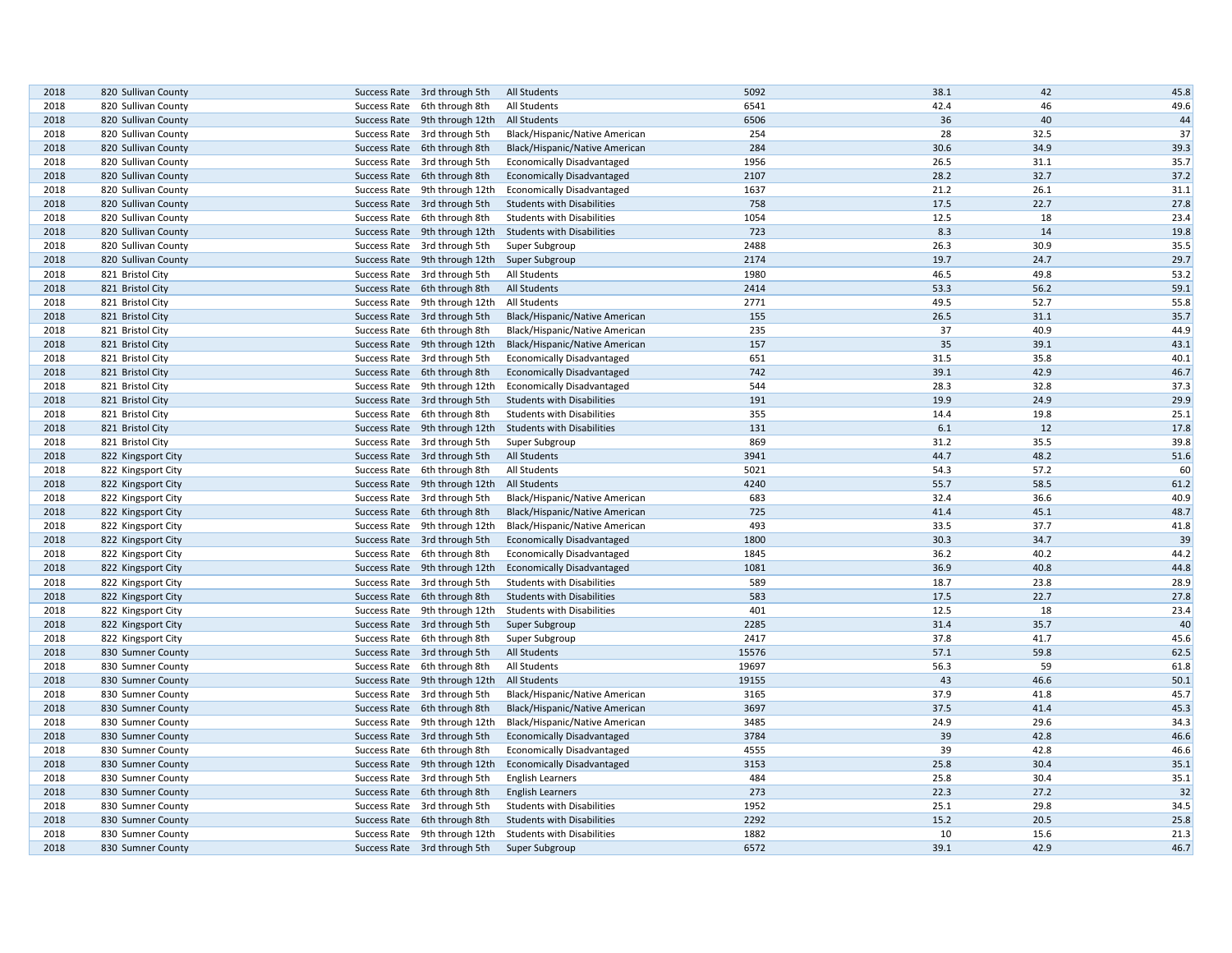| | | | | | | | | |
|---|---|---|---|---|---|---|---|---|
| 2018 | 820 Sullivan County | Success Rate | 3rd through 5th | All Students | 5092 | 38.1 | 42 | 45.8 |
| 2018 | 820 Sullivan County | Success Rate | 6th through 8th | All Students | 6541 | 42.4 | 46 | 49.6 |
| 2018 | 820 Sullivan County | Success Rate | 9th through 12th | All Students | 6506 | 36 | 40 | 44 |
| 2018 | 820 Sullivan County | Success Rate | 3rd through 5th | Black/Hispanic/Native American | 254 | 28 | 32.5 | 37 |
| 2018 | 820 Sullivan County | Success Rate | 6th through 8th | Black/Hispanic/Native American | 284 | 30.6 | 34.9 | 39.3 |
| 2018 | 820 Sullivan County | Success Rate | 3rd through 5th | Economically Disadvantaged | 1956 | 26.5 | 31.1 | 35.7 |
| 2018 | 820 Sullivan County | Success Rate | 6th through 8th | Economically Disadvantaged | 2107 | 28.2 | 32.7 | 37.2 |
| 2018 | 820 Sullivan County | Success Rate | 9th through 12th | Economically Disadvantaged | 1637 | 21.2 | 26.1 | 31.1 |
| 2018 | 820 Sullivan County | Success Rate | 3rd through 5th | Students with Disabilities | 758 | 17.5 | 22.7 | 27.8 |
| 2018 | 820 Sullivan County | Success Rate | 6th through 8th | Students with Disabilities | 1054 | 12.5 | 18 | 23.4 |
| 2018 | 820 Sullivan County | Success Rate | 9th through 12th | Students with Disabilities | 723 | 8.3 | 14 | 19.8 |
| 2018 | 820 Sullivan County | Success Rate | 3rd through 5th | Super Subgroup | 2488 | 26.3 | 30.9 | 35.5 |
| 2018 | 820 Sullivan County | Success Rate | 9th through 12th | Super Subgroup | 2174 | 19.7 | 24.7 | 29.7 |
| 2018 | 821 Bristol City | Success Rate | 3rd through 5th | All Students | 1980 | 46.5 | 49.8 | 53.2 |
| 2018 | 821 Bristol City | Success Rate | 6th through 8th | All Students | 2414 | 53.3 | 56.2 | 59.1 |
| 2018 | 821 Bristol City | Success Rate | 9th through 12th | All Students | 2771 | 49.5 | 52.7 | 55.8 |
| 2018 | 821 Bristol City | Success Rate | 3rd through 5th | Black/Hispanic/Native American | 155 | 26.5 | 31.1 | 35.7 |
| 2018 | 821 Bristol City | Success Rate | 6th through 8th | Black/Hispanic/Native American | 235 | 37 | 40.9 | 44.9 |
| 2018 | 821 Bristol City | Success Rate | 9th through 12th | Black/Hispanic/Native American | 157 | 35 | 39.1 | 43.1 |
| 2018 | 821 Bristol City | Success Rate | 3rd through 5th | Economically Disadvantaged | 651 | 31.5 | 35.8 | 40.1 |
| 2018 | 821 Bristol City | Success Rate | 6th through 8th | Economically Disadvantaged | 742 | 39.1 | 42.9 | 46.7 |
| 2018 | 821 Bristol City | Success Rate | 9th through 12th | Economically Disadvantaged | 544 | 28.3 | 32.8 | 37.3 |
| 2018 | 821 Bristol City | Success Rate | 3rd through 5th | Students with Disabilities | 191 | 19.9 | 24.9 | 29.9 |
| 2018 | 821 Bristol City | Success Rate | 6th through 8th | Students with Disabilities | 355 | 14.4 | 19.8 | 25.1 |
| 2018 | 821 Bristol City | Success Rate | 9th through 12th | Students with Disabilities | 131 | 6.1 | 12 | 17.8 |
| 2018 | 821 Bristol City | Success Rate | 3rd through 5th | Super Subgroup | 869 | 31.2 | 35.5 | 39.8 |
| 2018 | 822 Kingsport City | Success Rate | 3rd through 5th | All Students | 3941 | 44.7 | 48.2 | 51.6 |
| 2018 | 822 Kingsport City | Success Rate | 6th through 8th | All Students | 5021 | 54.3 | 57.2 | 60 |
| 2018 | 822 Kingsport City | Success Rate | 9th through 12th | All Students | 4240 | 55.7 | 58.5 | 61.2 |
| 2018 | 822 Kingsport City | Success Rate | 3rd through 5th | Black/Hispanic/Native American | 683 | 32.4 | 36.6 | 40.9 |
| 2018 | 822 Kingsport City | Success Rate | 6th through 8th | Black/Hispanic/Native American | 725 | 41.4 | 45.1 | 48.7 |
| 2018 | 822 Kingsport City | Success Rate | 9th through 12th | Black/Hispanic/Native American | 493 | 33.5 | 37.7 | 41.8 |
| 2018 | 822 Kingsport City | Success Rate | 3rd through 5th | Economically Disadvantaged | 1800 | 30.3 | 34.7 | 39 |
| 2018 | 822 Kingsport City | Success Rate | 6th through 8th | Economically Disadvantaged | 1845 | 36.2 | 40.2 | 44.2 |
| 2018 | 822 Kingsport City | Success Rate | 9th through 12th | Economically Disadvantaged | 1081 | 36.9 | 40.8 | 44.8 |
| 2018 | 822 Kingsport City | Success Rate | 3rd through 5th | Students with Disabilities | 589 | 18.7 | 23.8 | 28.9 |
| 2018 | 822 Kingsport City | Success Rate | 6th through 8th | Students with Disabilities | 583 | 17.5 | 22.7 | 27.8 |
| 2018 | 822 Kingsport City | Success Rate | 9th through 12th | Students with Disabilities | 401 | 12.5 | 18 | 23.4 |
| 2018 | 822 Kingsport City | Success Rate | 3rd through 5th | Super Subgroup | 2285 | 31.4 | 35.7 | 40 |
| 2018 | 822 Kingsport City | Success Rate | 6th through 8th | Super Subgroup | 2417 | 37.8 | 41.7 | 45.6 |
| 2018 | 830 Sumner County | Success Rate | 3rd through 5th | All Students | 15576 | 57.1 | 59.8 | 62.5 |
| 2018 | 830 Sumner County | Success Rate | 6th through 8th | All Students | 19697 | 56.3 | 59 | 61.8 |
| 2018 | 830 Sumner County | Success Rate | 9th through 12th | All Students | 19155 | 43 | 46.6 | 50.1 |
| 2018 | 830 Sumner County | Success Rate | 3rd through 5th | Black/Hispanic/Native American | 3165 | 37.9 | 41.8 | 45.7 |
| 2018 | 830 Sumner County | Success Rate | 6th through 8th | Black/Hispanic/Native American | 3697 | 37.5 | 41.4 | 45.3 |
| 2018 | 830 Sumner County | Success Rate | 9th through 12th | Black/Hispanic/Native American | 3485 | 24.9 | 29.6 | 34.3 |
| 2018 | 830 Sumner County | Success Rate | 3rd through 5th | Economically Disadvantaged | 3784 | 39 | 42.8 | 46.6 |
| 2018 | 830 Sumner County | Success Rate | 6th through 8th | Economically Disadvantaged | 4555 | 39 | 42.8 | 46.6 |
| 2018 | 830 Sumner County | Success Rate | 9th through 12th | Economically Disadvantaged | 3153 | 25.8 | 30.4 | 35.1 |
| 2018 | 830 Sumner County | Success Rate | 3rd through 5th | English Learners | 484 | 25.8 | 30.4 | 35.1 |
| 2018 | 830 Sumner County | Success Rate | 6th through 8th | English Learners | 273 | 22.3 | 27.2 | 32 |
| 2018 | 830 Sumner County | Success Rate | 3rd through 5th | Students with Disabilities | 1952 | 25.1 | 29.8 | 34.5 |
| 2018 | 830 Sumner County | Success Rate | 6th through 8th | Students with Disabilities | 2292 | 15.2 | 20.5 | 25.8 |
| 2018 | 830 Sumner County | Success Rate | 9th through 12th | Students with Disabilities | 1882 | 10 | 15.6 | 21.3 |
| 2018 | 830 Sumner County | Success Rate | 3rd through 5th | Super Subgroup | 6572 | 39.1 | 42.9 | 46.7 |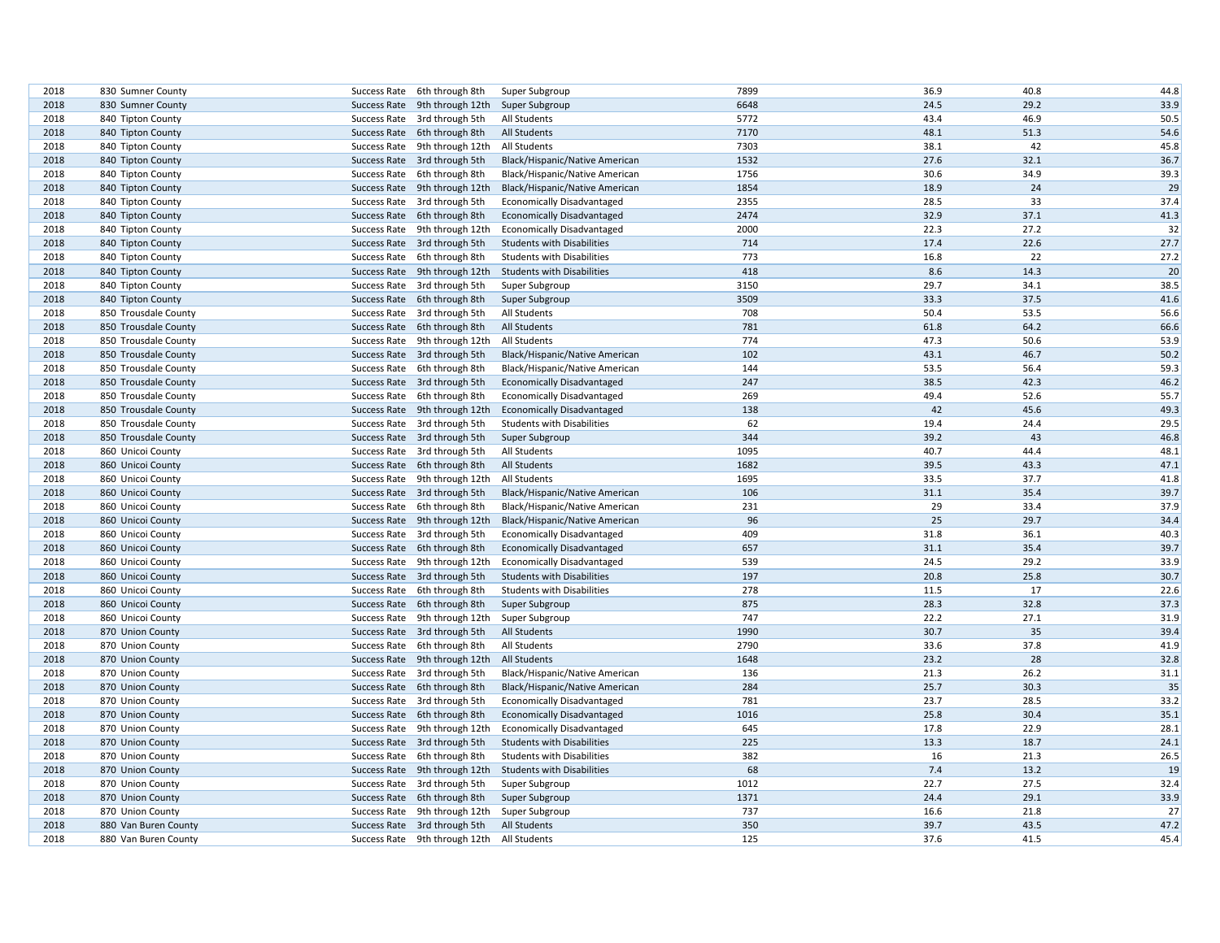| | | | | | | | | |
|---|---|---|---|---|---|---|---|---|
| 2018 | 830 Sumner County | Success Rate | 6th through 8th | Super Subgroup | 7899 | 36.9 | 40.8 | 44.8 |
| 2018 | 830 Sumner County | Success Rate | 9th through 12th | Super Subgroup | 6648 | 24.5 | 29.2 | 33.9 |
| 2018 | 840 Tipton County | Success Rate | 3rd through 5th | All Students | 5772 | 43.4 | 46.9 | 50.5 |
| 2018 | 840 Tipton County | Success Rate | 6th through 8th | All Students | 7170 | 48.1 | 51.3 | 54.6 |
| 2018 | 840 Tipton County | Success Rate | 9th through 12th | All Students | 7303 | 38.1 | 42 | 45.8 |
| 2018 | 840 Tipton County | Success Rate | 3rd through 5th | Black/Hispanic/Native American | 1532 | 27.6 | 32.1 | 36.7 |
| 2018 | 840 Tipton County | Success Rate | 6th through 8th | Black/Hispanic/Native American | 1756 | 30.6 | 34.9 | 39.3 |
| 2018 | 840 Tipton County | Success Rate | 9th through 12th | Black/Hispanic/Native American | 1854 | 18.9 | 24 | 29 |
| 2018 | 840 Tipton County | Success Rate | 3rd through 5th | Economically Disadvantaged | 2355 | 28.5 | 33 | 37.4 |
| 2018 | 840 Tipton County | Success Rate | 6th through 8th | Economically Disadvantaged | 2474 | 32.9 | 37.1 | 41.3 |
| 2018 | 840 Tipton County | Success Rate | 9th through 12th | Economically Disadvantaged | 2000 | 22.3 | 27.2 | 32 |
| 2018 | 840 Tipton County | Success Rate | 3rd through 5th | Students with Disabilities | 714 | 17.4 | 22.6 | 27.7 |
| 2018 | 840 Tipton County | Success Rate | 6th through 8th | Students with Disabilities | 773 | 16.8 | 22 | 27.2 |
| 2018 | 840 Tipton County | Success Rate | 9th through 12th | Students with Disabilities | 418 | 8.6 | 14.3 | 20 |
| 2018 | 840 Tipton County | Success Rate | 3rd through 5th | Super Subgroup | 3150 | 29.7 | 34.1 | 38.5 |
| 2018 | 840 Tipton County | Success Rate | 6th through 8th | Super Subgroup | 3509 | 33.3 | 37.5 | 41.6 |
| 2018 | 850 Trousdale County | Success Rate | 3rd through 5th | All Students | 708 | 50.4 | 53.5 | 56.6 |
| 2018 | 850 Trousdale County | Success Rate | 6th through 8th | All Students | 781 | 61.8 | 64.2 | 66.6 |
| 2018 | 850 Trousdale County | Success Rate | 9th through 12th | All Students | 774 | 47.3 | 50.6 | 53.9 |
| 2018 | 850 Trousdale County | Success Rate | 3rd through 5th | Black/Hispanic/Native American | 102 | 43.1 | 46.7 | 50.2 |
| 2018 | 850 Trousdale County | Success Rate | 6th through 8th | Black/Hispanic/Native American | 144 | 53.5 | 56.4 | 59.3 |
| 2018 | 850 Trousdale County | Success Rate | 3rd through 5th | Economically Disadvantaged | 247 | 38.5 | 42.3 | 46.2 |
| 2018 | 850 Trousdale County | Success Rate | 6th through 8th | Economically Disadvantaged | 269 | 49.4 | 52.6 | 55.7 |
| 2018 | 850 Trousdale County | Success Rate | 9th through 12th | Economically Disadvantaged | 138 | 42 | 45.6 | 49.3 |
| 2018 | 850 Trousdale County | Success Rate | 3rd through 5th | Students with Disabilities | 62 | 19.4 | 24.4 | 29.5 |
| 2018 | 850 Trousdale County | Success Rate | 3rd through 5th | Super Subgroup | 344 | 39.2 | 43 | 46.8 |
| 2018 | 860 Unicoi County | Success Rate | 3rd through 5th | All Students | 1095 | 40.7 | 44.4 | 48.1 |
| 2018 | 860 Unicoi County | Success Rate | 6th through 8th | All Students | 1682 | 39.5 | 43.3 | 47.1 |
| 2018 | 860 Unicoi County | Success Rate | 9th through 12th | All Students | 1695 | 33.5 | 37.7 | 41.8 |
| 2018 | 860 Unicoi County | Success Rate | 3rd through 5th | Black/Hispanic/Native American | 106 | 31.1 | 35.4 | 39.7 |
| 2018 | 860 Unicoi County | Success Rate | 6th through 8th | Black/Hispanic/Native American | 231 | 29 | 33.4 | 37.9 |
| 2018 | 860 Unicoi County | Success Rate | 9th through 12th | Black/Hispanic/Native American | 96 | 25 | 29.7 | 34.4 |
| 2018 | 860 Unicoi County | Success Rate | 3rd through 5th | Economically Disadvantaged | 409 | 31.8 | 36.1 | 40.3 |
| 2018 | 860 Unicoi County | Success Rate | 6th through 8th | Economically Disadvantaged | 657 | 31.1 | 35.4 | 39.7 |
| 2018 | 860 Unicoi County | Success Rate | 9th through 12th | Economically Disadvantaged | 539 | 24.5 | 29.2 | 33.9 |
| 2018 | 860 Unicoi County | Success Rate | 3rd through 5th | Students with Disabilities | 197 | 20.8 | 25.8 | 30.7 |
| 2018 | 860 Unicoi County | Success Rate | 6th through 8th | Students with Disabilities | 278 | 11.5 | 17 | 22.6 |
| 2018 | 860 Unicoi County | Success Rate | 6th through 8th | Super Subgroup | 875 | 28.3 | 32.8 | 37.3 |
| 2018 | 860 Unicoi County | Success Rate | 9th through 12th | Super Subgroup | 747 | 22.2 | 27.1 | 31.9 |
| 2018 | 870 Union County | Success Rate | 3rd through 5th | All Students | 1990 | 30.7 | 35 | 39.4 |
| 2018 | 870 Union County | Success Rate | 6th through 8th | All Students | 2790 | 33.6 | 37.8 | 41.9 |
| 2018 | 870 Union County | Success Rate | 9th through 12th | All Students | 1648 | 23.2 | 28 | 32.8 |
| 2018 | 870 Union County | Success Rate | 3rd through 5th | Black/Hispanic/Native American | 136 | 21.3 | 26.2 | 31.1 |
| 2018 | 870 Union County | Success Rate | 6th through 8th | Black/Hispanic/Native American | 284 | 25.7 | 30.3 | 35 |
| 2018 | 870 Union County | Success Rate | 3rd through 5th | Economically Disadvantaged | 781 | 23.7 | 28.5 | 33.2 |
| 2018 | 870 Union County | Success Rate | 6th through 8th | Economically Disadvantaged | 1016 | 25.8 | 30.4 | 35.1 |
| 2018 | 870 Union County | Success Rate | 9th through 12th | Economically Disadvantaged | 645 | 17.8 | 22.9 | 28.1 |
| 2018 | 870 Union County | Success Rate | 3rd through 5th | Students with Disabilities | 225 | 13.3 | 18.7 | 24.1 |
| 2018 | 870 Union County | Success Rate | 6th through 8th | Students with Disabilities | 382 | 16 | 21.3 | 26.5 |
| 2018 | 870 Union County | Success Rate | 9th through 12th | Students with Disabilities | 68 | 7.4 | 13.2 | 19 |
| 2018 | 870 Union County | Success Rate | 3rd through 5th | Super Subgroup | 1012 | 22.7 | 27.5 | 32.4 |
| 2018 | 870 Union County | Success Rate | 6th through 8th | Super Subgroup | 1371 | 24.4 | 29.1 | 33.9 |
| 2018 | 870 Union County | Success Rate | 9th through 12th | Super Subgroup | 737 | 16.6 | 21.8 | 27 |
| 2018 | 880 Van Buren County | Success Rate | 3rd through 5th | All Students | 350 | 39.7 | 43.5 | 47.2 |
| 2018 | 880 Van Buren County | Success Rate | 9th through 12th | All Students | 125 | 37.6 | 41.5 | 45.4 |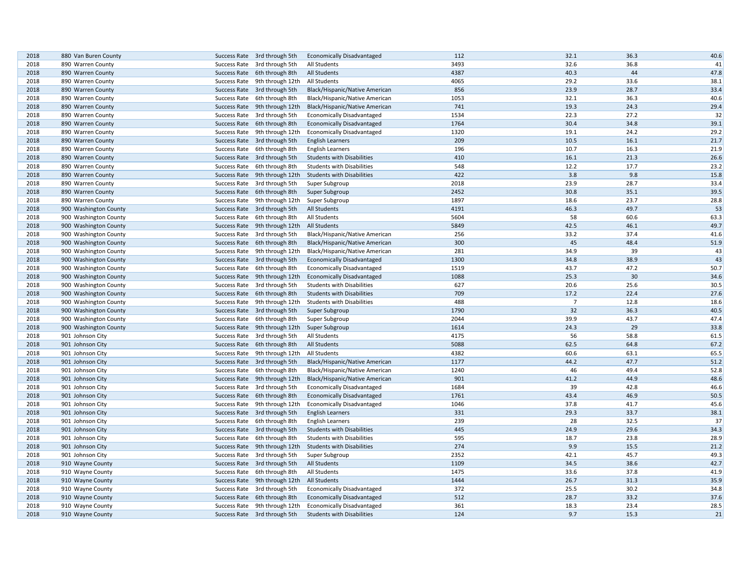| | | | | | | | | |
|---|---|---|---|---|---|---|---|---|
| 2018 | 880 Van Buren County | Success Rate | 3rd through 5th | Economically Disadvantaged | 112 | 32.1 | 36.3 | 40.6 |
| 2018 | 890 Warren County | Success Rate | 3rd through 5th | All Students | 3493 | 32.6 | 36.8 | 41 |
| 2018 | 890 Warren County | Success Rate | 6th through 8th | All Students | 4387 | 40.3 | 44 | 47.8 |
| 2018 | 890 Warren County | Success Rate | 9th through 12th | All Students | 4065 | 29.2 | 33.6 | 38.1 |
| 2018 | 890 Warren County | Success Rate | 3rd through 5th | Black/Hispanic/Native American | 856 | 23.9 | 28.7 | 33.4 |
| 2018 | 890 Warren County | Success Rate | 6th through 8th | Black/Hispanic/Native American | 1053 | 32.1 | 36.3 | 40.6 |
| 2018 | 890 Warren County | Success Rate | 9th through 12th | Black/Hispanic/Native American | 741 | 19.3 | 24.3 | 29.4 |
| 2018 | 890 Warren County | Success Rate | 3rd through 5th | Economically Disadvantaged | 1534 | 22.3 | 27.2 | 32 |
| 2018 | 890 Warren County | Success Rate | 6th through 8th | Economically Disadvantaged | 1764 | 30.4 | 34.8 | 39.1 |
| 2018 | 890 Warren County | Success Rate | 9th through 12th | Economically Disadvantaged | 1320 | 19.1 | 24.2 | 29.2 |
| 2018 | 890 Warren County | Success Rate | 3rd through 5th | English Learners | 209 | 10.5 | 16.1 | 21.7 |
| 2018 | 890 Warren County | Success Rate | 6th through 8th | English Learners | 196 | 10.7 | 16.3 | 21.9 |
| 2018 | 890 Warren County | Success Rate | 3rd through 5th | Students with Disabilities | 410 | 16.1 | 21.3 | 26.6 |
| 2018 | 890 Warren County | Success Rate | 6th through 8th | Students with Disabilities | 548 | 12.2 | 17.7 | 23.2 |
| 2018 | 890 Warren County | Success Rate | 9th through 12th | Students with Disabilities | 422 | 3.8 | 9.8 | 15.8 |
| 2018 | 890 Warren County | Success Rate | 3rd through 5th | Super Subgroup | 2018 | 23.9 | 28.7 | 33.4 |
| 2018 | 890 Warren County | Success Rate | 6th through 8th | Super Subgroup | 2452 | 30.8 | 35.1 | 39.5 |
| 2018 | 890 Warren County | Success Rate | 9th through 12th | Super Subgroup | 1897 | 18.6 | 23.7 | 28.8 |
| 2018 | 900 Washington County | Success Rate | 3rd through 5th | All Students | 4191 | 46.3 | 49.7 | 53 |
| 2018 | 900 Washington County | Success Rate | 6th through 8th | All Students | 5604 | 58 | 60.6 | 63.3 |
| 2018 | 900 Washington County | Success Rate | 9th through 12th | All Students | 5849 | 42.5 | 46.1 | 49.7 |
| 2018 | 900 Washington County | Success Rate | 3rd through 5th | Black/Hispanic/Native American | 256 | 33.2 | 37.4 | 41.6 |
| 2018 | 900 Washington County | Success Rate | 6th through 8th | Black/Hispanic/Native American | 300 | 45 | 48.4 | 51.9 |
| 2018 | 900 Washington County | Success Rate | 9th through 12th | Black/Hispanic/Native American | 281 | 34.9 | 39 | 43 |
| 2018 | 900 Washington County | Success Rate | 3rd through 5th | Economically Disadvantaged | 1300 | 34.8 | 38.9 | 43 |
| 2018 | 900 Washington County | Success Rate | 6th through 8th | Economically Disadvantaged | 1519 | 43.7 | 47.2 | 50.7 |
| 2018 | 900 Washington County | Success Rate | 9th through 12th | Economically Disadvantaged | 1088 | 25.3 | 30 | 34.6 |
| 2018 | 900 Washington County | Success Rate | 3rd through 5th | Students with Disabilities | 627 | 20.6 | 25.6 | 30.5 |
| 2018 | 900 Washington County | Success Rate | 6th through 8th | Students with Disabilities | 709 | 17.2 | 22.4 | 27.6 |
| 2018 | 900 Washington County | Success Rate | 9th through 12th | Students with Disabilities | 488 | 7 | 12.8 | 18.6 |
| 2018 | 900 Washington County | Success Rate | 3rd through 5th | Super Subgroup | 1790 | 32 | 36.3 | 40.5 |
| 2018 | 900 Washington County | Success Rate | 6th through 8th | Super Subgroup | 2044 | 39.9 | 43.7 | 47.4 |
| 2018 | 900 Washington County | Success Rate | 9th through 12th | Super Subgroup | 1614 | 24.3 | 29 | 33.8 |
| 2018 | 901 Johnson City | Success Rate | 3rd through 5th | All Students | 4175 | 56 | 58.8 | 61.5 |
| 2018 | 901 Johnson City | Success Rate | 6th through 8th | All Students | 5088 | 62.5 | 64.8 | 67.2 |
| 2018 | 901 Johnson City | Success Rate | 9th through 12th | All Students | 4382 | 60.6 | 63.1 | 65.5 |
| 2018 | 901 Johnson City | Success Rate | 3rd through 5th | Black/Hispanic/Native American | 1177 | 44.2 | 47.7 | 51.2 |
| 2018 | 901 Johnson City | Success Rate | 6th through 8th | Black/Hispanic/Native American | 1240 | 46 | 49.4 | 52.8 |
| 2018 | 901 Johnson City | Success Rate | 9th through 12th | Black/Hispanic/Native American | 901 | 41.2 | 44.9 | 48.6 |
| 2018 | 901 Johnson City | Success Rate | 3rd through 5th | Economically Disadvantaged | 1684 | 39 | 42.8 | 46.6 |
| 2018 | 901 Johnson City | Success Rate | 6th through 8th | Economically Disadvantaged | 1761 | 43.4 | 46.9 | 50.5 |
| 2018 | 901 Johnson City | Success Rate | 9th through 12th | Economically Disadvantaged | 1046 | 37.8 | 41.7 | 45.6 |
| 2018 | 901 Johnson City | Success Rate | 3rd through 5th | English Learners | 331 | 29.3 | 33.7 | 38.1 |
| 2018 | 901 Johnson City | Success Rate | 6th through 8th | English Learners | 239 | 28 | 32.5 | 37 |
| 2018 | 901 Johnson City | Success Rate | 3rd through 5th | Students with Disabilities | 445 | 24.9 | 29.6 | 34.3 |
| 2018 | 901 Johnson City | Success Rate | 6th through 8th | Students with Disabilities | 595 | 18.7 | 23.8 | 28.9 |
| 2018 | 901 Johnson City | Success Rate | 9th through 12th | Students with Disabilities | 274 | 9.9 | 15.5 | 21.2 |
| 2018 | 901 Johnson City | Success Rate | 3rd through 5th | Super Subgroup | 2352 | 42.1 | 45.7 | 49.3 |
| 2018 | 910 Wayne County | Success Rate | 3rd through 5th | All Students | 1109 | 34.5 | 38.6 | 42.7 |
| 2018 | 910 Wayne County | Success Rate | 6th through 8th | All Students | 1475 | 33.6 | 37.8 | 41.9 |
| 2018 | 910 Wayne County | Success Rate | 9th through 12th | All Students | 1444 | 26.7 | 31.3 | 35.9 |
| 2018 | 910 Wayne County | Success Rate | 3rd through 5th | Economically Disadvantaged | 372 | 25.5 | 30.2 | 34.8 |
| 2018 | 910 Wayne County | Success Rate | 6th through 8th | Economically Disadvantaged | 512 | 28.7 | 33.2 | 37.6 |
| 2018 | 910 Wayne County | Success Rate | 9th through 12th | Economically Disadvantaged | 361 | 18.3 | 23.4 | 28.5 |
| 2018 | 910 Wayne County | Success Rate | 3rd through 5th | Students with Disabilities | 124 | 9.7 | 15.3 | 21 |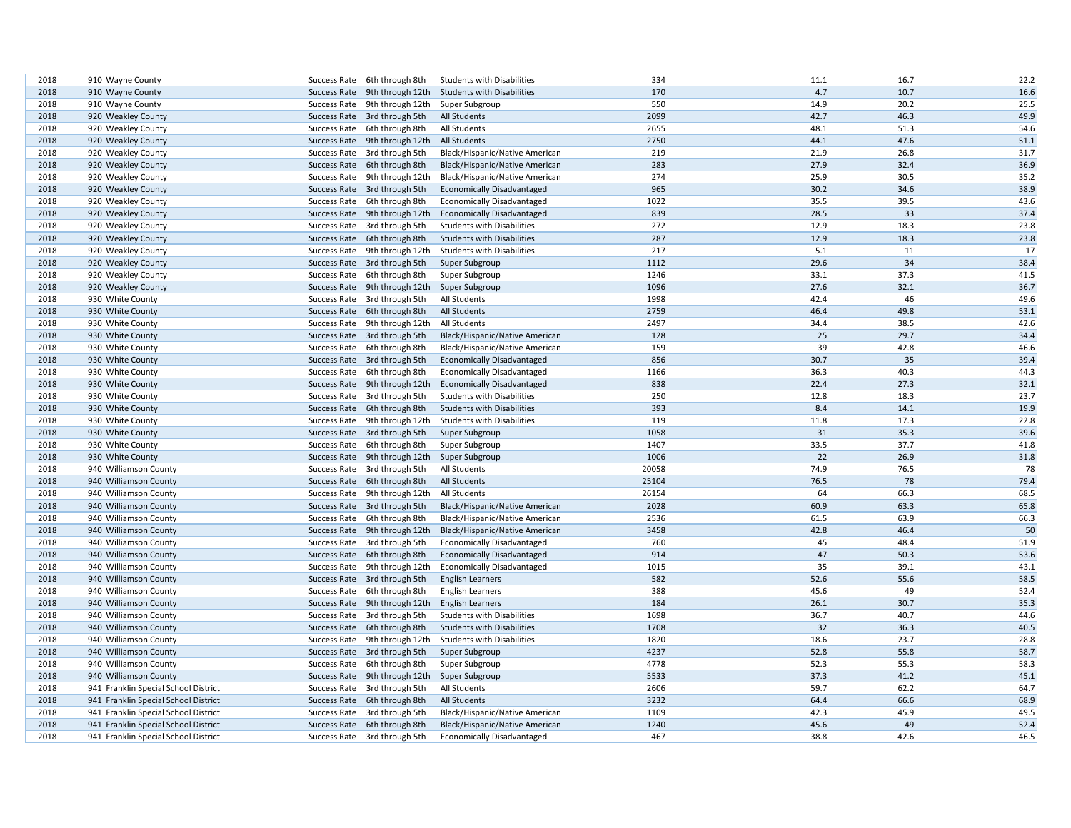| | | | | | | | | |
|---|---|---|---|---|---|---|---|---|
| 2018 | 910 Wayne County | Success Rate | 6th through 8th | Students with Disabilities | 334 | 11.1 | 16.7 | 22.2 |
| 2018 | 910 Wayne County | Success Rate | 9th through 12th | Students with Disabilities | 170 | 4.7 | 10.7 | 16.6 |
| 2018 | 910 Wayne County | Success Rate | 9th through 12th | Super Subgroup | 550 | 14.9 | 20.2 | 25.5 |
| 2018 | 920 Weakley County | Success Rate | 3rd through 5th | All Students | 2099 | 42.7 | 46.3 | 49.9 |
| 2018 | 920 Weakley County | Success Rate | 6th through 8th | All Students | 2655 | 48.1 | 51.3 | 54.6 |
| 2018 | 920 Weakley County | Success Rate | 9th through 12th | All Students | 2750 | 44.1 | 47.6 | 51.1 |
| 2018 | 920 Weakley County | Success Rate | 3rd through 5th | Black/Hispanic/Native American | 219 | 21.9 | 26.8 | 31.7 |
| 2018 | 920 Weakley County | Success Rate | 6th through 8th | Black/Hispanic/Native American | 283 | 27.9 | 32.4 | 36.9 |
| 2018 | 920 Weakley County | Success Rate | 9th through 12th | Black/Hispanic/Native American | 274 | 25.9 | 30.5 | 35.2 |
| 2018 | 920 Weakley County | Success Rate | 3rd through 5th | Economically Disadvantaged | 965 | 30.2 | 34.6 | 38.9 |
| 2018 | 920 Weakley County | Success Rate | 6th through 8th | Economically Disadvantaged | 1022 | 35.5 | 39.5 | 43.6 |
| 2018 | 920 Weakley County | Success Rate | 9th through 12th | Economically Disadvantaged | 839 | 28.5 | 33 | 37.4 |
| 2018 | 920 Weakley County | Success Rate | 3rd through 5th | Students with Disabilities | 272 | 12.9 | 18.3 | 23.8 |
| 2018 | 920 Weakley County | Success Rate | 6th through 8th | Students with Disabilities | 287 | 12.9 | 18.3 | 23.8 |
| 2018 | 920 Weakley County | Success Rate | 9th through 12th | Students with Disabilities | 217 | 5.1 | 11 | 17 |
| 2018 | 920 Weakley County | Success Rate | 3rd through 5th | Super Subgroup | 1112 | 29.6 | 34 | 38.4 |
| 2018 | 920 Weakley County | Success Rate | 6th through 8th | Super Subgroup | 1246 | 33.1 | 37.3 | 41.5 |
| 2018 | 920 Weakley County | Success Rate | 9th through 12th | Super Subgroup | 1096 | 27.6 | 32.1 | 36.7 |
| 2018 | 930 White County | Success Rate | 3rd through 5th | All Students | 1998 | 42.4 | 46 | 49.6 |
| 2018 | 930 White County | Success Rate | 6th through 8th | All Students | 2759 | 46.4 | 49.8 | 53.1 |
| 2018 | 930 White County | Success Rate | 9th through 12th | All Students | 2497 | 34.4 | 38.5 | 42.6 |
| 2018 | 930 White County | Success Rate | 3rd through 5th | Black/Hispanic/Native American | 128 | 25 | 29.7 | 34.4 |
| 2018 | 930 White County | Success Rate | 6th through 8th | Black/Hispanic/Native American | 159 | 39 | 42.8 | 46.6 |
| 2018 | 930 White County | Success Rate | 3rd through 5th | Economically Disadvantaged | 856 | 30.7 | 35 | 39.4 |
| 2018 | 930 White County | Success Rate | 6th through 8th | Economically Disadvantaged | 1166 | 36.3 | 40.3 | 44.3 |
| 2018 | 930 White County | Success Rate | 9th through 12th | Economically Disadvantaged | 838 | 22.4 | 27.3 | 32.1 |
| 2018 | 930 White County | Success Rate | 3rd through 5th | Students with Disabilities | 250 | 12.8 | 18.3 | 23.7 |
| 2018 | 930 White County | Success Rate | 6th through 8th | Students with Disabilities | 393 | 8.4 | 14.1 | 19.9 |
| 2018 | 930 White County | Success Rate | 9th through 12th | Students with Disabilities | 119 | 11.8 | 17.3 | 22.8 |
| 2018 | 930 White County | Success Rate | 3rd through 5th | Super Subgroup | 1058 | 31 | 35.3 | 39.6 |
| 2018 | 930 White County | Success Rate | 6th through 8th | Super Subgroup | 1407 | 33.5 | 37.7 | 41.8 |
| 2018 | 930 White County | Success Rate | 9th through 12th | Super Subgroup | 1006 | 22 | 26.9 | 31.8 |
| 2018 | 940 Williamson County | Success Rate | 3rd through 5th | All Students | 20058 | 74.9 | 76.5 | 78 |
| 2018 | 940 Williamson County | Success Rate | 6th through 8th | All Students | 25104 | 76.5 | 78 | 79.4 |
| 2018 | 940 Williamson County | Success Rate | 9th through 12th | All Students | 26154 | 64 | 66.3 | 68.5 |
| 2018 | 940 Williamson County | Success Rate | 3rd through 5th | Black/Hispanic/Native American | 2028 | 60.9 | 63.3 | 65.8 |
| 2018 | 940 Williamson County | Success Rate | 6th through 8th | Black/Hispanic/Native American | 2536 | 61.5 | 63.9 | 66.3 |
| 2018 | 940 Williamson County | Success Rate | 9th through 12th | Black/Hispanic/Native American | 3458 | 42.8 | 46.4 | 50 |
| 2018 | 940 Williamson County | Success Rate | 3rd through 5th | Economically Disadvantaged | 760 | 45 | 48.4 | 51.9 |
| 2018 | 940 Williamson County | Success Rate | 6th through 8th | Economically Disadvantaged | 914 | 47 | 50.3 | 53.6 |
| 2018 | 940 Williamson County | Success Rate | 9th through 12th | Economically Disadvantaged | 1015 | 35 | 39.1 | 43.1 |
| 2018 | 940 Williamson County | Success Rate | 3rd through 5th | English Learners | 582 | 52.6 | 55.6 | 58.5 |
| 2018 | 940 Williamson County | Success Rate | 6th through 8th | English Learners | 388 | 45.6 | 49 | 52.4 |
| 2018 | 940 Williamson County | Success Rate | 9th through 12th | English Learners | 184 | 26.1 | 30.7 | 35.3 |
| 2018 | 940 Williamson County | Success Rate | 3rd through 5th | Students with Disabilities | 1698 | 36.7 | 40.7 | 44.6 |
| 2018 | 940 Williamson County | Success Rate | 6th through 8th | Students with Disabilities | 1708 | 32 | 36.3 | 40.5 |
| 2018 | 940 Williamson County | Success Rate | 9th through 12th | Students with Disabilities | 1820 | 18.6 | 23.7 | 28.8 |
| 2018 | 940 Williamson County | Success Rate | 3rd through 5th | Super Subgroup | 4237 | 52.8 | 55.8 | 58.7 |
| 2018 | 940 Williamson County | Success Rate | 6th through 8th | Super Subgroup | 4778 | 52.3 | 55.3 | 58.3 |
| 2018 | 940 Williamson County | Success Rate | 9th through 12th | Super Subgroup | 5533 | 37.3 | 41.2 | 45.1 |
| 2018 | 941 Franklin Special School District | Success Rate | 3rd through 5th | All Students | 2606 | 59.7 | 62.2 | 64.7 |
| 2018 | 941 Franklin Special School District | Success Rate | 6th through 8th | All Students | 3232 | 64.4 | 66.6 | 68.9 |
| 2018 | 941 Franklin Special School District | Success Rate | 3rd through 5th | Black/Hispanic/Native American | 1109 | 42.3 | 45.9 | 49.5 |
| 2018 | 941 Franklin Special School District | Success Rate | 6th through 8th | Black/Hispanic/Native American | 1240 | 45.6 | 49 | 52.4 |
| 2018 | 941 Franklin Special School District | Success Rate | 3rd through 5th | Economically Disadvantaged | 467 | 38.8 | 42.6 | 46.5 |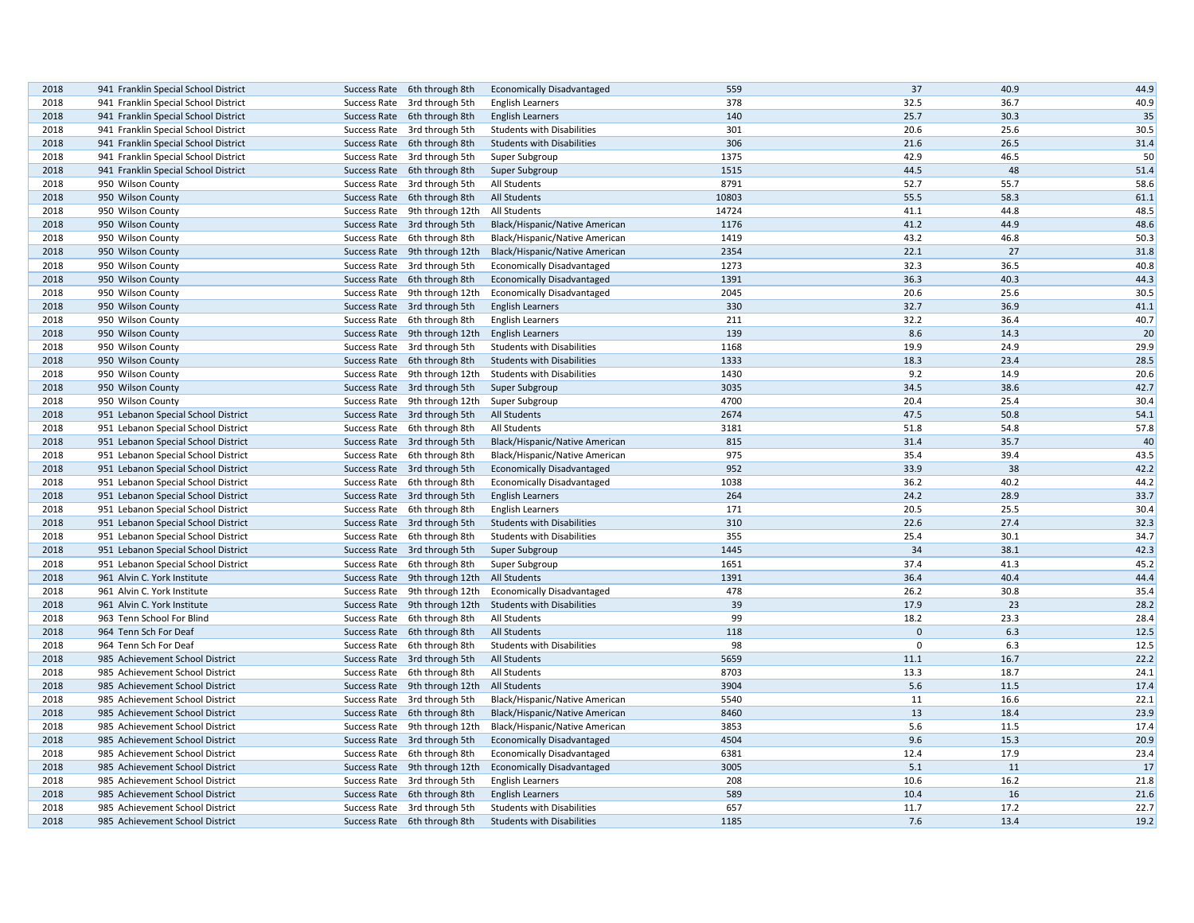| | | | | | | | | |
|---|---|---|---|---|---|---|---|---|
| 2018 | 941 Franklin Special School District | Success Rate | 6th through 8th | Economically Disadvantaged | 559 | 37 | 40.9 | 44.9 |
| 2018 | 941 Franklin Special School District | Success Rate | 3rd through 5th | English Learners | 378 | 32.5 | 36.7 | 40.9 |
| 2018 | 941 Franklin Special School District | Success Rate | 6th through 8th | English Learners | 140 | 25.7 | 30.3 | 35 |
| 2018 | 941 Franklin Special School District | Success Rate | 3rd through 5th | Students with Disabilities | 301 | 20.6 | 25.6 | 30.5 |
| 2018 | 941 Franklin Special School District | Success Rate | 6th through 8th | Students with Disabilities | 306 | 21.6 | 26.5 | 31.4 |
| 2018 | 941 Franklin Special School District | Success Rate | 3rd through 5th | Super Subgroup | 1375 | 42.9 | 46.5 | 50 |
| 2018 | 941 Franklin Special School District | Success Rate | 6th through 8th | Super Subgroup | 1515 | 44.5 | 48 | 51.4 |
| 2018 | 950 Wilson County | Success Rate | 3rd through 5th | All Students | 8791 | 52.7 | 55.7 | 58.6 |
| 2018 | 950 Wilson County | Success Rate | 6th through 8th | All Students | 10803 | 55.5 | 58.3 | 61.1 |
| 2018 | 950 Wilson County | Success Rate | 9th through 12th | All Students | 14724 | 41.1 | 44.8 | 48.5 |
| 2018 | 950 Wilson County | Success Rate | 3rd through 5th | Black/Hispanic/Native American | 1176 | 41.2 | 44.9 | 48.6 |
| 2018 | 950 Wilson County | Success Rate | 6th through 8th | Black/Hispanic/Native American | 1419 | 43.2 | 46.8 | 50.3 |
| 2018 | 950 Wilson County | Success Rate | 9th through 12th | Black/Hispanic/Native American | 2354 | 22.1 | 27 | 31.8 |
| 2018 | 950 Wilson County | Success Rate | 3rd through 5th | Economically Disadvantaged | 1273 | 32.3 | 36.5 | 40.8 |
| 2018 | 950 Wilson County | Success Rate | 6th through 8th | Economically Disadvantaged | 1391 | 36.3 | 40.3 | 44.3 |
| 2018 | 950 Wilson County | Success Rate | 9th through 12th | Economically Disadvantaged | 2045 | 20.6 | 25.6 | 30.5 |
| 2018 | 950 Wilson County | Success Rate | 3rd through 5th | English Learners | 330 | 32.7 | 36.9 | 41.1 |
| 2018 | 950 Wilson County | Success Rate | 6th through 8th | English Learners | 211 | 32.2 | 36.4 | 40.7 |
| 2018 | 950 Wilson County | Success Rate | 9th through 12th | English Learners | 139 | 8.6 | 14.3 | 20 |
| 2018 | 950 Wilson County | Success Rate | 3rd through 5th | Students with Disabilities | 1168 | 19.9 | 24.9 | 29.9 |
| 2018 | 950 Wilson County | Success Rate | 6th through 8th | Students with Disabilities | 1333 | 18.3 | 23.4 | 28.5 |
| 2018 | 950 Wilson County | Success Rate | 9th through 12th | Students with Disabilities | 1430 | 9.2 | 14.9 | 20.6 |
| 2018 | 950 Wilson County | Success Rate | 3rd through 5th | Super Subgroup | 3035 | 34.5 | 38.6 | 42.7 |
| 2018 | 950 Wilson County | Success Rate | 9th through 12th | Super Subgroup | 4700 | 20.4 | 25.4 | 30.4 |
| 2018 | 951 Lebanon Special School District | Success Rate | 3rd through 5th | All Students | 2674 | 47.5 | 50.8 | 54.1 |
| 2018 | 951 Lebanon Special School District | Success Rate | 6th through 8th | All Students | 3181 | 51.8 | 54.8 | 57.8 |
| 2018 | 951 Lebanon Special School District | Success Rate | 3rd through 5th | Black/Hispanic/Native American | 815 | 31.4 | 35.7 | 40 |
| 2018 | 951 Lebanon Special School District | Success Rate | 6th through 8th | Black/Hispanic/Native American | 975 | 35.4 | 39.4 | 43.5 |
| 2018 | 951 Lebanon Special School District | Success Rate | 3rd through 5th | Economically Disadvantaged | 952 | 33.9 | 38 | 42.2 |
| 2018 | 951 Lebanon Special School District | Success Rate | 6th through 8th | Economically Disadvantaged | 1038 | 36.2 | 40.2 | 44.2 |
| 2018 | 951 Lebanon Special School District | Success Rate | 3rd through 5th | English Learners | 264 | 24.2 | 28.9 | 33.7 |
| 2018 | 951 Lebanon Special School District | Success Rate | 6th through 8th | English Learners | 171 | 20.5 | 25.5 | 30.4 |
| 2018 | 951 Lebanon Special School District | Success Rate | 3rd through 5th | Students with Disabilities | 310 | 22.6 | 27.4 | 32.3 |
| 2018 | 951 Lebanon Special School District | Success Rate | 6th through 8th | Students with Disabilities | 355 | 25.4 | 30.1 | 34.7 |
| 2018 | 951 Lebanon Special School District | Success Rate | 3rd through 5th | Super Subgroup | 1445 | 34 | 38.1 | 42.3 |
| 2018 | 951 Lebanon Special School District | Success Rate | 6th through 8th | Super Subgroup | 1651 | 37.4 | 41.3 | 45.2 |
| 2018 | 961 Alvin C. York Institute | Success Rate | 9th through 12th | All Students | 1391 | 36.4 | 40.4 | 44.4 |
| 2018 | 961 Alvin C. York Institute | Success Rate | 9th through 12th | Economically Disadvantaged | 478 | 26.2 | 30.8 | 35.4 |
| 2018 | 961 Alvin C. York Institute | Success Rate | 9th through 12th | Students with Disabilities | 39 | 17.9 | 23 | 28.2 |
| 2018 | 963 Tenn School For Blind | Success Rate | 6th through 8th | All Students | 99 | 18.2 | 23.3 | 28.4 |
| 2018 | 964 Tenn Sch For Deaf | Success Rate | 6th through 8th | All Students | 118 | 0 | 6.3 | 12.5 |
| 2018 | 964 Tenn Sch For Deaf | Success Rate | 6th through 8th | Students with Disabilities | 98 | 0 | 6.3 | 12.5 |
| 2018 | 985 Achievement School District | Success Rate | 3rd through 5th | All Students | 5659 | 11.1 | 16.7 | 22.2 |
| 2018 | 985 Achievement School District | Success Rate | 6th through 8th | All Students | 8703 | 13.3 | 18.7 | 24.1 |
| 2018 | 985 Achievement School District | Success Rate | 9th through 12th | All Students | 3904 | 5.6 | 11.5 | 17.4 |
| 2018 | 985 Achievement School District | Success Rate | 3rd through 5th | Black/Hispanic/Native American | 5540 | 11 | 16.6 | 22.1 |
| 2018 | 985 Achievement School District | Success Rate | 6th through 8th | Black/Hispanic/Native American | 8460 | 13 | 18.4 | 23.9 |
| 2018 | 985 Achievement School District | Success Rate | 9th through 12th | Black/Hispanic/Native American | 3853 | 5.6 | 11.5 | 17.4 |
| 2018 | 985 Achievement School District | Success Rate | 3rd through 5th | Economically Disadvantaged | 4504 | 9.6 | 15.3 | 20.9 |
| 2018 | 985 Achievement School District | Success Rate | 6th through 8th | Economically Disadvantaged | 6381 | 12.4 | 17.9 | 23.4 |
| 2018 | 985 Achievement School District | Success Rate | 9th through 12th | Economically Disadvantaged | 3005 | 5.1 | 11 | 17 |
| 2018 | 985 Achievement School District | Success Rate | 3rd through 5th | English Learners | 208 | 10.6 | 16.2 | 21.8 |
| 2018 | 985 Achievement School District | Success Rate | 6th through 8th | English Learners | 589 | 10.4 | 16 | 21.6 |
| 2018 | 985 Achievement School District | Success Rate | 3rd through 5th | Students with Disabilities | 657 | 11.7 | 17.2 | 22.7 |
| 2018 | 985 Achievement School District | Success Rate | 6th through 8th | Students with Disabilities | 1185 | 7.6 | 13.4 | 19.2 |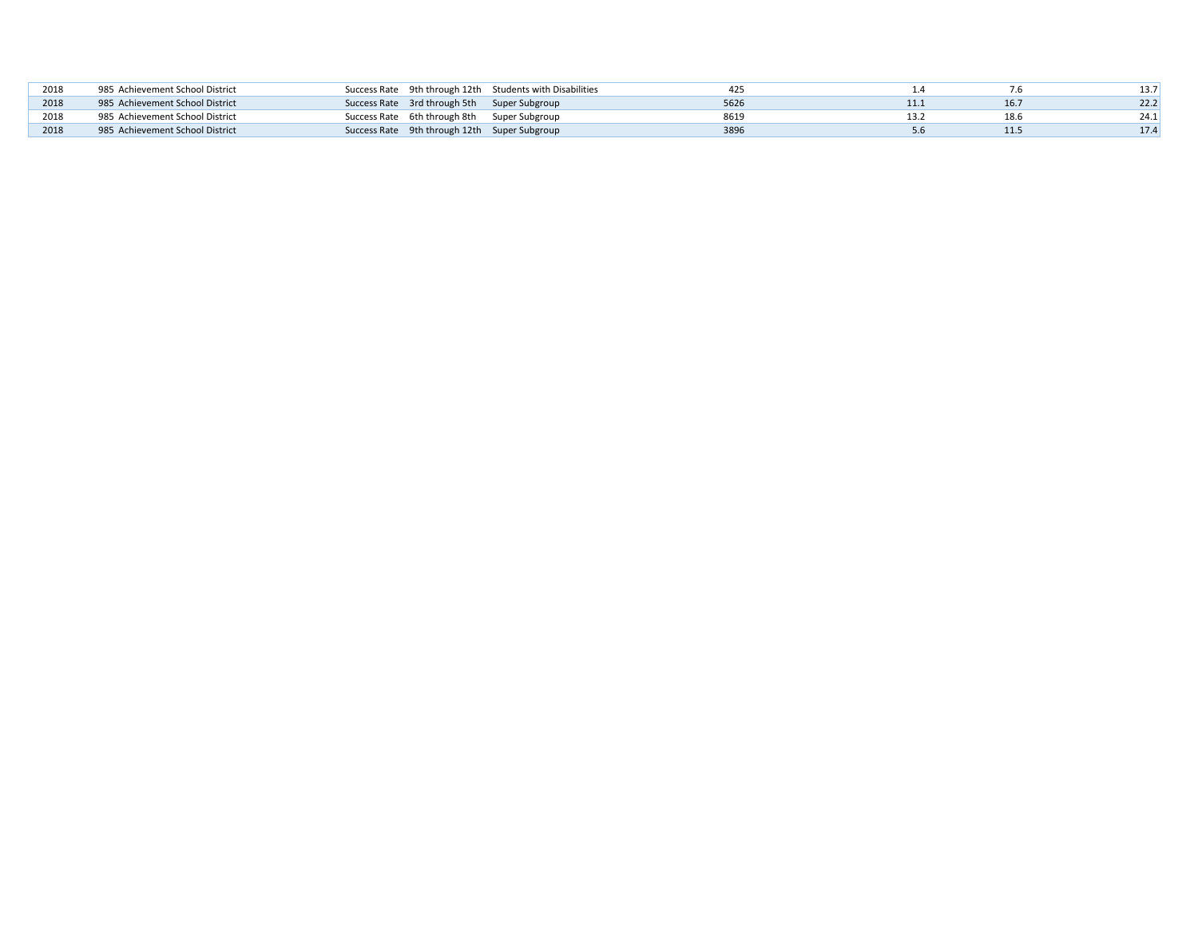| | | | | | | | | | |
|---|---|---|---|---|---|---|---|---|---|
| 2018 | 985 | Achievement School District | Success Rate | 9th through 12th | Students with Disabilities | 425 | 1.4 | 7.6 | 13.7 |
| 2018 | 985 | Achievement School District | Success Rate | 3rd through 5th | Super Subgroup | 5626 | 11.1 | 16.7 | 22.2 |
| 2018 | 985 | Achievement School District | Success Rate | 6th through 8th | Super Subgroup | 8619 | 13.2 | 18.6 | 24.1 |
| 2018 | 985 | Achievement School District | Success Rate | 9th through 12th | Super Subgroup | 3896 | 5.6 | 11.5 | 17.4 |